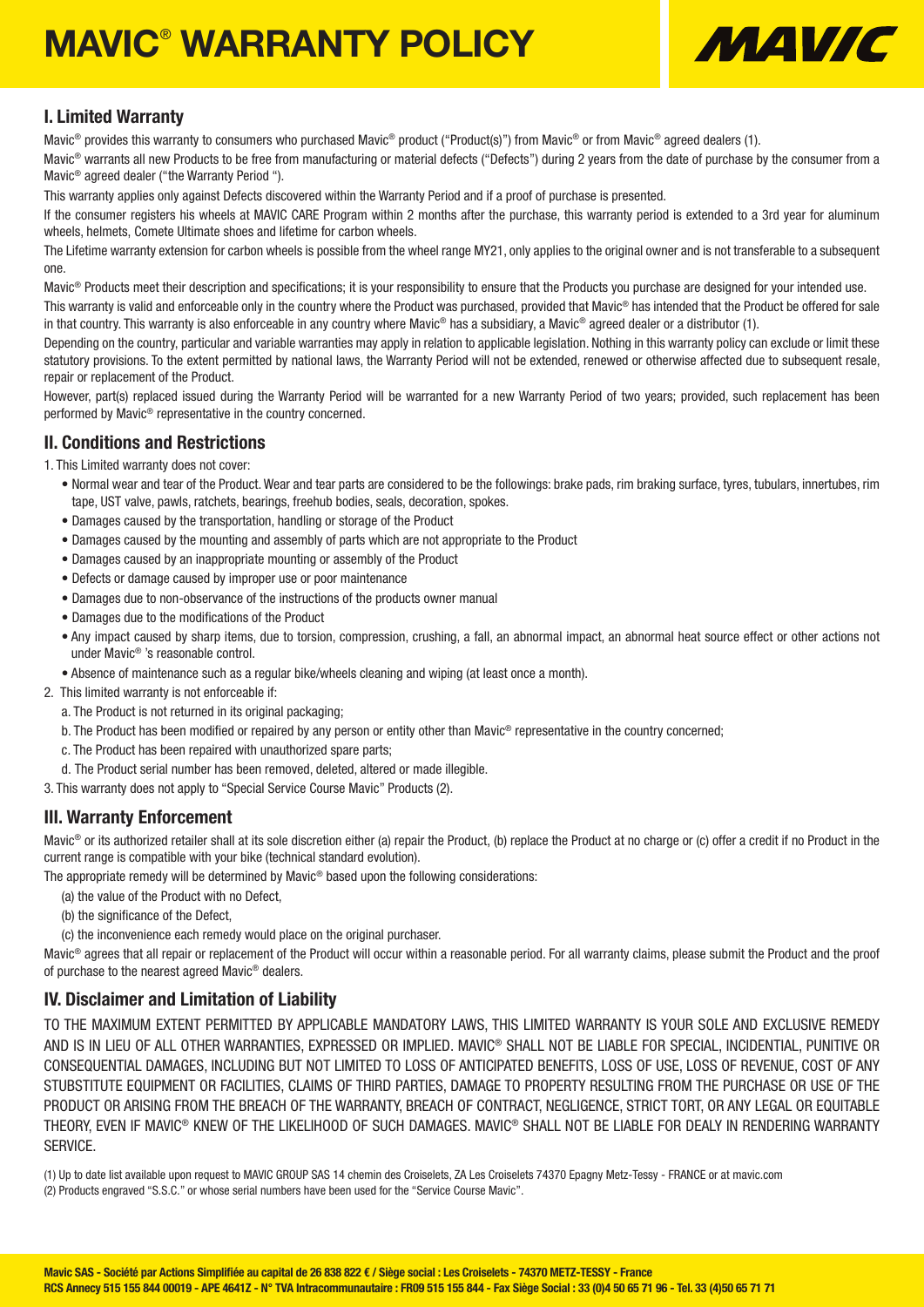# MAVIC® WARRANTY POLICY

## I. Limited Warranty

Mavic® provides this warranty to consumers who purchased Mavic® product ("Product(s)") from Mavic® or from Mavic® agreed dealers (1).

Mavic® warrants all new Products to be free from manufacturing or material defects ("Defects") during 2 years from the date of purchase by the consumer from a Mavic® agreed dealer ("the Warranty Period ").

This warranty applies only against Defects discovered within the Warranty Period and if a proof of purchase is presented.

If the consumer registers his wheels at MAVIC CARE Program within 2 months after the purchase, this warranty period is extended to a 3rd year for aluminum wheels, helmets, Comete Ultimate shoes and lifetime for carbon wheels.

The Lifetime warranty extension for carbon wheels is possible from the wheel range MY21, only applies to the original owner and is not transferable to a subsequent one.

Mavic® Products meet their description and specifications; it is your responsibility to ensure that the Products you purchase are designed for your intended use.

This warranty is valid and enforceable only in the country where the Product was purchased, provided that Mavic® has intended that the Product be offered for sale in that country. This warranty is also enforceable in any country where Mavic® has a subsidiary, a Mavic® agreed dealer or a distributor (1).

Depending on the country, particular and variable warranties may apply in relation to applicable legislation. Nothing in this warranty policy can exclude or limit these statutory provisions. To the extent permitted by national laws, the Warranty Period will not be extended, renewed or otherwise affected due to subsequent resale, repair or replacement of the Product.

However, part(s) replaced issued during the Warranty Period will be warranted for a new Warranty Period of two years; provided, such replacement has been performed by Mavic® representative in the country concerned.

## II. Conditions and Restrictions

1. This Limited warranty does not cover:
   - Normal wear and tear of the Product. Wear and tear parts are considered to be the followings: brake pads, rim braking surface, tyres, tubulars, innertubes, rim tape, UST valve, pawls, ratchets, bearings, freehub bodies, seals, decoration, spokes.
   - Damages caused by the transportation, handling or storage of the Product
   - Damages caused by the mounting and assembly of parts which are not appropriate to the Product
   - Damages caused by an inappropriate mounting or assembly of the Product
   - Defects or damage caused by improper use or poor maintenance
   - Damages due to non-observance of the instructions of the products owner manual
   - Damages due to the modifications of the Product
   - Any impact caused by sharp items, due to torsion, compression, crushing, a fall, an abnormal impact, an abnormal heat source effect or other actions not under Mavic® 's reasonable control.
   - Absence of maintenance such as a regular bike/wheels cleaning and wiping (at least once a month).
2. This limited warranty is not enforceable if:
   a. The Product is not returned in its original packaging;
   b. The Product has been modified or repaired by any person or entity other than Mavic® representative in the country concerned;
   c. The Product has been repaired with unauthorized spare parts;
   d. The Product serial number has been removed, deleted, altered or made illegible.
3. This warranty does not apply to "Special Service Course Mavic" Products (2).

## III. Warranty Enforcement

Mavic® or its authorized retailer shall at its sole discretion either (a) repair the Product, (b) replace the Product at no charge or (c) offer a credit if no Product in the current range is compatible with your bike (technical standard evolution).

The appropriate remedy will be determined by Mavic® based upon the following considerations:

(a) the value of the Product with no Defect,

(b) the significance of the Defect,

(c) the inconvenience each remedy would place on the original purchaser.

Mavic® agrees that all repair or replacement of the Product will occur within a reasonable period. For all warranty claims, please submit the Product and the proof of purchase to the nearest agreed Mavic® dealers.

## IV. Disclaimer and Limitation of Liability

TO THE MAXIMUM EXTENT PERMITTED BY APPLICABLE MANDATORY LAWS, THIS LIMITED WARRANTY IS YOUR SOLE AND EXCLUSIVE REMEDY AND IS IN LIEU OF ALL OTHER WARRANTIES, EXPRESSED OR IMPLIED. MAVIC® SHALL NOT BE LIABLE FOR SPECIAL, INCIDENTIAL, PUNITIVE OR CONSEQUENTIAL DAMAGES, INCLUDING BUT NOT LIMITED TO LOSS OF ANTICIPATED BENEFITS, LOSS OF USE, LOSS OF REVENUE, COST OF ANY STUBSTITUTE EQUIPMENT OR FACILITIES, CLAIMS OF THIRD PARTIES, DAMAGE TO PROPERTY RESULTING FROM THE PURCHASE OR USE OF THE PRODUCT OR ARISING FROM THE BREACH OF THE WARRANTY, BREACH OF CONTRACT, NEGLIGENCE, STRICT TORT, OR ANY LEGAL OR EQUITABLE THEORY, EVEN IF MAVIC® KNEW OF THE LIKELIHOOD OF SUCH DAMAGES. MAVIC® SHALL NOT BE LIABLE FOR DEALY IN RENDERING WARRANTY SERVICE.

(1) Up to date list available upon request to MAVIC GROUP SAS 14 chemin des Croiselets, ZA Les Croiselets 74370 Epagny Metz-Tessy - FRANCE or at mavic.com

(2) Products engraved "S.S.C." or whose serial numbers have been used for the "Service Course Mavic".

**Mavic SAS - Société par Actions Simplifiée au capital de 26 838 822 € / Siège social : Les Croiselets - 74370 METZ-TESSY - France**
**RCS Annecy 515 155 844 00019 - APE 4641Z - N° TVA Intracommunautaire : FR09 515 155 844 - Fax Siège Social : 33 (0)4 50 65 71 96 - Tel. 33 (4)50 65 71 71**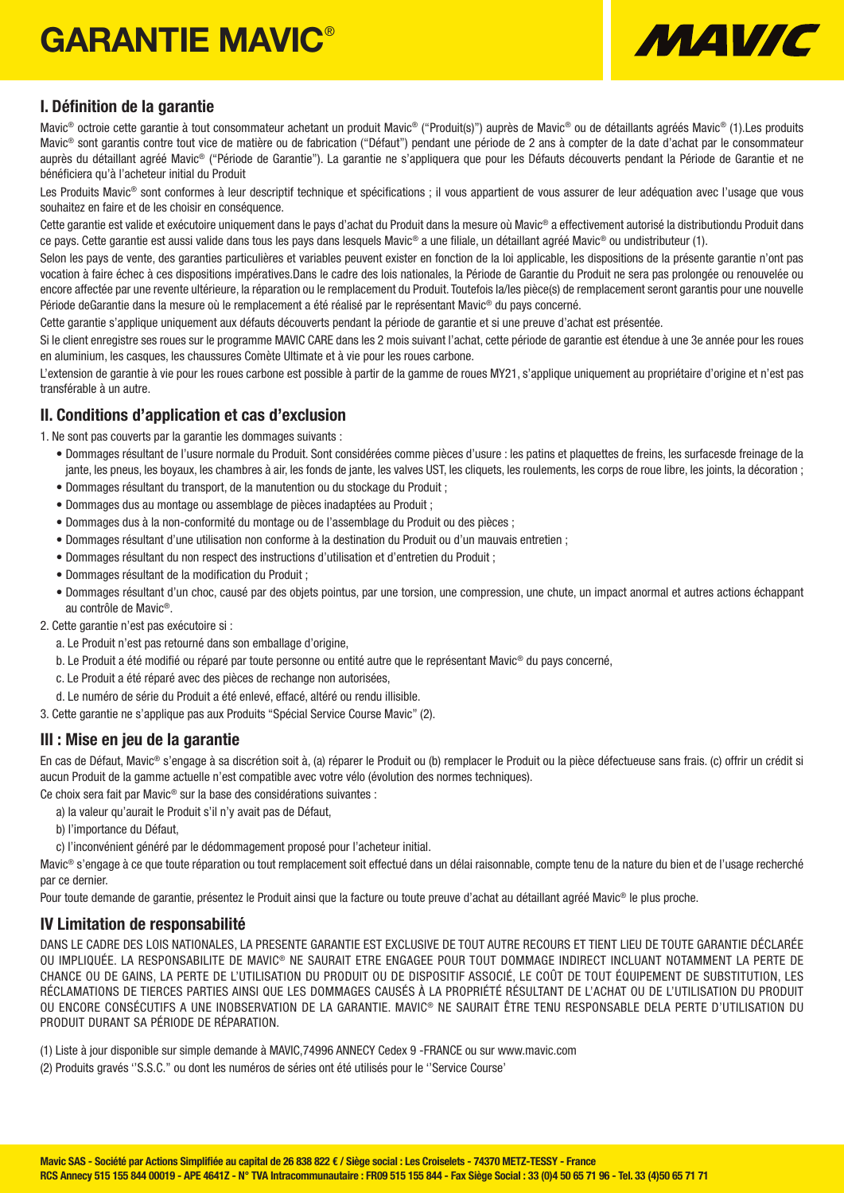# GARANTIE MAVIC®

## I. Définition de la garantie

Mavic® octroie cette garantie à tout consommateur achetant un produit Mavic® ("Produit(s)") auprès de Mavic® ou de détaillants agréés Mavic® (1).Les produits Mavic® sont garantis contre tout vice de matière ou de fabrication ("Défaut") pendant une période de 2 ans à compter de la date d'achat par le consommateur auprès du détaillant agréé Mavic® ("Période de Garantie"). La garantie ne s'appliquera que pour les Défauts découverts pendant la Période de Garantie et ne bénéficiera qu'à l'acheteur initial du Produit

Les Produits Mavic® sont conformes à leur descriptif technique et spécifications ; il vous appartient de vous assurer de leur adéquation avec l'usage que vous souhaitez en faire et de les choisir en conséquence.

Cette garantie est valide et exécutoire uniquement dans le pays d'achat du Produit dans la mesure où Mavic® a effectivement autorisé la distributiondu Produit dans ce pays. Cette garantie est aussi valide dans tous les pays dans lesquels Mavic® a une filiale, un détaillant agréé Mavic® ou undistributeur (1).

Selon les pays de vente, des garanties particulières et variables peuvent exister en fonction de la loi applicable, les dispositions de la présente garantie n'ont pas vocation à faire échec à ces dispositions impératives.Dans le cadre des lois nationales, la Période de Garantie du Produit ne sera pas prolongée ou renouvelée ou encore affectée par une revente ultérieure, la réparation ou le remplacement du Produit. Toutefois la/les pièce(s) de remplacement seront garantis pour une nouvelle Période deGarantie dans la mesure où le remplacement a été réalisé par le représentant Mavic® du pays concerné.

Cette garantie s'applique uniquement aux défauts découverts pendant la période de garantie et si une preuve d'achat est présentée.

Si le client enregistre ses roues sur le programme MAVIC CARE dans les 2 mois suivant l'achat, cette période de garantie est étendue à une 3e année pour les roues en aluminium, les casques, les chaussures Comète Ultimate et à vie pour les roues carbone.

L'extension de garantie à vie pour les roues carbone est possible à partir de la gamme de roues MY21, s'applique uniquement au propriétaire d'origine et n'est pas transférable à un autre.

## II. Conditions d'application et cas d'exclusion

1. Ne sont pas couverts par la garantie les dommages suivants :
   - Dommages résultant de l'usure normale du Produit. Sont considérées comme pièces d'usure : les patins et plaquettes de freins, les surfacesde freinage de la jante, les pneus, les boyaux, les chambres à air, les fonds de jante, les valves UST, les cliquets, les roulements, les corps de roue libre, les joints, la décoration ;
   - Dommages résultant du transport, de la manutention ou du stockage du Produit ;
   - Dommages dus au montage ou assemblage de pièces inadaptées au Produit ;
   - Dommages dus à la non-conformité du montage ou de l'assemblage du Produit ou des pièces ;
   - Dommages résultant d'une utilisation non conforme à la destination du Produit ou d'un mauvais entretien ;
   - Dommages résultant du non respect des instructions d'utilisation et d'entretien du Produit ;
   - Dommages résultant de la modification du Produit ;
   - Dommages résultant d'un choc, causé par des objets pointus, par une torsion, une compression, une chute, un impact anormal et autres actions échappant au contrôle de Mavic®.
2. Cette garantie n'est pas exécutoire si :
   a. Le Produit n'est pas retourné dans son emballage d'origine,
   b. Le Produit a été modifié ou réparé par toute personne ou entité autre que le représentant Mavic® du pays concerné,
   c. Le Produit a été réparé avec des pièces de rechange non autorisées,
   d. Le numéro de série du Produit a été enlevé, effacé, altéré ou rendu illisible.
3. Cette garantie ne s'applique pas aux Produits "Spécial Service Course Mavic" (2).

## III : Mise en jeu de la garantie

En cas de Défaut, Mavic® s'engage à sa discrétion soit à, (a) réparer le Produit ou (b) remplacer le Produit ou la pièce défectueuse sans frais. (c) offrir un crédit si aucun Produit de la gamme actuelle n'est compatible avec votre vélo (évolution des normes techniques).

Ce choix sera fait par Mavic® sur la base des considérations suivantes :

a) la valeur qu'aurait le Produit s'il n'y avait pas de Défaut,
b) l'importance du Défaut,
c) l'inconvénient généré par le dédommagement proposé pour l'acheteur initial.

Mavic® s'engage à ce que toute réparation ou tout remplacement soit effectué dans un délai raisonnable, compte tenu de la nature du bien et de l'usage recherché par ce dernier.

Pour toute demande de garantie, présentez le Produit ainsi que la facture ou toute preuve d'achat au détaillant agréé Mavic® le plus proche.

## IV Limitation de responsabilité

DANS LE CADRE DES LOIS NATIONALES, LA PRESENTE GARANTIE EST EXCLUSIVE DE TOUT AUTRE RECOURS ET TIENT LIEU DE TOUTE GARANTIE DÉCLARÉE OU IMPLIQUÉE. LA RESPONSABILITE DE MAVIC® NE SAURAIT ETRE ENGAGEE POUR TOUT DOMMAGE INDIRECT INCLUANT NOTAMMENT LA PERTE DE CHANCE OU DE GAINS, LA PERTE DE L'UTILISATION DU PRODUIT OU DE DISPOSITIF ASSOCIÉ, LE COÛT DE TOUT ÉQUIPEMENT DE SUBSTITUTION, LES RÉCLAMATIONS DE TIERCES PARTIES AINSI QUE LES DOMMAGES CAUSÉS À LA PROPRIÉTÉ RÉSULTANT DE L'ACHAT OU DE L'UTILISATION DU PRODUIT OU ENCORE CONSÉCUTIFS A UNE INOBSERVATION DE LA GARANTIE. MAVIC® NE SAURAIT ÊTRE TENU RESPONSABLE DELA PERTE D'UTILISATION DU PRODUIT DURANT SA PÉRIODE DE RÉPARATION.

(1) Liste à jour disponible sur simple demande à MAVIC,74996 ANNECY Cedex 9 -FRANCE ou sur www.mavic.com

(2) Produits gravés ''S.S.C." ou dont les numéros de séries ont été utilisés pour le ''Service Course'

**Mavic SAS - Société par Actions Simplifiée au capital de 26 838 822 € / Siège social : Les Croiselets - 74370 METZ-TESSY - France**
**RCS Annecy 515 155 844 00019 - APE 4641Z - N° TVA Intracommunautaire : FR09 515 155 844 - Fax Siège Social : 33 (0)4 50 65 71 96 - Tel. 33 (4)50 65 71 71**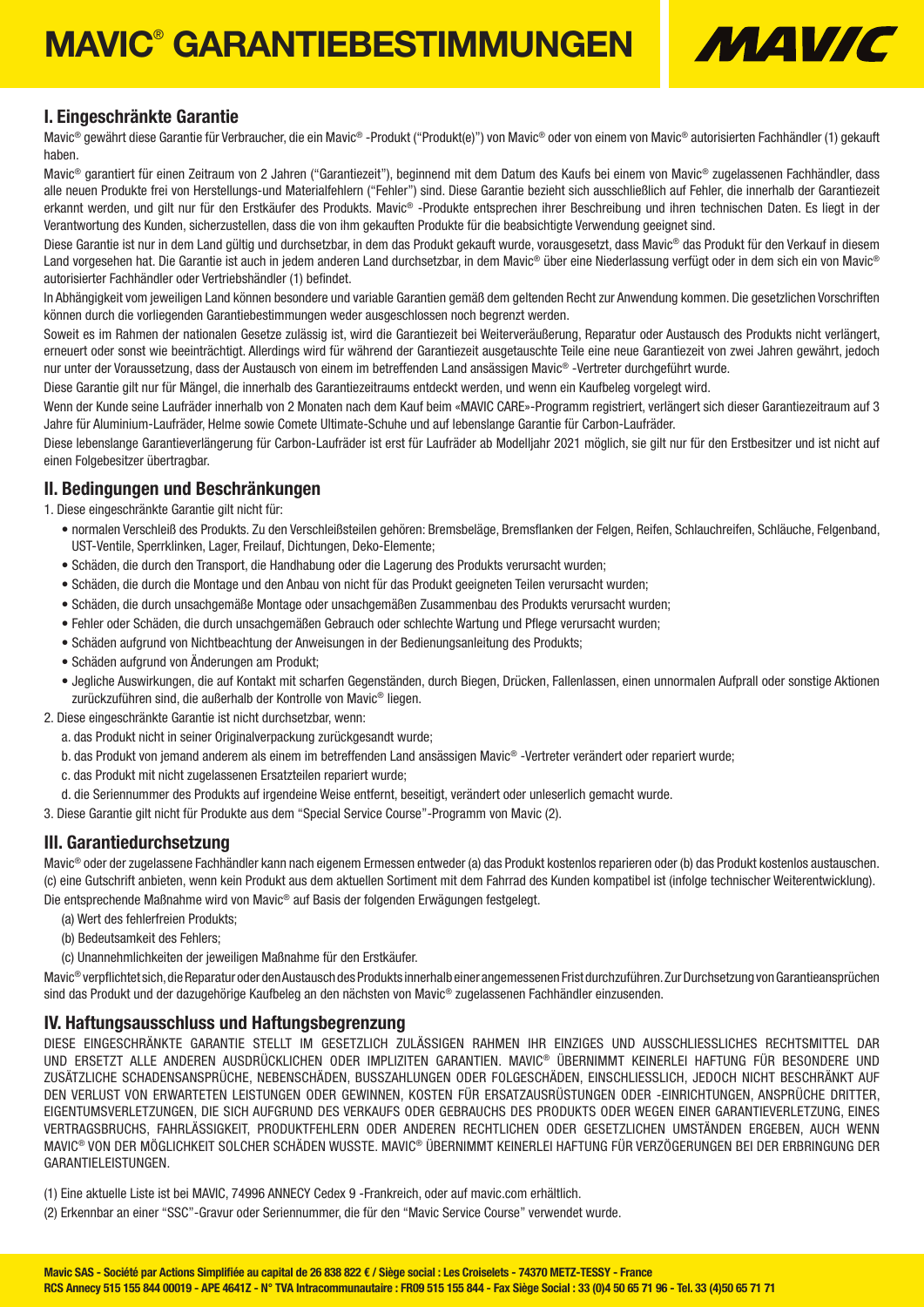# MAVIC® GARANTIEBESTIMMUNGEN

## I. Eingeschränkte Garantie

Mavic® gewährt diese Garantie für Verbraucher, die ein Mavic® -Produkt ("Produkt(e)") von Mavic® oder von einem von Mavic® autorisierten Fachhändler (1) gekauft haben.

Mavic® garantiert für einen Zeitraum von 2 Jahren ("Garantiezeit"), beginnend mit dem Datum des Kaufs bei einem von Mavic® zugelassenen Fachhändler, dass alle neuen Produkte frei von Herstellungs-und Materialfehlern ("Fehler") sind. Diese Garantie bezieht sich ausschließlich auf Fehler, die innerhalb der Garantiezeit erkannt werden, und gilt nur für den Erstkäufer des Produkts. Mavic® -Produkte entsprechen ihrer Beschreibung und ihren technischen Daten. Es liegt in der Verantwortung des Kunden, sicherzustellen, dass die von ihm gekauften Produkte für die beabsichtigte Verwendung geeignet sind.

Diese Garantie ist nur in dem Land gültig und durchsetzbar, in dem das Produkt gekauft wurde, vorausgesetzt, dass Mavic® das Produkt für den Verkauf in diesem Land vorgesehen hat. Die Garantie ist auch in jedem anderen Land durchsetzbar, in dem Mavic® über eine Niederlassung verfügt oder in dem sich ein von Mavic® autorisierter Fachhändler oder Vertriebshändler (1) befindet.

In Abhängigkeit vom jeweiligen Land können besondere und variable Garantien gemäß dem geltenden Recht zur Anwendung kommen. Die gesetzlichen Vorschriften können durch die vorliegenden Garantiebestimmungen weder ausgeschlossen noch begrenzt werden.

Soweit es im Rahmen der nationalen Gesetze zulässig ist, wird die Garantiezeit bei Weiterveräußerung, Reparatur oder Austausch des Produkts nicht verlängert, erneuert oder sonst wie beeinträchtigt. Allerdings wird für während der Garantiezeit ausgetauschte Teile eine neue Garantiezeit von zwei Jahren gewährt, jedoch nur unter der Voraussetzung, dass der Austausch von einem im betreffenden Land ansässigen Mavic® -Vertreter durchgeführt wurde.

Diese Garantie gilt nur für Mängel, die innerhalb des Garantiezeitraums entdeckt werden, und wenn ein Kaufbeleg vorgelegt wird.

Wenn der Kunde seine Laufräder innerhalb von 2 Monaten nach dem Kauf beim «MAVIC CARE»-Programm registriert, verlängert sich dieser Garantiezeitraum auf 3 Jahre für Aluminium-Laufräder, Helme sowie Comete Ultimate-Schuhe und auf lebenslange Garantie für Carbon-Laufräder.

Diese lebenslange Garantieverlängerung für Carbon-Laufräder ist erst für Laufräder ab Modelljahr 2021 möglich, sie gilt nur für den Erstbesitzer und ist nicht auf einen Folgebesitzer übertragbar.

## II. Bedingungen und Beschränkungen

1. Diese eingeschränkte Garantie gilt nicht für:
   - normalen Verschleiß des Produkts. Zu den Verschleißteilen gehören: Bremsbeläge, Bremsflanken der Felgen, Reifen, Schlauchreifen, Schläuche, Felgenband, UST-Ventile, Sperrklinken, Lager, Freilauf, Dichtungen, Deko-Elemente;
   - Schäden, die durch den Transport, die Handhabung oder die Lagerung des Produkts verursacht wurden;
   - Schäden, die durch die Montage und den Anbau von nicht für das Produkt geeigneten Teilen verursacht wurden;
   - Schäden, die durch unsachgemäße Montage oder unsachgemäßen Zusammenbau des Produkts verursacht wurden;
   - Fehler oder Schäden, die durch unsachgemäßen Gebrauch oder schlechte Wartung und Pflege verursacht wurden;
   - Schäden aufgrund von Nichtbeachtung der Anweisungen in der Bedienungsanleitung des Produkts;
   - Schäden aufgrund von Änderungen am Produkt;
   - Jegliche Auswirkungen, die auf Kontakt mit scharfen Gegenständen, durch Biegen, Drücken, Fallenlassen, einen unnormalen Aufprall oder sonstige Aktionen zurückzuführen sind, die außerhalb der Kontrolle von Mavic® liegen.
2. Diese eingeschränkte Garantie ist nicht durchsetzbar, wenn:
   a. das Produkt nicht in seiner Originalverpackung zurückgesandt wurde;
   b. das Produkt von jemand anderem als einem im betreffenden Land ansässigen Mavic® -Vertreter verändert oder repariert wurde;
   c. das Produkt mit nicht zugelassenen Ersatzteilen repariert wurde;
   d. die Seriennummer des Produkts auf irgendeine Weise entfernt, beseitigt, verändert oder unleserlich gemacht wurde.
3. Diese Garantie gilt nicht für Produkte aus dem "Special Service Course"-Programm von Mavic (2).

## III. Garantiedurchsetzung

Mavic® oder der zugelassene Fachhändler kann nach eigenem Ermessen entweder (a) das Produkt kostenlos reparieren oder (b) das Produkt kostenlos austauschen. (c) eine Gutschrift anbieten, wenn kein Produkt aus dem aktuellen Sortiment mit dem Fahrrad des Kunden kompatibel ist (infolge technischer Weiterentwicklung).

Die entsprechende Maßnahme wird von Mavic® auf Basis der folgenden Erwägungen festgelegt.

(a) Wert des fehlerfreien Produkts;

(b) Bedeutsamkeit des Fehlers;

(c) Unannehmlichkeiten der jeweiligen Maßnahme für den Erstkäufer.

Mavic® verpflichtet sich, die Reparatur oder den Austausch des Produkts innerhalb einer angemessenen Frist durchzuführen. Zur Durchsetzung von Garantieansprüchen sind das Produkt und der dazugehörige Kaufbeleg an den nächsten von Mavic® zugelassenen Fachhändler einzusenden.

## IV. Haftungsausschluss und Haftungsbegrenzung

DIESE EINGESCHRÄNKTE GARANTIE STELLT IM GESETZLICH ZULÄSSIGEN RAHMEN IHR EINZIGES UND AUSSCHLIESSLICHES RECHTSMITTEL DAR UND ERSETZT ALLE ANDEREN AUSDRÜCKLICHEN ODER IMPLIZITEN GARANTIEN. MAVIC® ÜBERNIMMT KEINERLEI HAFTUNG FÜR BESONDERE UND ZUSÄTZLICHE SCHADENSANSPRÜCHE, NEBENSCHÄDEN, BUSSZAHLUNGEN ODER FOLGESCHÄDEN, EINSCHLIESSLICH, JEDOCH NICHT BESCHRÄNKT AUF DEN VERLUST VON ERWARTETEN LEISTUNGEN ODER GEWINNEN, KOSTEN FÜR ERSATZAUSRÜSTUNGEN ODER -EINRICHTUNGEN, ANSPRÜCHE DRITTER, EIGENTUMSVERLETZUNGEN, DIE SICH AUFGRUND DES VERKAUFS ODER GEBRAUCHS DES PRODUKTS ODER WEGEN EINER GARANTIEVERLETZUNG, EINES VERTRAGSBRUCHS, FAHRLÄSSIGKEIT, PRODUKTFEHLERN ODER ANDEREN RECHTLICHEN ODER GESETZLICHEN UMSTÄNDEN ERGEBEN, AUCH WENN MAVIC® VON DER MÖGLICHKEIT SOLCHER SCHÄDEN WUSSTE. MAVIC® ÜBERNIMMT KEINERLEI HAFTUNG FÜR VERZÖGERUNGEN BEI DER ERBRINGUNG DER GARANTIELEISTUNGEN.

(1) Eine aktuelle Liste ist bei MAVIC, 74996 ANNECY Cedex 9 -Frankreich, oder auf mavic.com erhältlich.

(2) Erkennbar an einer "SSC"-Gravur oder Seriennummer, die für den "Mavic Service Course" verwendet wurde.

**Mavic SAS - Société par Actions Simplifiée au capital de 26 838 822 € / Siège social : Les Croiselets - 74370 METZ-TESSY - France**
**RCS Annecy 515 155 844 00019 - APE 4641Z - N° TVA Intracommunautaire : FR09 515 155 844 - Fax Siège Social : 33 (0)4 50 65 71 96 - Tel. 33 (4)50 65 71 71**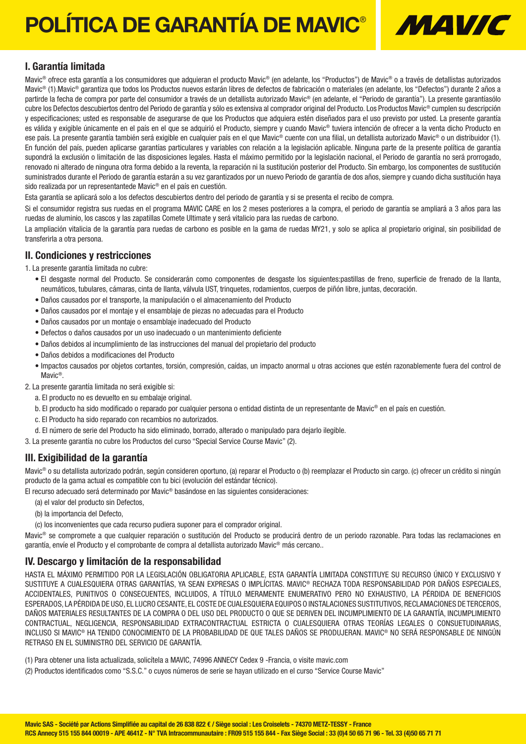# POLÍTICA DE GARANTÍA DE MAVIC®

## I. Garantía limitada

Mavic® ofrece esta garantía a los consumidores que adquieran el producto Mavic® (en adelante, los "Productos") de Mavic® o a través de detallistas autorizados Mavic® (1).Mavic® garantiza que todos los Productos nuevos estarán libres de defectos de fabricación o materiales (en adelante, los "Defectos") durante 2 años a partirde la fecha de compra por parte del consumidor a través de un detallista autorizado Mavic® (en adelante, el "Periodo de garantía"). La presente garantíasólo cubre los Defectos descubiertos dentro del Periodo de garantía y sólo es extensiva al comprador original del Producto. Los Productos Mavic® cumplen su descripción y especificaciones; usted es responsable de asegurarse de que los Productos que adquiera estén diseñados para el uso previsto por usted. La presente garantía es válida y exigible únicamente en el país en el que se adquirió el Producto, siempre y cuando Mavic® tuviera intención de ofrecer a la venta dicho Producto en ese país. La presente garantía también será exigible en cualquier país en el que Mavic® cuente con una filial, un detallista autorizado Mavic® o un distribuidor (1). En función del país, pueden aplicarse garantías particulares y variables con relación a la legislación aplicable. Ninguna parte de la presente política de garantía supondrá la exclusión o limitación de las disposiciones legales. Hasta el máximo permitido por la legislación nacional, el Periodo de garantía no será prorrogado, renovado ni alterado de ninguna otra forma debido a la reventa, la reparación ni la sustitución posterior del Producto. Sin embargo, los componentes de sustitución suministrados durante el Periodo de garantía estarán a su vez garantizados por un nuevo Periodo de garantía de dos años, siempre y cuando dicha sustitución haya sido realizada por un representantede Mavic® en el país en cuestión.

Esta garantía se aplicará solo a los defectos descubiertos dentro del periodo de garantía y si se presenta el recibo de compra.

Si el consumidor registra sus ruedas en el programa MAVIC CARE en los 2 meses posteriores a la compra, el periodo de garantía se ampliará a 3 años para las ruedas de aluminio, los cascos y las zapatillas Comete Ultimate y será vitalicio para las ruedas de carbono.

La ampliación vitalicia de la garantía para ruedas de carbono es posible en la gama de ruedas MY21, y solo se aplica al propietario original, sin posibilidad de transferirla a otra persona.

## II. Condiciones y restricciones

1. La presente garantía limitada no cubre:
   - El desgaste normal del Producto. Se considerarán como componentes de desgaste los siguientes:pastillas de freno, superficie de frenado de la llanta, neumáticos, tubulares, cámaras, cinta de llanta, válvula UST, trinquetes, rodamientos, cuerpos de piñón libre, juntas, decoración.
   - Daños causados por el transporte, la manipulación o el almacenamiento del Producto
   - Daños causados por el montaje y el ensamblaje de piezas no adecuadas para el Producto
   - Daños causados por un montaje o ensamblaje inadecuado del Producto
   - Defectos o daños causados por un uso inadecuado o un mantenimiento deficiente
   - Daños debidos al incumplimiento de las instrucciones del manual del propietario del producto
   - Daños debidos a modificaciones del Producto
   - Impactos causados por objetos cortantes, torsión, compresión, caídas, un impacto anormal u otras acciones que estén razonablemente fuera del control de Mavic®.
2. La presente garantía limitada no será exigible si:
   a. El producto no es devuelto en su embalaje original.
   b. El producto ha sido modificado o reparado por cualquier persona o entidad distinta de un representante de Mavic® en el país en cuestión.
   c. El Producto ha sido reparado con recambios no autorizados.
   d. El número de serie del Producto ha sido eliminado, borrado, alterado o manipulado para dejarlo ilegible.
3. La presente garantía no cubre los Productos del curso "Special Service Course Mavic" (2).

## III. Exigibilidad de la garantía

Mavic® o su detallista autorizado podrán, según consideren oportuno, (a) reparar el Producto o (b) reemplazar el Producto sin cargo. (c) ofrecer un crédito si ningún producto de la gama actual es compatible con tu bici (evolución del estándar técnico).

El recurso adecuado será determinado por Mavic® basándose en las siguientes consideraciones:

(a) el valor del producto sin Defectos,

(b) la importancia del Defecto,

(c) los inconvenientes que cada recurso pudiera suponer para el comprador original.

Mavic® se compromete a que cualquier reparación o sustitución del Producto se producirá dentro de un periodo razonable. Para todas las reclamaciones en garantía, envíe el Producto y el comprobante de compra al detallista autorizado Mavic® más cercano..

## IV. Descargo y limitación de la responsabilidad

HASTA EL MÁXIMO PERMITIDO POR LA LEGISLACIÓN OBLIGATORIA APLICABLE, ESTA GARANTÍA LIMITADA CONSTITUYE SU RECURSO ÚNICO Y EXCLUSIVO Y SUSTITUYE A CUALESQUIERA OTRAS GARANTÍAS, YA SEAN EXPRESAS O IMPLÍCITAS. MAVIC® RECHAZA TODA RESPONSABILIDAD POR DAÑOS ESPECIALES, ACCIDENTALES, PUNITIVOS O CONSECUENTES, INCLUIDOS, A TÍTULO MERAMENTE ENUMERATIVO PERO NO EXHAUSTIVO, LA PÉRDIDA DE BENEFICIOS ESPERADOS, LA PÉRDIDA DE USO, EL LUCRO CESANTE, EL COSTE DE CUALESQUIERA EQUIPOS O INSTALACIONES SUSTITUTIVOS, RECLAMACIONES DE TERCEROS, DAÑOS MATERIALES RESULTANTES DE LA COMPRA O DEL USO DEL PRODUCTO O QUE SE DERIVEN DEL INCUMPLIMIENTO DE LA GARANTÍA, INCUMPLIMIENTO CONTRACTUAL, NEGLIGENCIA, RESPONSABILIDAD EXTRACONTRACTUAL ESTRICTA O CUALESQUIERA OTRAS TEORÍAS LEGALES O CONSUETUDINARIAS, INCLUSO SI MAVIC® HA TENIDO CONOCIMIENTO DE LA PROBABILIDAD DE QUE TALES DAÑOS SE PRODUJERAN. MAVIC® NO SERÁ RESPONSABLE DE NINGÚN RETRASO EN EL SUMINISTRO DEL SERVICIO DE GARANTÍA.

(1) Para obtener una lista actualizada, solicítela a MAVIC, 74996 ANNECY Cedex 9 -Francia, o visite mavic.com

(2) Productos identificados como "S.S.C." o cuyos números de serie se hayan utilizado en el curso "Service Course Mavic"

**Mavic SAS - Société par Actions Simplifiée au capital de 26 838 822 € / Siège social : Les Croiselets - 74370 METZ-TESSY - France**
**RCS Annecy 515 155 844 00019 - APE 4641Z - N° TVA Intracommunautaire : FR09 515 155 844 - Fax Siège Social : 33 (0)4 50 65 71 96 - Tel. 33 (4)50 65 71 71**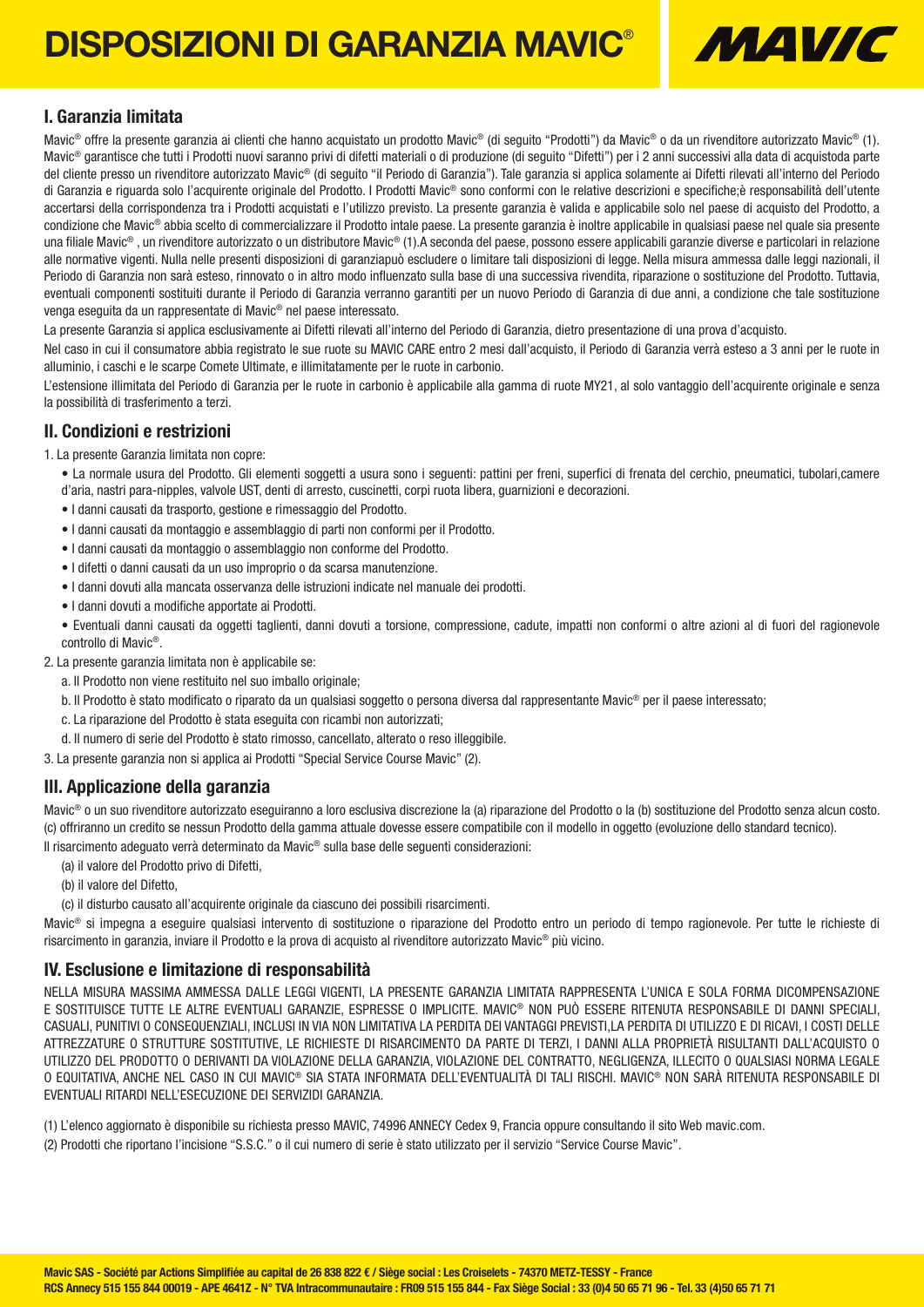# DISPOSIZIONI DI GARANZIA MAVIC®

## I. Garanzia limitata

Mavic® offre la presente garanzia ai clienti che hanno acquistato un prodotto Mavic® (di seguito "Prodotti") da Mavic® o da un rivenditore autorizzato Mavic® (1). Mavic® garantisce che tutti i Prodotti nuovi saranno privi di difetti materiali o di produzione (di seguito "Difetti") per i 2 anni successivi alla data di acquistoda parte del cliente presso un rivenditore autorizzato Mavic® (di seguito "il Periodo di Garanzia"). Tale garanzia si applica solamente ai Difetti rilevati all'interno del Periodo di Garanzia e riguarda solo l'acquirente originale del Prodotto. I Prodotti Mavic® sono conformi con le relative descrizioni e specifiche;è responsabilità dell'utente accertarsi della corrispondenza tra i Prodotti acquistati e l'utilizzo previsto. La presente garanzia è valida e applicabile solo nel paese di acquisto del Prodotto, a condizione che Mavic® abbia scelto di commercializzare il Prodotto intale paese. La presente garanzia è inoltre applicabile in qualsiasi paese nel quale sia presente una filiale Mavic® , un rivenditore autorizzato o un distributore Mavic® (1).A seconda del paese, possono essere applicabili garanzie diverse e particolari in relazione alle normative vigenti. Nulla nelle presenti disposizioni di garanziapuò escludere o limitare tali disposizioni di legge. Nella misura ammessa dalle leggi nazionali, il Periodo di Garanzia non sarà esteso, rinnovato o in altro modo influenzato sulla base di una successiva rivendita, riparazione o sostituzione del Prodotto. Tuttavia, eventuali componenti sostituiti durante il Periodo di Garanzia verranno garantiti per un nuovo Periodo di Garanzia di due anni, a condizione che tale sostituzione venga eseguita da un rappresentate di Mavic® nel paese interessato.

La presente Garanzia si applica esclusivamente ai Difetti rilevati all'interno del Periodo di Garanzia, dietro presentazione di una prova d'acquisto.

Nel caso in cui il consumatore abbia registrato le sue ruote su MAVIC CARE entro 2 mesi dall'acquisto, il Periodo di Garanzia verrà esteso a 3 anni per le ruote in alluminio, i caschi e le scarpe Comete Ultimate, e illimitatamente per le ruote in carbonio.

L'estensione illimitata del Periodo di Garanzia per le ruote in carbonio è applicabile alla gamma di ruote MY21, al solo vantaggio dell'acquirente originale e senza la possibilità di trasferimento a terzi.

## II. Condizioni e restrizioni

1. La presente Garanzia limitata non copre:
   - La normale usura del Prodotto. Gli elementi soggetti a usura sono i seguenti: pattini per freni, superfici di frenata del cerchio, pneumatici, tubolari,camere d'aria, nastri para-nipples, valvole UST, denti di arresto, cuscinetti, corpi ruota libera, guarnizioni e decorazioni.
   - I danni causati da trasporto, gestione e rimessaggio del Prodotto.
   - I danni causati da montaggio e assemblaggio di parti non conformi per il Prodotto.
   - I danni causati da montaggio o assemblaggio non conforme del Prodotto.
   - I difetti o danni causati da un uso improprio o da scarsa manutenzione.
   - I danni dovuti alla mancata osservanza delle istruzioni indicate nel manuale dei prodotti.
   - I danni dovuti a modifiche apportate ai Prodotti.
   - Eventuali danni causati da oggetti taglienti, danni dovuti a torsione, compressione, cadute, impatti non conformi o altre azioni al di fuori del ragionevole controllo di Mavic®.
2. La presente garanzia limitata non è applicabile se:
   a. Il Prodotto non viene restituito nel suo imballo originale;
   b. Il Prodotto è stato modificato o riparato da un qualsiasi soggetto o persona diversa dal rappresentante Mavic® per il paese interessato;
   c. La riparazione del Prodotto è stata eseguita con ricambi non autorizzati;
   d. Il numero di serie del Prodotto è stato rimosso, cancellato, alterato o reso illeggibile.
3. La presente garanzia non si applica ai Prodotti "Special Service Course Mavic" (2).

## III. Applicazione della garanzia

Mavic® o un suo rivenditore autorizzato eseguiranno a loro esclusiva discrezione la (a) riparazione del Prodotto o la (b) sostituzione del Prodotto senza alcun costo. (c) offriranno un credito se nessun Prodotto della gamma attuale dovesse essere compatibile con il modello in oggetto (evoluzione dello standard tecnico).

Il risarcimento adeguato verrà determinato da Mavic® sulla base delle seguenti considerazioni:

(a) il valore del Prodotto privo di Difetti,

(b) il valore del Difetto,

(c) il disturbo causato all'acquirente originale da ciascuno dei possibili risarcimenti.

Mavic® si impegna a eseguire qualsiasi intervento di sostituzione o riparazione del Prodotto entro un periodo di tempo ragionevole. Per tutte le richieste di risarcimento in garanzia, inviare il Prodotto e la prova di acquisto al rivenditore autorizzato Mavic® più vicino.

## IV. Esclusione e limitazione di responsabilità

NELLA MISURA MASSIMA AMMESSA DALLE LEGGI VIGENTI, LA PRESENTE GARANZIA LIMITATA RAPPRESENTA L'UNICA E SOLA FORMA DICOMPENSAZIONE E SOSTITUISCE TUTTE LE ALTRE EVENTUALI GARANZIE, ESPRESSE O IMPLICITE. MAVIC® NON PUÒ ESSERE RITENUTA RESPONSABILE DI DANNI SPECIALI, CASUALI, PUNITIVI O CONSEQUENZIALI, INCLUSI IN VIA NON LIMITATIVA LA PERDITA DEI VANTAGGI PREVISTI,LA PERDITA DI UTILIZZO E DI RICAVI, I COSTI DELLE ATTREZZATURE O STRUTTURE SOSTITUTIVE, LE RICHIESTE DI RISARCIMENTO DA PARTE DI TERZI, I DANNI ALLA PROPRIETÀ RISULTANTI DALL'ACQUISTO O UTILIZZO DEL PRODOTTO O DERIVANTI DA VIOLAZIONE DELLA GARANZIA, VIOLAZIONE DEL CONTRATTO, NEGLIGENZA, ILLECITO O QUALSIASI NORMA LEGALE O EQUITATIVA, ANCHE NEL CASO IN CUI MAVIC® SIA STATA INFORMATA DELL'EVENTUALITÀ DI TALI RISCHI. MAVIC® NON SARÀ RITENUTA RESPONSABILE DI EVENTUALI RITARDI NELL'ESECUZIONE DEI SERVIZIDI GARANZIA.

(1) L'elenco aggiornato è disponibile su richiesta presso MAVIC, 74996 ANNECY Cedex 9, Francia oppure consultando il sito Web mavic.com.

(2) Prodotti che riportano l'incisione "S.S.C." o il cui numero di serie è stato utilizzato per il servizio "Service Course Mavic".

**Mavic SAS - Société par Actions Simplifiée au capital de 26 838 822 € / Siège social : Les Croiselets - 74370 METZ-TESSY - France**
**RCS Annecy 515 155 844 00019 - APE 4641Z - N° TVA Intracommunautaire : FR09 515 155 844 - Fax Siège Social : 33 (0)4 50 65 71 96 - Tel. 33 (4)50 65 71 71**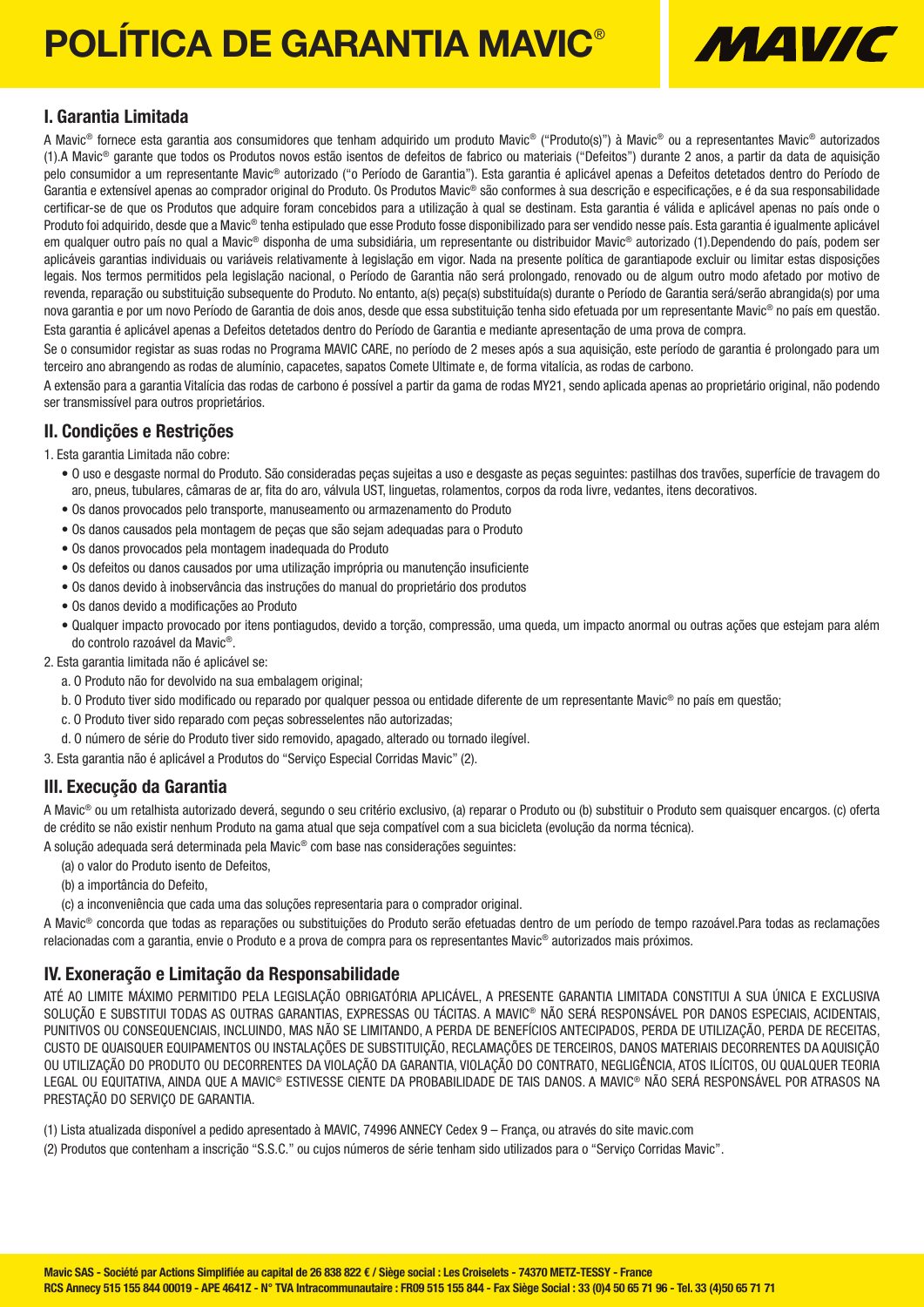# POLÍTICA DE GARANTIA MAVIC®

MAVIC

## I. Garantia Limitada

A Mavic® fornece esta garantia aos consumidores que tenham adquirido um produto Mavic® ("Produto(s)") à Mavic® ou a representantes Mavic® autorizados (1).A Mavic® garante que todos os Produtos novos estão isentos de defeitos de fabrico ou materiais ("Defeitos") durante 2 anos, a partir da data de aquisição pelo consumidor a um representante Mavic® autorizado ("o Período de Garantia"). Esta garantia é aplicável apenas a Defeitos detetados dentro do Período de Garantia e extensível apenas ao comprador original do Produto. Os Produtos Mavic® são conformes à sua descrição e especificações, e é da sua responsabilidade certificar-se de que os Produtos que adquire foram concebidos para a utilização à qual se destinam. Esta garantia é válida e aplicável apenas no país onde o Produto foi adquirido, desde que a Mavic® tenha estipulado que esse Produto fosse disponibilizado para ser vendido nesse país. Esta garantia é igualmente aplicável em qualquer outro país no qual a Mavic® disponha de uma subsidiária, um representante ou distribuidor Mavic® autorizado (1).Dependendo do país, podem ser aplicáveis garantias individuais ou variáveis relativamente à legislação em vigor. Nada na presente política de garantiapode excluir ou limitar estas disposições legais. Nos termos permitidos pela legislação nacional, o Período de Garantia não será prolongado, renovado ou de algum outro modo afetado por motivo de revenda, reparação ou substituição subsequente do Produto. No entanto, a(s) peça(s) substituída(s) durante o Período de Garantia será/serão abrangida(s) por uma nova garantia e por um novo Período de Garantia de dois anos, desde que essa substituição tenha sido efetuada por um representante Mavic® no país em questão.

Esta garantia é aplicável apenas a Defeitos detetados dentro do Período de Garantia e mediante apresentação de uma prova de compra.

Se o consumidor registar as suas rodas no Programa MAVIC CARE, no período de 2 meses após a sua aquisição, este período de garantia é prolongado para um terceiro ano abrangendo as rodas de alumínio, capacetes, sapatos Comete Ultimate e, de forma vitalícia, as rodas de carbono.

A extensão para a garantia Vitalícia das rodas de carbono é possível a partir da gama de rodas MY21, sendo aplicada apenas ao proprietário original, não podendo ser transmissível para outros proprietários.

## II. Condições e Restrições

1. Esta garantia Limitada não cobre:
   - O uso e desgaste normal do Produto. São consideradas peças sujeitas a uso e desgaste as peças seguintes: pastilhas dos travões, superfície de travagem do aro, pneus, tubulares, câmaras de ar, fita do aro, válvula UST, linguetas, rolamentos, corpos da roda livre, vedantes, itens decorativos.
   - Os danos provocados pelo transporte, manuseamento ou armazenamento do Produto
   - Os danos causados pela montagem de peças que são sejam adequadas para o Produto
   - Os danos provocados pela montagem inadequada do Produto
   - Os defeitos ou danos causados por uma utilização imprópria ou manutenção insuficiente
   - Os danos devido à inobservância das instruções do manual do proprietário dos produtos
   - Os danos devido a modificações ao Produto
   - Qualquer impacto provocado por itens pontiagudos, devido a torção, compressão, uma queda, um impacto anormal ou outras ações que estejam para além do controlo razoável da Mavic®.
2. Esta garantia limitada não é aplicável se:
   a. O Produto não for devolvido na sua embalagem original;
   b. O Produto tiver sido modificado ou reparado por qualquer pessoa ou entidade diferente de um representante Mavic® no país em questão;
   c. O Produto tiver sido reparado com peças sobresselentes não autorizadas;
   d. O número de série do Produto tiver sido removido, apagado, alterado ou tornado ilegível.
3. Esta garantia não é aplicável a Produtos do "Serviço Especial Corridas Mavic" (2).

## III. Execução da Garantia

A Mavic® ou um retalhista autorizado deverá, segundo o seu critério exclusivo, (a) reparar o Produto ou (b) substituir o Produto sem quaisquer encargos. (c) oferta de crédito se não existir nenhum Produto na gama atual que seja compatível com a sua bicicleta (evolução da norma técnica).

A solução adequada será determinada pela Mavic® com base nas considerações seguintes:

(a) o valor do Produto isento de Defeitos,

(b) a importância do Defeito,

(c) a inconveniência que cada uma das soluções representaria para o comprador original.

A Mavic® concorda que todas as reparações ou substituições do Produto serão efetuadas dentro de um período de tempo razoável.Para todas as reclamações relacionadas com a garantia, envie o Produto e a prova de compra para os representantes Mavic® autorizados mais próximos.

## IV. Exoneração e Limitação da Responsabilidade

ATÉ AO LIMITE MÁXIMO PERMITIDO PELA LEGISLAÇÃO OBRIGATÓRIA APLICÁVEL, A PRESENTE GARANTIA LIMITADA CONSTITUI A SUA ÚNICA E EXCLUSIVA SOLUÇÃO E SUBSTITUI TODAS AS OUTRAS GARANTIAS, EXPRESSAS OU TÁCITAS. A MAVIC® NÃO SERÁ RESPONSÁVEL POR DANOS ESPECIAIS, ACIDENTAIS, PUNITIVOS OU CONSEQUENCIAIS, INCLUINDO, MAS NÃO SE LIMITANDO, A PERDA DE BENEFÍCIOS ANTECIPADOS, PERDA DE UTILIZAÇÃO, PERDA DE RECEITAS, CUSTO DE QUAISQUER EQUIPAMENTOS OU INSTALAÇÕES DE SUBSTITUIÇÃO, RECLAMAÇÕES DE TERCEIROS, DANOS MATERIAIS DECORRENTES DA AQUISIÇÃO OU UTILIZAÇÃO DO PRODUTO OU DECORRENTES DA VIOLAÇÃO DA GARANTIA, VIOLAÇÃO DO CONTRATO, NEGLIGÊNCIA, ATOS ILÍCITOS, OU QUALQUER TEORIA LEGAL OU EQUITATIVA, AINDA QUE A MAVIC® ESTIVESSE CIENTE DA PROBABILIDADE DE TAIS DANOS. A MAVIC® NÃO SERÁ RESPONSÁVEL POR ATRASOS NA PRESTAÇÃO DO SERVIÇO DE GARANTIA.

(1) Lista atualizada disponível a pedido apresentado à MAVIC, 74996 ANNECY Cedex 9 – França, ou através do site mavic.com

(2) Produtos que contenham a inscrição "S.S.C." ou cujos números de série tenham sido utilizados para o "Serviço Corridas Mavic".

**Mavic SAS - Société par Actions Simplifiée au capital de 26 838 822 € / Siège social : Les Croiselets - 74370 METZ-TESSY - France**
**RCS Annecy 515 155 844 00019 - APE 4641Z - N° TVA Intracommunautaire : FR09 515 155 844 - Fax Siège Social : 33 (0)4 50 65 71 96 - Tel. 33 (4)50 65 71 71**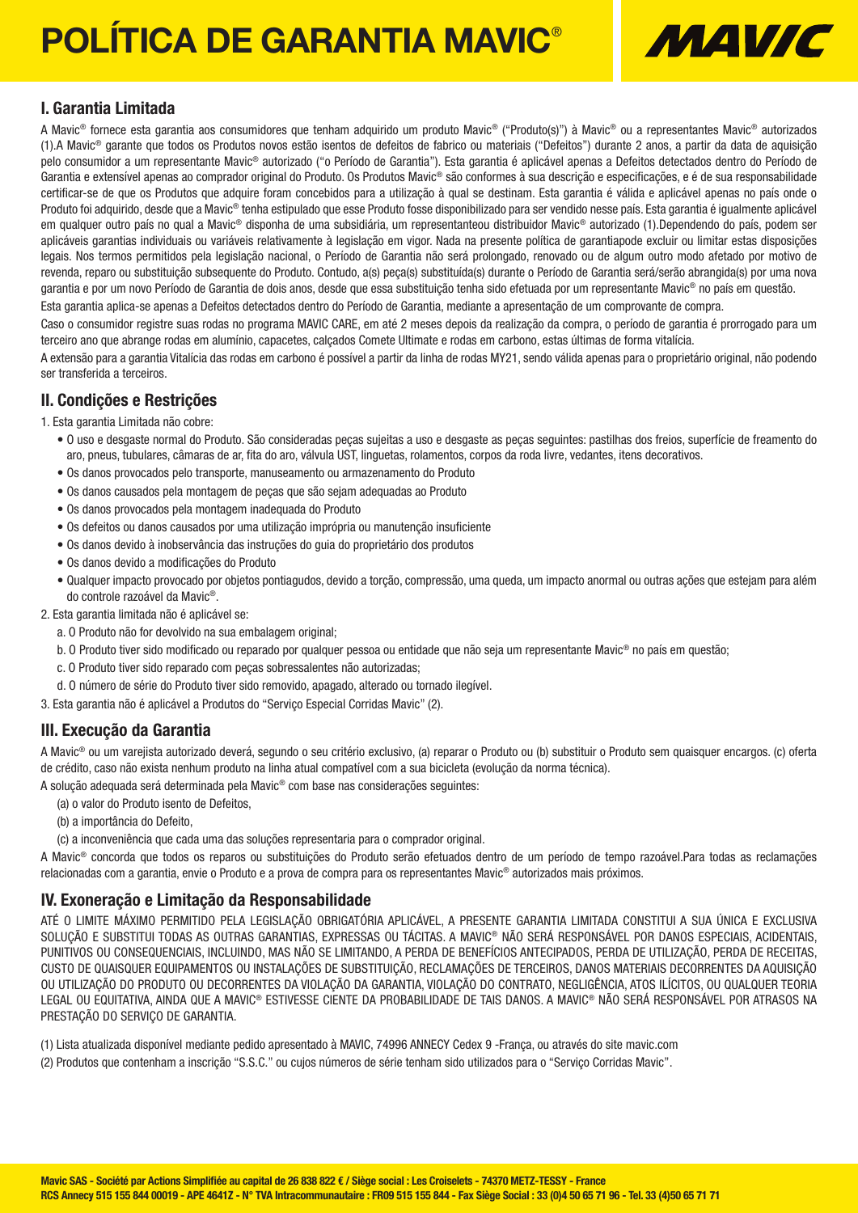# POLÍTICA DE GARANTIA MAVIC®

## I. Garantia Limitada

A Mavic® fornece esta garantia aos consumidores que tenham adquirido um produto Mavic® ("Produto(s)") à Mavic® ou a representantes Mavic® autorizados (1).A Mavic® garante que todos os Produtos novos estão isentos de defeitos de fabrico ou materiais ("Defeitos") durante 2 anos, a partir da data de aquisição pelo consumidor a um representante Mavic® autorizado ("o Período de Garantia"). Esta garantia é aplicável apenas a Defeitos detectados dentro do Período de Garantia e extensível apenas ao comprador original do Produto. Os Produtos Mavic® são conformes à sua descrição e especificações, e é de sua responsabilidade certificar-se de que os Produtos que adquire foram concebidos para a utilização à qual se destinam. Esta garantia é válida e aplicável apenas no país onde o Produto foi adquirido, desde que a Mavic® tenha estipulado que esse Produto fosse disponibilizado para ser vendido nesse país. Esta garantia é igualmente aplicável em qualquer outro país no qual a Mavic® disponha de uma subsidiária, um representanteou distribuidor Mavic® autorizado (1).Dependendo do país, podem ser aplicáveis garantias individuais ou variáveis relativamente à legislação em vigor. Nada na presente política de garantiapode excluir ou limitar estas disposições legais. Nos termos permitidos pela legislação nacional, o Período de Garantia não será prolongado, renovado ou de algum outro modo afetado por motivo de revenda, reparo ou substituição subsequente do Produto. Contudo, a(s) peça(s) substituída(s) durante o Período de Garantia será/serão abrangida(s) por uma nova garantia e por um novo Período de Garantia de dois anos, desde que essa substituição tenha sido efetuada por um representante Mavic® no país em questão.

Esta garantia aplica-se apenas a Defeitos detectados dentro do Período de Garantia, mediante a apresentação de um comprovante de compra.

Caso o consumidor registre suas rodas no programa MAVIC CARE, em até 2 meses depois da realização da compra, o período de garantia é prorrogado para um terceiro ano que abrange rodas em alumínio, capacetes, calçados Comete Ultimate e rodas em carbono, estas últimas de forma vitalícia.

A extensão para a garantia Vitalícia das rodas em carbono é possível a partir da linha de rodas MY21, sendo válida apenas para o proprietário original, não podendo ser transferida a terceiros.

## II. Condições e Restrições

1. Esta garantia Limitada não cobre:
   - O uso e desgaste normal do Produto. São consideradas peças sujeitas a uso e desgaste as peças seguintes: pastilhas dos freios, superfície de freamento do aro, pneus, tubulares, câmaras de ar, fita do aro, válvula UST, linguetas, rolamentos, corpos da roda livre, vedantes, itens decorativos.
   - Os danos provocados pelo transporte, manuseamento ou armazenamento do Produto
   - Os danos causados pela montagem de peças que são sejam adequadas ao Produto
   - Os danos provocados pela montagem inadequada do Produto
   - Os defeitos ou danos causados por uma utilização imprópria ou manutenção insuficiente
   - Os danos devido à inobservância das instruções do guia do proprietário dos produtos
   - Os danos devido a modificações do Produto
   - Qualquer impacto provocado por objetos pontiagudos, devido a torção, compressão, uma queda, um impacto anormal ou outras ações que estejam para além do controle razoável da Mavic®.
2. Esta garantia limitada não é aplicável se:
   a. O Produto não for devolvido na sua embalagem original;
   b. O Produto tiver sido modificado ou reparado por qualquer pessoa ou entidade que não seja um representante Mavic® no país em questão;
   c. O Produto tiver sido reparado com peças sobressalentes não autorizadas;
   d. O número de série do Produto tiver sido removido, apagado, alterado ou tornado ilegível.
3. Esta garantia não é aplicável a Produtos do "Serviço Especial Corridas Mavic" (2).

## III. Execução da Garantia

A Mavic® ou um varejista autorizado deverá, segundo o seu critério exclusivo, (a) reparar o Produto ou (b) substituir o Produto sem quaisquer encargos. (c) oferta de crédito, caso não exista nenhum produto na linha atual compatível com a sua bicicleta (evolução da norma técnica).

A solução adequada será determinada pela Mavic® com base nas considerações seguintes:

(a) o valor do Produto isento de Defeitos,

(b) a importância do Defeito,

(c) a inconveniência que cada uma das soluções representaria para o comprador original.

A Mavic® concorda que todos os reparos ou substituições do Produto serão efetuados dentro de um período de tempo razoável.Para todas as reclamações relacionadas com a garantia, envie o Produto e a prova de compra para os representantes Mavic® autorizados mais próximos.

## IV. Exoneração e Limitação da Responsabilidade

ATÉ O LIMITE MÁXIMO PERMITIDO PELA LEGISLAÇÃO OBRIGATÓRIA APLICÁVEL, A PRESENTE GARANTIA LIMITADA CONSTITUI A SUA ÚNICA E EXCLUSIVA SOLUÇÃO E SUBSTITUI TODAS AS OUTRAS GARANTIAS, EXPRESSAS OU TÁCITAS. A MAVIC® NÃO SERÁ RESPONSÁVEL POR DANOS ESPECIAIS, ACIDENTAIS, PUNITIVOS OU CONSEQUENCIAIS, INCLUINDO, MAS NÃO SE LIMITANDO, A PERDA DE BENEFÍCIOS ANTECIPADOS, PERDA DE UTILIZAÇÃO, PERDA DE RECEITAS, CUSTO DE QUAISQUER EQUIPAMENTOS OU INSTALAÇÕES DE SUBSTITUIÇÃO, RECLAMAÇÕES DE TERCEIROS, DANOS MATERIAIS DECORRENTES DA AQUISIÇÃO OU UTILIZAÇÃO DO PRODUTO OU DECORRENTES DA VIOLAÇÃO DA GARANTIA, VIOLAÇÃO DO CONTRATO, NEGLIGÊNCIA, ATOS ILÍCITOS, OU QUALQUER TEORIA LEGAL OU EQUITATIVA, AINDA QUE A MAVIC® ESTIVESSE CIENTE DA PROBABILIDADE DE TAIS DANOS. A MAVIC® NÃO SERÁ RESPONSÁVEL POR ATRASOS NA PRESTAÇÃO DO SERVIÇO DE GARANTIA.

(1) Lista atualizada disponível mediante pedido apresentado à MAVIC, 74996 ANNECY Cedex 9 -França, ou através do site mavic.com

(2) Produtos que contenham a inscrição "S.S.C." ou cujos números de série tenham sido utilizados para o "Serviço Corridas Mavic".

**Mavic SAS - Société par Actions Simplifiée au capital de 26 838 822 € / Siège social : Les Croiselets - 74370 METZ-TESSY - France**
**RCS Annecy 515 155 844 00019 - APE 4641Z - N° TVA Intracommunautaire : FR09 515 155 844 - Fax Siège Social : 33 (0)4 50 65 71 96 - Tel. 33 (4)50 65 71 71**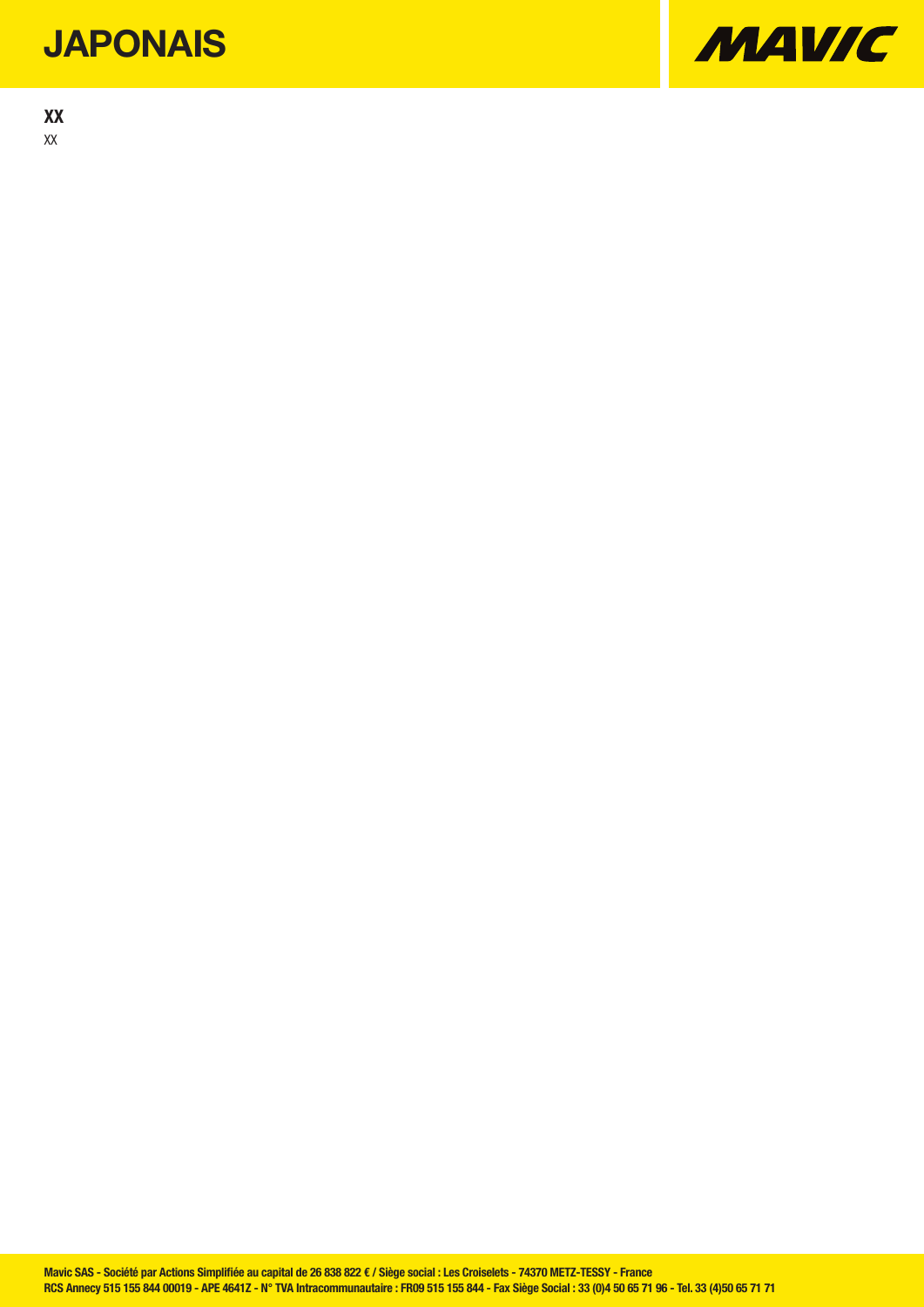# JAPONAIS

**XX**

XX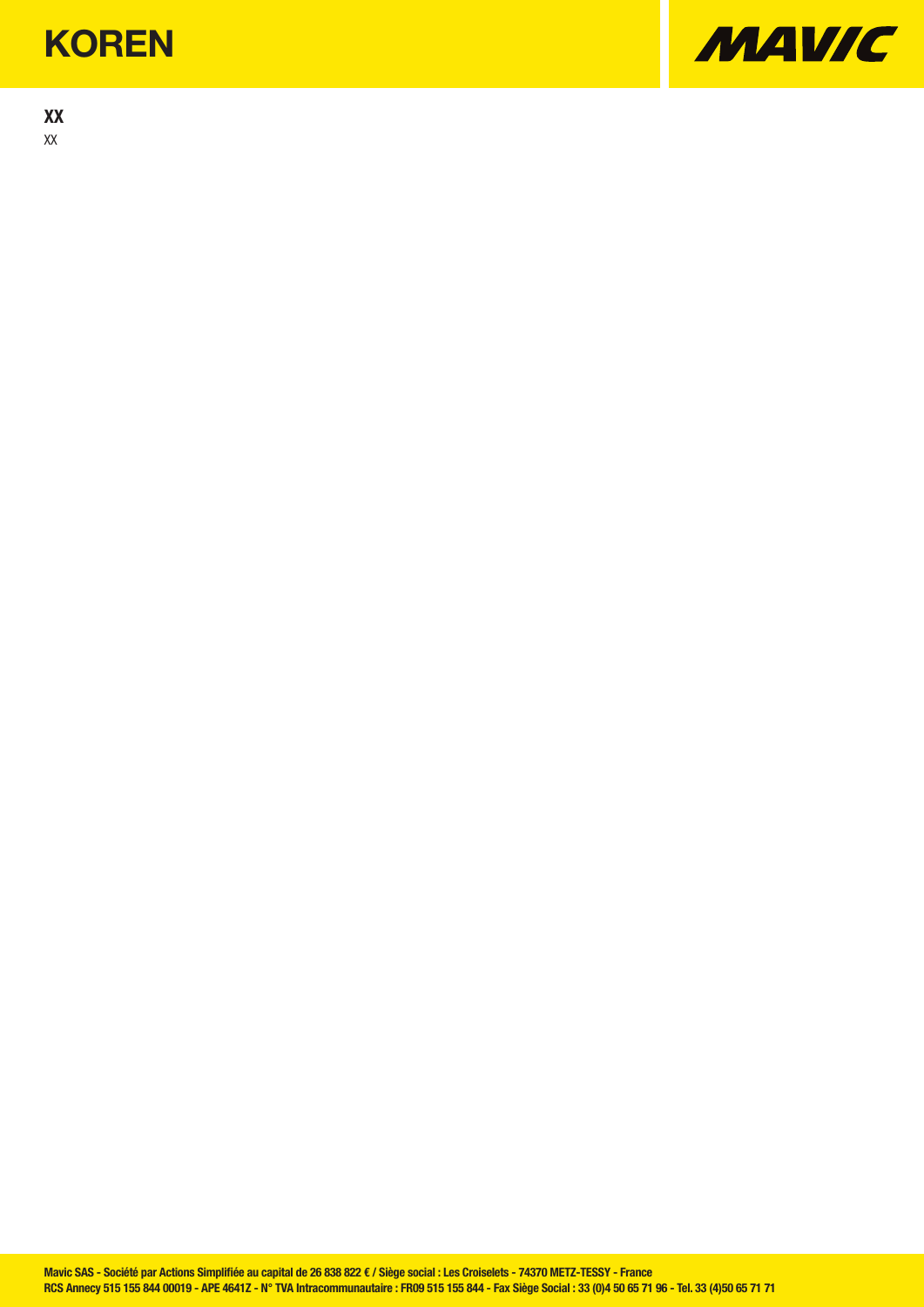# KOREN

**XX**

XX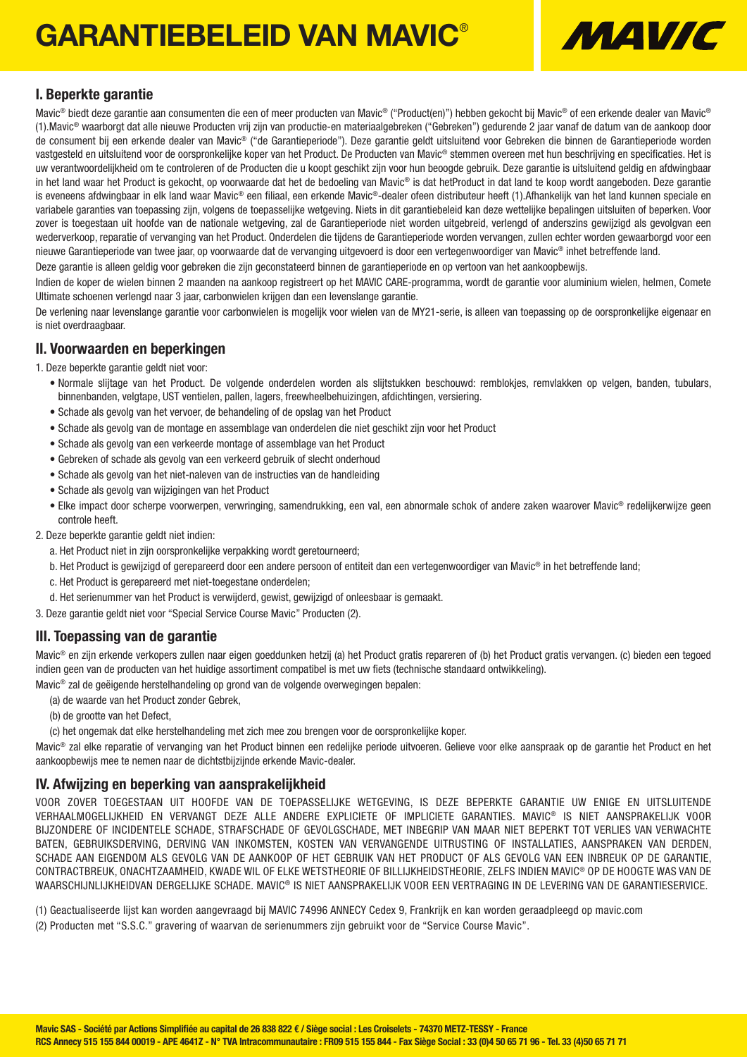# GARANTIEBELEID VAN MAVIC®

## I. Beperkte garantie

Mavic® biedt deze garantie aan consumenten die een of meer producten van Mavic® ("Product(en)") hebben gekocht bij Mavic® of een erkende dealer van Mavic® (1).Mavic® waarborgt dat alle nieuwe Producten vrij zijn van productie-en materiaalgebreken ("Gebreken") gedurende 2 jaar vanaf de datum van de aankoop door de consument bij een erkende dealer van Mavic® ("de Garantieperiode"). Deze garantie geldt uitsluitend voor Gebreken die binnen de Garantieperiode worden vastgesteld en uitsluitend voor de oorspronkelijke koper van het Product. De Producten van Mavic® stemmen overeen met hun beschrijving en specificaties. Het is uw verantwoordelijkheid om te controleren of de Producten die u koopt geschikt zijn voor hun beoogde gebruik. Deze garantie is uitsluitend geldig en afdwingbaar in het land waar het Product is gekocht, op voorwaarde dat het de bedoeling van Mavic® is dat hetProduct in dat land te koop wordt aangeboden. Deze garantie is eveneens afdwingbaar in elk land waar Mavic® een filiaal, een erkende Mavic®-dealer ofeen distributeur heeft (1).Afhankelijk van het land kunnen speciale en variabele garanties van toepassing zijn, volgens de toepasselijke wetgeving. Niets in dit garantiebeleid kan deze wettelijke bepalingen uitsluiten of beperken. Voor zover is toegestaan uit hoofde van de nationale wetgeving, zal de Garantieperiode niet worden uitgebreid, verlengd of anderszins gewijzigd als gevolgvan een wederverkoop, reparatie of vervanging van het Product. Onderdelen die tijdens de Garantieperiode worden vervangen, zullen echter worden gewaarborgd voor een nieuwe Garantieperiode van twee jaar, op voorwaarde dat de vervanging uitgevoerd is door een vertegenwoordiger van Mavic® inhet betreffende land.

Deze garantie is alleen geldig voor gebreken die zijn geconstateerd binnen de garantieperiode en op vertoon van het aankoopbewijs.

Indien de koper de wielen binnen 2 maanden na aankoop registreert op het MAVIC CARE-programma, wordt de garantie voor aluminium wielen, helmen, Comete Ultimate schoenen verlengd naar 3 jaar, carbonwielen krijgen dan een levenslange garantie.

De verlening naar levenslange garantie voor carbonwielen is mogelijk voor wielen van de MY21-serie, is alleen van toepassing op de oorspronkelijke eigenaar en is niet overdraagbaar.

## II. Voorwaarden en beperkingen

1. Deze beperkte garantie geldt niet voor:
   - Normale slijtage van het Product. De volgende onderdelen worden als slijtstukken beschouwd: remblokjes, remvlakken op velgen, banden, tubulars, binnenbanden, velgtape, UST ventielen, pallen, lagers, freewheelbehuizingen, afdichtingen, versiering.
   - Schade als gevolg van het vervoer, de behandeling of de opslag van het Product
   - Schade als gevolg van de montage en assemblage van onderdelen die niet geschikt zijn voor het Product
   - Schade als gevolg van een verkeerde montage of assemblage van het Product
   - Gebreken of schade als gevolg van een verkeerd gebruik of slecht onderhoud
   - Schade als gevolg van het niet-naleven van de instructies van de handleiding
   - Schade als gevolg van wijzigingen van het Product
   - Elke impact door scherpe voorwerpen, verwringing, samendrukking, een val, een abnormale schok of andere zaken waarover Mavic® redelijkerwijze geen controle heeft.
2. Deze beperkte garantie geldt niet indien:
   a. Het Product niet in zijn oorspronkelijke verpakking wordt geretourneerd;
   b. Het Product is gewijzigd of gerepareerd door een andere persoon of entiteit dan een vertegenwoordiger van Mavic® in het betreffende land;
   c. Het Product is gerepareerd met niet-toegestane onderdelen;
   d. Het serienummer van het Product is verwijderd, gewist, gewijzigd of onleesbaar is gemaakt.
3. Deze garantie geldt niet voor "Special Service Course Mavic" Producten (2).

## III. Toepassing van de garantie

Mavic® en zijn erkende verkopers zullen naar eigen goeddunken hetzij (a) het Product gratis repareren of (b) het Product gratis vervangen. (c) bieden een tegoed indien geen van de producten van het huidige assortiment compatibel is met uw fiets (technische standaard ontwikkeling).

Mavic® zal de geëigende herstelhandeling op grond van de volgende overwegingen bepalen:

(a) de waarde van het Product zonder Gebrek,

(b) de grootte van het Defect,

(c) het ongemak dat elke herstelhandeling met zich mee zou brengen voor de oorspronkelijke koper.

Mavic® zal elke reparatie of vervanging van het Product binnen een redelijke periode uitvoeren. Gelieve voor elke aanspraak op de garantie het Product en het aankoopbewijs mee te nemen naar de dichtstbijzijnde erkende Mavic-dealer.

## IV. Afwijzing en beperking van aansprakelijkheid

VOOR ZOVER TOEGESTAAN UIT HOOFDE VAN DE TOEPASSELIJKE WETGEVING, IS DEZE BEPERKTE GARANTIE UW ENIGE EN UITSLUITENDE VERHAALMOGELIJKHEID EN VERVANGT DEZE ALLE ANDERE EXPLICIETE OF IMPLICIETE GARANTIES. MAVIC® IS NIET AANSPRAKELIJK VOOR BIJZONDERE OF INCIDENTELE SCHADE, STRAFSCHADE OF GEVOLGSCHADE, MET INBEGRIP VAN MAAR NIET BEPERKT TOT VERLIES VAN VERWACHTE BATEN, GEBRUIKSDERVING, DERVING VAN INKOMSTEN, KOSTEN VAN VERVANGENDE UITRUSTING OF INSTALLATIES, AANSPRAKEN VAN DERDEN, SCHADE AAN EIGENDOM ALS GEVOLG VAN DE AANKOOP OF HET GEBRUIK VAN HET PRODUCT OF ALS GEVOLG VAN EEN INBREUK OP DE GARANTIE, CONTRACTBREUK, ONACHTZAAMHEID, KWADE WIL OF ELKE WETSTHEORIE OF BILLIJKHEIDSTHEORIE, ZELFS INDIEN MAVIC® OP DE HOOGTE WAS VAN DE WAARSCHIJNLIJKHEIDVAN DERGELIJKE SCHADE. MAVIC® IS NIET AANSPRAKELIJK VOOR EEN VERTRAGING IN DE LEVERING VAN DE GARANTIESERVICE.

(1) Geactualiseerde lijst kan worden aangevraagd bij MAVIC 74996 ANNECY Cedex 9, Frankrijk en kan worden geraadpleegd op mavic.com

(2) Producten met "S.S.C." gravering of waarvan de serienummers zijn gebruikt voor de "Service Course Mavic".

**Mavic SAS - Société par Actions Simplifiée au capital de 26 838 822 € / Siège social : Les Croiselets - 74370 METZ-TESSY - France**
**RCS Annecy 515 155 844 00019 - APE 4641Z - N° TVA Intracommunautaire : FR09 515 155 844 - Fax Siège Social : 33 (0)4 50 65 71 96 - Tel. 33 (4)50 65 71 71**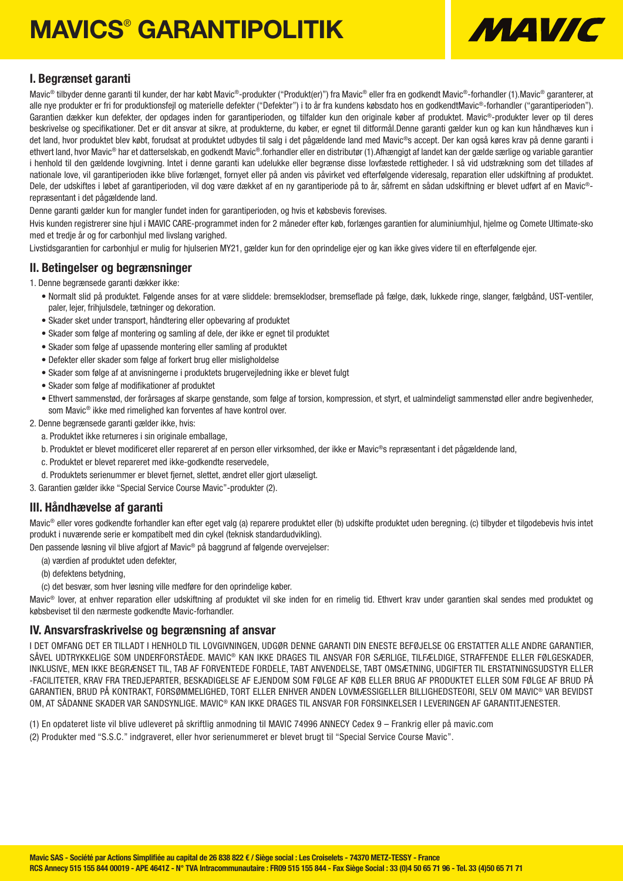# MAVICS® GARANTIPOLITIK

## I. Begrænset garanti

Mavic® tilbyder denne garanti til kunder, der har købt Mavic®-produkter ("Produkt(er)") fra Mavic® eller fra en godkendt Mavic®-forhandler (1).Mavic® garanterer, at alle nye produkter er fri for produktionsfejl og materielle defekter ("Defekter") i to år fra kundens købsdato hos en godkendtMavic®-forhandler ("garantiperioden"). Garantien dækker kun defekter, der opdages inden for garantiperioden, og tilfalder kun den originale køber af produktet. Mavic®-produkter lever op til deres beskrivelse og specifikationer. Det er dit ansvar at sikre, at produkterne, du køber, er egnet til ditformål.Denne garanti gælder kun og kan kun håndhæves kun i det land, hvor produktet blev købt, forudsat at produktet udbydes til salg i det pågældende land med Mavic®s accept. Der kan også køres krav på denne garanti i ethvert land, hvor Mavic® har et datterselskab, en godkendt Mavic®.forhandler eller en distributør (1).Afhængigt af landet kan der gælde særlige og variable garantier i henhold til den gældende lovgivning. Intet i denne garanti kan udelukke eller begrænse disse lovfæstede rettigheder. I så vid udstrækning som det tillades af nationale love, vil garantiperioden ikke blive forlænget, fornyet eller på anden vis påvirket ved efterfølgende videresalg, reparation eller udskiftning af produktet. Dele, der udskiftes i løbet af garantiperioden, vil dog være dækket af en ny garantiperiode på to år, såfremt en sådan udskiftning er blevet udført af en Mavic®-repræsentant i det pågældende land.

Denne garanti gælder kun for mangler fundet inden for garantiperioden, og hvis et købsbevis forevises.

Hvis kunden registrerer sine hjul i MAVIC CARE-programmet inden for 2 måneder efter køb, forlænges garantien for aluminiumhjul, hjelme og Comete Ultimate-sko med et tredje år og for carbonhjul med livslang varighed.

Livstidsgarantien for carbonhjul er mulig for hjulserien MY21, gælder kun for den oprindelige ejer og kan ikke gives videre til en efterfølgende ejer.

## II. Betingelser og begrænsninger

1. Denne begrænsede garanti dækker ikke:
   - Normalt slid på produktet. Følgende anses for at være sliddele: bremseklodser, bremseflade på fælge, dæk, lukkede ringe, slanger, fælgbånd, UST-ventiler, paler, lejer, frihjulsdele, tætninger og dekoration.
   - Skader sket under transport, håndtering eller opbevaring af produktet
   - Skader som følge af montering og samling af dele, der ikke er egnet til produktet
   - Skader som følge af upassende montering eller samling af produktet
   - Defekter eller skader som følge af forkert brug eller misligholdelse
   - Skader som følge af at anvisningerne i produktets brugervejledning ikke er blevet fulgt
   - Skader som følge af modifikationer af produktet
   - Ethvert sammenstød, der forårsages af skarpe genstande, som følge af torsion, kompression, et styrt, et ualmindeligt sammenstød eller andre begivenheder, som Mavic® ikke med rimelighed kan forventes af have kontrol over.
2. Denne begrænsede garanti gælder ikke, hvis:
   a. Produktet ikke returneres i sin originale emballage,
   b. Produktet er blevet modificeret eller repareret af en person eller virksomhed, der ikke er Mavic®s repræsentant i det pågældende land,
   c. Produktet er blevet repareret med ikke-godkendte reservedele,
   d. Produktets serienummer er blevet fjernet, slettet, ændret eller gjort ulæseligt.
3. Garantien gælder ikke "Special Service Course Mavic"-produkter (2).

## III. Håndhævelse af garanti

Mavic® eller vores godkendte forhandler kan efter eget valg (a) reparere produktet eller (b) udskifte produktet uden beregning. (c) tilbyder et tilgodebevis hvis intet produkt i nuværende serie er kompatibelt med din cykel (teknisk standardudvikling).

Den passende løsning vil blive afgjort af Mavic® på baggrund af følgende overvejelser:

(a) værdien af produktet uden defekter,

(b) defektens betydning,

(c) det besvær, som hver løsning ville medføre for den oprindelige køber.

Mavic® lover, at enhver reparation eller udskiftning af produktet vil ske inden for en rimelig tid. Ethvert krav under garantien skal sendes med produktet og købsbeviset til den nærmeste godkendte Mavic-forhandler.

## IV. Ansvarsfraskrivelse og begrænsning af ansvar

I DET OMFANG DET ER TILLADT I HENHOLD TIL LOVGIVNINGEN, UDGØR DENNE GARANTI DIN ENESTE BEFØJELSE OG ERSTATTER ALLE ANDRE GARANTIER, SÅVEL UDTRYKKELIGE SOM UNDERFORSTÅEDE. MAVIC® KAN IKKE DRAGES TIL ANSVAR FOR SÆRLIGE, TILFÆLDIGE, STRAFFENDE ELLER FØLGESKADER, INKLUSIVE, MEN IKKE BEGRÆNSET TIL, TAB AF FORVENTEDE FORDELE, TABT ANVENDELSE, TABT OMSÆTNING, UDGIFTER TIL ERSTATNINGSUDSTYR ELLER -FACILITETER, KRAV FRA TREDJEPARTER, BESKADIGELSE AF EJENDOM SOM FØLGE AF KØB ELLER BRUG AF PRODUKTET ELLER SOM FØLGE AF BRUD PÅ GARANTIEN, BRUD PÅ KONTRAKT, FORSØMMELIGHED, TORT ELLER ENHVER ANDEN LOVMÆSSIGELLER BILLIGHEDSTEORI, SELV OM MAVIC® VAR BEVIDST OM, AT SÅDANNE SKADER VAR SANDSYNLIGE. MAVIC® KAN IKKE DRAGES TIL ANSVAR FOR FORSINKELSER I LEVERINGEN AF GARANTITJENESTER.

(1) En opdateret liste vil blive udleveret på skriftlig anmodning til MAVIC 74996 ANNECY Cedex 9 – Frankrig eller på mavic.com

(2) Produkter med "S.S.C." indgraveret, eller hvor serienummeret er blevet brugt til "Special Service Course Mavic".

Mavic SAS - Société par Actions Simplifiée au capital de 26 838 822 € / Siège social : Les Croiselets - 74370 METZ-TESSY - France
RCS Annecy 515 155 844 00019 - APE 4641Z - N° TVA Intracommunautaire : FR09 515 155 844 - Fax Siège Social : 33 (0)4 50 65 71 96 - Tel. 33 (4)50 65 71 71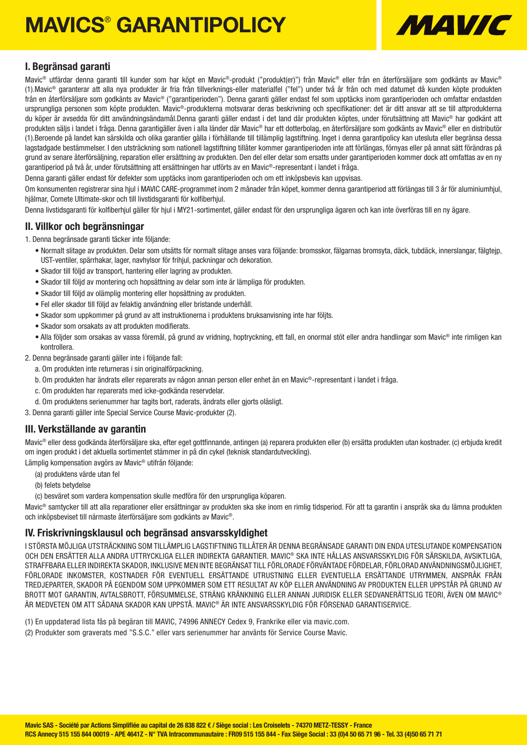# MAVICS® GARANTIPOLICY

## I. Begränsad garanti

Mavic® utfärdar denna garanti till kunder som har köpt en Mavic®-produkt ("produkt(er)") från Mavic® eller från en återförsäljare som godkänts av Mavic® (1).Mavic® garanterar att alla nya produkter är fria från tillverknings-eller materialfel ("fel") under två år från och med datumet då kunden köpte produkten från en återförsäljare som godkänts av Mavic® ("garantiperioden"). Denna garanti gäller endast fel som upptäcks inom garantiperioden och omfattar endastden ursprungliga personen som köpte produkten. Mavic®-produkterna motsvarar deras beskrivning och specifikationer: det är ditt ansvar att se till attprodukterna du köper är avsedda för ditt användningsändamål.Denna garanti gäller endast i det land där produkten köptes, under förutsättning att Mavic® har godkänt att produkten säljs i landet i fråga. Denna garantigäller även i alla länder där Mavic® har ett dotterbolag, en återförsäljare som godkänts av Mavic® eller en distributör (1).Beroende på landet kan särskilda och olika garantier gälla i förhållande till tillämplig lagstiftning. Inget i denna garantipolicy kan utesluta eller begränsa dessa lagstadgade bestämmelser. I den utsträckning som nationell lagstiftning tillåter kommer garantiperioden inte att förlängas, förnyas eller på annat sätt förändras på grund av senare återförsäljning, reparation eller ersättning av produkten. Den del eller delar som ersatts under garantiperioden kommer dock att omfattas av en ny garantiperiod på två år, under förutsättning att ersättningen har utförts av en Mavic®-representant i landet i fråga.

Denna garanti gäller endast för defekter som upptäcks inom garantiperioden och om ett inköpsbevis kan uppvisas.

Om konsumenten registrerar sina hjul i MAVIC CARE-programmet inom 2 månader från köpet, kommer denna garantiperiod att förlängas till 3 år för aluminiumhjul, hjälmar, Comete Ultimate-skor och till livstidsgaranti för kolfiberhjul.

Denna livstidsgaranti för kolfiberhjul gäller för hjul i MY21-sortimentet, gäller endast för den ursprungliga ägaren och kan inte överföras till en ny ägare.

## II. Villkor och begränsningar

1. Denna begränsade garanti täcker inte följande:
   - Normalt slitage av produkten. Delar som utsätts för normalt slitage anses vara följande: bromsskor, fälgarnas bromsyta, däck, tubdäck, innerslangar, fälgtejp, UST-ventiler, spärrhakar, lager, navhylsor för frihjul, packningar och dekoration.
   - Skador till följd av transport, hantering eller lagring av produkten.
   - Skador till följd av montering och hopsättning av delar som inte är lämpliga för produkten.
   - Skador till följd av olämplig montering eller hopsättning av produkten.
   - Fel eller skador till följd av felaktig användning eller bristande underhåll.
   - Skador som uppkommer på grund av att instruktionerna i produktens bruksanvisning inte har följts.
   - Skador som orsakats av att produkten modifierats.
   - Alla följder som orsakas av vassa föremål, på grund av vridning, hoptryckning, ett fall, en onormal stöt eller andra handlingar som Mavic® inte rimligen kan kontrollera.
2. Denna begränsade garanti gäller inte i följande fall:
   a. Om produkten inte returneras i sin originalförpackning.
   b. Om produkten har ändrats eller reparerats av någon annan person eller enhet än en Mavic®-representant i landet i fråga.
   c. Om produkten har reparerats med icke-godkända reservdelar.
   d. Om produktens serienummer har tagits bort, raderats, ändrats eller gjorts oläsligt.
3. Denna garanti gäller inte Special Service Course Mavic-produkter (2).

## III. Verkställande av garantin

Mavic® eller dess godkända återförsäljare ska, efter eget gottfinnande, antingen (a) reparera produkten eller (b) ersätta produkten utan kostnader. (c) erbjuda kredit om ingen produkt i det aktuella sortimentet stämmer in på din cykel (teknisk standardutveckling).

Lämplig kompensation avgörs av Mavic® utifrån följande:

(a) produktens värde utan fel

(b) felets betydelse

(c) besväret som vardera kompensation skulle medföra för den ursprungliga köparen.

Mavic® samtycker till att alla reparationer eller ersättningar av produkten ska ske inom en rimlig tidsperiod. För att ta garantin i anspråk ska du lämna produkten och inköpsbeviset till närmaste återförsäljare som godkänts av Mavic®.

## IV. Friskrivningsklausul och begränsad ansvarsskyldighet

I STÖRSTA MÖJLIGA UTSTRÄCKNING SOM TILLÄMPLIG LAGSTIFTNING TILLÅTER ÄR DENNA BEGRÄNSADE GARANTI DIN ENDA UTESLUTANDE KOMPENSATION OCH DEN ERSÄTTER ALLA ANDRA UTTRYCKLIGA ELLER INDIREKTA GARANTIER. MAVIC® SKA INTE HÅLLAS ANSVARSSKYLDIG FÖR SÄRSKILDA, AVSIKTLIGA, STRAFFBARA ELLER INDIREKTA SKADOR, INKLUSIVE MEN INTE BEGRÄNSAT TILL FÖRLORADE FÖRVÄNTADE FÖRDELAR, FÖRLORAD ANVÄNDNINGSMÖJLIGHET, FÖRLORADE INKOMSTER, KOSTNADER FÖR EVENTUELL ERSÄTTANDE UTRUSTNING ELLER EVENTUELLA ERSÄTTANDE UTRYMMEN, ANSPRÅK FRÅN TREDJEPARTER, SKADOR PÅ EGENDOM SOM UPPKOMMER SOM ETT RESULTAT AV KÖP ELLER ANVÄNDNING AV PRODUKTEN ELLER UPPSTÅR PÅ GRUND AV BROTT MOT GARANTIN, AVTALSBROTT, FÖRSUMMELSE, STRÄNG KRÄNKNING ELLER ANNAN JURIDISK ELLER SEDVANERÄTTSLIG TEORI, ÄVEN OM MAVIC® ÄR MEDVETEN OM ATT SÅDANA SKADOR KAN UPPSTÅ. MAVIC® ÄR INTE ANSVARSSKYLDIG FÖR FÖRSENAD GARANTISERVICE.

(1) En uppdaterad lista fås på begäran till MAVIC, 74996 ANNECY Cedex 9, Frankrike eller via mavic.com.

(2) Produkter som graverats med "S.S.C." eller vars serienummer har använts för Service Course Mavic.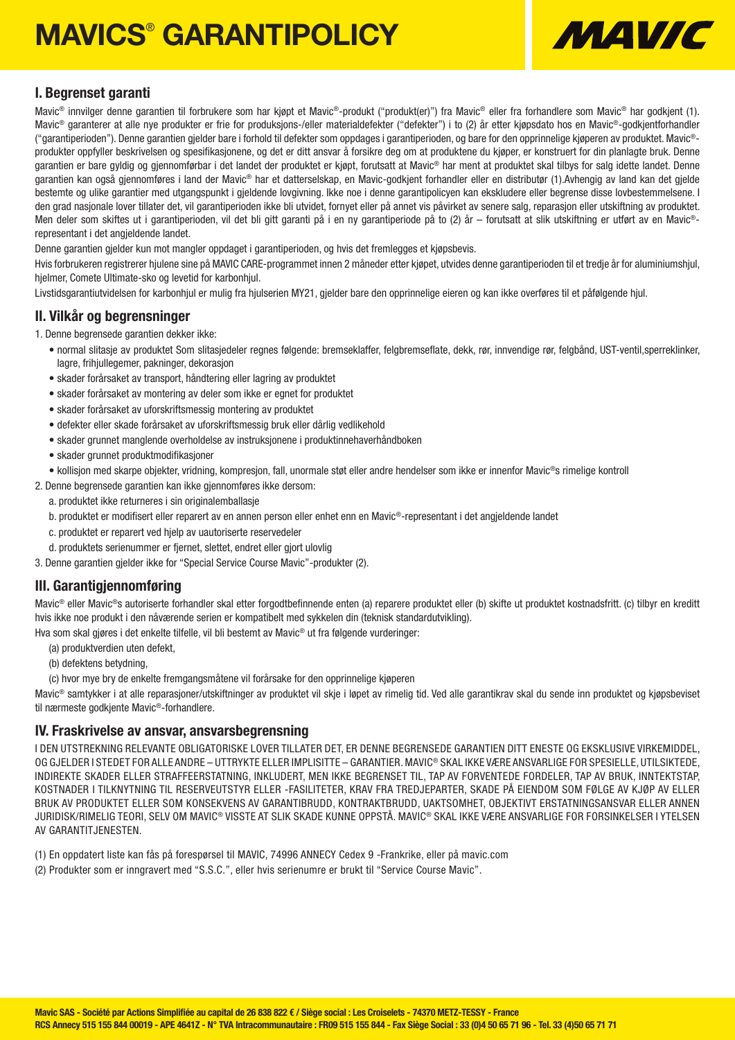# MAVICS® GARANTIPOLICY

## I. Begrenset garanti

Mavic® innvilger denne garantien til forbrukere som har kjøpt et Mavic®-produkt ("produkt(er)") fra Mavic® eller fra forhandlere som Mavic® har godkjent (1). Mavic® garanterer at alle nye produkter er frie for produksjons-/eller materialdefekter ("defekter") i to (2) år etter kjøpsdato hos en Mavic®-godkjentforhandler ("garantiperioden"). Denne garantien gjelder bare i forhold til defekter som oppdages i garantiperioden, og bare for den opprinnelige kjøperen av produktet. Mavic®-produkter oppfyller beskrivelsen og spesifikasjonene, og det er ditt ansvar å forsikre deg om at produktene du kjøper, er konstruert for din planlagte bruk. Denne garantien er bare gyldig og gjennomførbar i det landet der produktet er kjøpt, forutsatt at Mavic® har ment at produktet skal tilbys for salg idette landet. Denne garantien kan også gjennomføres i land der Mavic® har et datterselskap, en Mavic-godkjent forhandler eller en distributør (1).Avhengig av land kan det gjelde bestemte og ulike garantier med utgangspunkt i gjeldende lovgivning. Ikke noe i denne garantipolicyen kan ekskludere eller begrense disse lovbestemmelsene. I den grad nasjonale lover tillater det, vil garantiperioden ikke bli utvidet, fornyet eller på annet vis påvirket av senere salg, reparasjon eller utskiftning av produktet. Men deler som skiftes ut i garantiperioden, vil det bli gitt garanti på i en ny garantiperiode på to (2) år – forutsatt at slik utskiftning er utført av en Mavic®-representant i det angjeldende landet.

Denne garantien gjelder kun mot mangler oppdaget i garantiperioden, og hvis det fremlegges et kjøpsbevis.

Hvis forbrukeren registrerer hjulene sine på MAVIC CARE-programmet innen 2 måneder etter kjøpet, utvides denne garantiperioden til et tredje år for aluminiumshjul, hjelmer, Comete Ultimate-sko og levetid for karbonhjul.

Livstidsgarantiutvidelsen for karbonhjul er mulig fra hjulserien MY21, gjelder bare den opprinnelige eieren og kan ikke overføres til et påfølgende hjul.

## II. Vilkår og begrensninger

1. Denne begrensede garantien dekker ikke:
   - normal slitasje av produktet Som slitasjedeler regnes følgende: bremseklaffer, felgbremseflate, dekk, rør, innvendige rør, felgbånd, UST-ventil,sperreklinker, lagre, frihjullegemer, pakninger, dekorasjon
   - skader forårsaket av transport, håndtering eller lagring av produktet
   - skader forårsaket av montering av deler som ikke er egnet for produktet
   - skader forårsaket av uforskriftsmessig montering av produktet
   - defekter eller skade forårsaket av uforskriftsmessig bruk eller dårlig vedlikehold
   - skader grunnet manglende overholdelse av instruksjonene i produktinnehaverhåndboken
   - skader grunnet produktmodifikasjoner
   - kollisjon med skarpe objekter, vridning, kompresjon, fall, unormale støt eller andre hendelser som ikke er innenfor Mavic®s rimelige kontroll
2. Denne begrensede garantien kan ikke gjennomføres ikke dersom:
   a. produktet ikke returneres i sin originalemballasje
   b. produktet er modifisert eller reparert av en annen person eller enhet enn en Mavic®-representant i det angjeldende landet
   c. produktet er reparert ved hjelp av uautoriserte reservedeler
   d. produktets serienummer er fjernet, slettet, endret eller gjort ulovlig
3. Denne garantien gjelder ikke for "Special Service Course Mavic"-produkter (2).

## III. Garantigjennomføring

Mavic® eller Mavic®s autoriserte forhandler skal etter forgodtbefinnende enten (a) reparere produktet eller (b) skifte ut produktet kostnadsfritt. (c) tilbyr en kreditt hvis ikke noe produkt i den nåværende serien er kompatibelt med sykkelen din (teknisk standardutvikling).

Hva som skal gjøres i det enkelte tilfelle, vil bli bestemt av Mavic® ut fra følgende vurderinger:

(a) produktverdien uten defekt,

(b) defektens betydning,

(c) hvor mye bry de enkelte fremgangsmåtene vil forårsake for den opprinnelige kjøperen

Mavic® samtykker i at alle reparasjoner/utskiftninger av produktet vil skje i løpet av rimelig tid. Ved alle garantikrav skal du sende inn produktet og kjøpsbeviset til nærmeste godkjente Mavic®-forhandlere.

## IV. Fraskrivelse av ansvar, ansvarsbegrensning

I DEN UTSTREKNING RELEVANTE OBLIGATORISKE LOVER TILLATER DET, ER DENNE BEGRENSEDE GARANTIEN DITT ENESTE OG EKSKLUSIVE VIRKEMIDDEL, OG GJELDER I STEDET FOR ALLE ANDRE – UTTRYKTE ELLER IMPLISITTE – GARANTIER. MAVIC® SKAL IKKE VÆRE ANSVARLIGE FOR SPESIELLE, UTILSIKTEDE, INDIREKTE SKADER ELLER STRAFFEERSTATNING, INKLUDERT, MEN IKKE BEGRENSET TIL, TAP AV FORVENTEDE FORDELER, TAP AV BRUK, INNTEKTSTAP, KOSTNADER I TILKNYTNING TIL RESERVEUTSTYR ELLER -FASILITETER, KRAV FRA TREDJEPARTER, SKADE PÅ EIENDOM SOM FØLGE AV KJØP AV ELLER BRUK AV PRODUKTET ELLER SOM KONSEKVENS AV GARANTIBRUDD, KONTRAKTBRUDD, UAKTSOMHET, OBJEKTIVT ERSTATNINGSANSVAR ELLER ANNEN JURIDISK/RIMELIG TEORI, SELV OM MAVIC® VISSTE AT SLIK SKADE KUNNE OPPSTÅ. MAVIC® SKAL IKKE VÆRE ANSVARLIGE FOR FORSINKELSER I YTELSEN AV GARANTITJENESTEN.

(1) En oppdatert liste kan fås på forespørsel til MAVIC, 74996 ANNECY Cedex 9 -Frankrike, eller på mavic.com

(2) Produkter som er inngravert med "S.S.C.", eller hvis serienumre er brukt til "Service Course Mavic".

Mavic SAS - Société par Actions Simplifiée au capital de 26 838 822 € / Siège social : Les Croiselets - 74370 METZ-TESSY - France
RCS Annecy 515 155 844 00019 - APE 4641Z - N° TVA Intracommunautaire : FR09 515 155 844 - Fax Siège Social : 33 (0)4 50 65 71 96 - Tel. 33 (4)50 65 71 71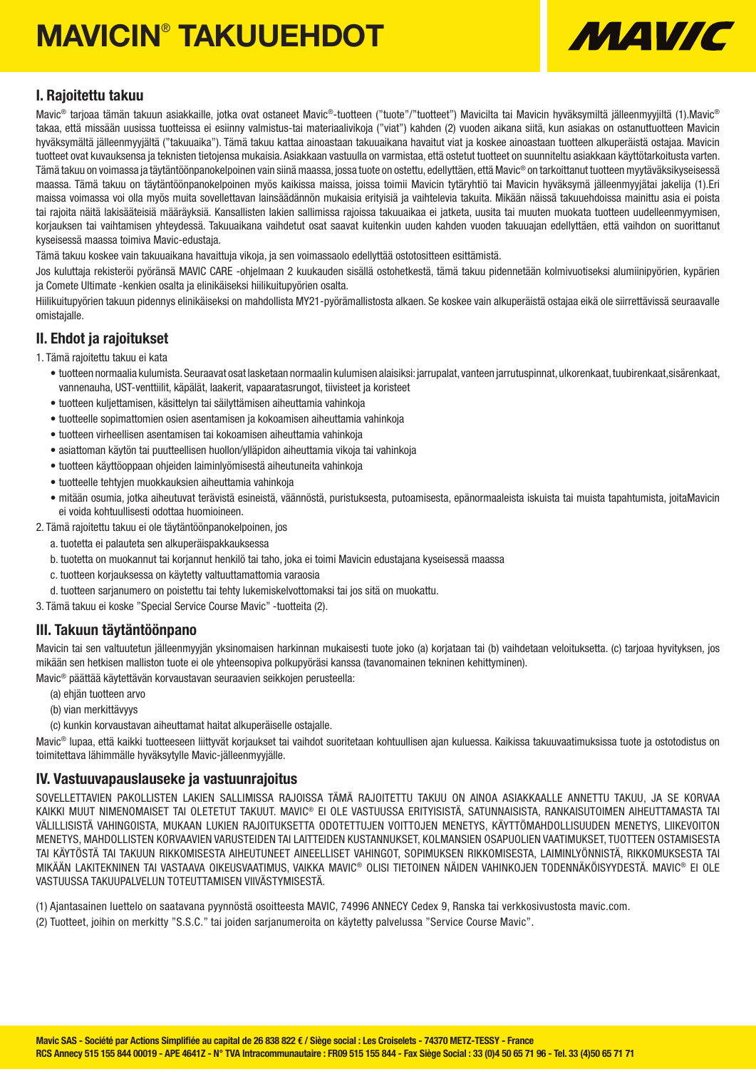# MAVICIN® TAKUUEHDOT

MAVIC

## I. Rajoitettu takuu

Mavic® tarjoaa tämän takuun asiakkaille, jotka ovat ostaneet Mavic®-tuotteen ("tuote"/"tuotteet") Mavicilta tai Mavicin hyväksymiltä jälleenmyyjiltä (1).Mavic® takaa, että missään uusissa tuotteissa ei esiinny valmistus-tai materiaalivikoja ("viat") kahden (2) vuoden aikana siitä, kun asiakas on ostanuttuotteen Mavicin hyväksymältä jälleenmyyjältä ("takuuaika"). Tämä takuu kattaa ainoastaan takuuaikana havaitut viat ja koskee ainoastaan tuotteen alkuperäistä ostajaa. Mavicin tuotteet ovat kuvauksensa ja teknisten tietojensa mukaisia. Asiakkaan vastuulla on varmistaa, että ostetut tuotteet on suunniteltu asiakkaan käyttötarkoitusta varten. Tämä takuu on voimassa ja täytäntöönpanokelpoinen vain siinä maassa, jossa tuote on ostettu, edellyttäen, että Mavic® on tarkoittanut tuotteen myytäväksikyseisessä maassa. Tämä takuu on täytäntöönpanokelpoinen myös kaikissa maissa, joissa toimii Mavicin tytäryhtiö tai Mavicin hyväksymä jälleenmyyjätai jakelija (1).Eri maissa voimassa voi olla myös muita sovellettavan lainsäädännön mukaisia erityisiä ja vaihtelevia takuita. Mikään näissä takuuehdoissa mainittu asia ei poista tai rajoita näitä lakisääteisiä määräyksiä. Kansallisten lakien sallimissa rajoissa takuuaikaa ei jatketa, uusita tai muuten muokata tuotteen uudelleenmyymisen, korjauksen tai vaihtamisen yhteydessä. Takuuaikana vaihdetut osat saavat kuitenkin uuden kahden vuoden takuuajan edellyttäen, että vaihdon on suorittanut kyseisessä maassa toimiva Mavic-edustaja.

Tämä takuu koskee vain takuuaikana havaittuja vikoja, ja sen voimassaolo edellyttää ostotositteen esittämistä.

Jos kuluttaja rekisteröi pyöränsä MAVIC CARE -ohjelmaan 2 kuukauden sisällä ostohetkestä, tämä takuu pidennetään kolmivuotiseksi alumiinipyörien, kypärien ja Comete Ultimate -kenkien osalta ja elinikäiseksi hiilikuitupyörien osalta.

Hiilikuitupyörien takuun pidennys elinikäiseksi on mahdollista MY21-pyörämallistosta alkaen. Se koskee vain alkuperäistä ostajaa eikä ole siirrettävissä seuraavalle omistajalle.

## II. Ehdot ja rajoitukset

1. Tämä rajoitettu takuu ei kata
   - tuotteen normaalia kulumista. Seuraavat osat lasketaan normaalin kulumisen alaisiksi: jarrupalat, vanteen jarrutuspinnat, ulkorenkaat, tuubirenkaat,sisärenkaat, vannenauha, UST-venttiilit, käpälät, laakerit, vapaaratasrungot, tiivisteet ja koristeet
   - tuotteen kuljettamisen, käsittelyn tai säilyttämisen aiheuttamia vahinkoja
   - tuotteelle sopimattomien osien asentamisen ja kokoamisen aiheuttamia vahinkoja
   - tuotteen virheellisen asentamisen tai kokoamisen aiheuttamia vahinkoja
   - asiattoman käytön tai puutteellisen huollon/ylläpidon aiheuttamia vikoja tai vahinkoja
   - tuotteen käyttöoppaan ohjeiden laiminlyömisestä aiheutuneita vahinkoja
   - tuotteelle tehtyjen muokkauksien aiheuttamia vahinkoja
   - mitään osumia, jotka aiheutuvat terävistä esineistä, väännöstä, puristuksesta, putoamisesta, epänormaaleista iskuista tai muista tapahtumista, joitaMavicin ei voida kohtuullisesti odottaa huomioineen.
2. Tämä rajoitettu takuu ei ole täytäntöönpanokelpoinen, jos
   a. tuotetta ei palauteta sen alkuperäispakkauksessa
   b. tuotetta on muokannut tai korjannut henkilö tai taho, joka ei toimi Mavicin edustajana kyseisessä maassa
   c. tuotteen korjauksessa on käytetty valtuuttamattomia varaosia
   d. tuotteen sarjanumero on poistettu tai tehty lukemiskelvottomaksi tai jos sitä on muokattu.
3. Tämä takuu ei koske "Special Service Course Mavic" -tuotteita (2).

## III. Takuun täytäntöönpano

Mavicin tai sen valtuutetun jälleenmyyjän yksinomaisen harkinnan mukaisesti tuote joko (a) korjataan tai (b) vaihdetaan veloituksetta. (c) tarjoaa hyvityksen, jos mikään sen hetkisen malliston tuote ei ole yhteensopiva polkupyöräsi kanssa (tavanomainen tekninen kehittyminen).

Mavic® päättää käytettävän korvaustavan seuraavien seikkojen perusteella:

(a) ehjän tuotteen arvo

(b) vian merkittävyys

(c) kunkin korvaustavan aiheuttamat haitat alkuperäiselle ostajalle.

Mavic® lupaa, että kaikki tuotteeseen liittyvät korjaukset tai vaihdot suoritetaan kohtuullisen ajan kuluessa. Kaikissa takuuvaatimuksissa tuote ja ostotodistus on toimitettava lähimmälle hyväksytylle Mavic-jälleenmyyjälle.

## IV. Vastuuvapauslauseke ja vastuunrajoitus

SOVELLETTAVIEN PAKOLLISTEN LAKIEN SALLIMISSA RAJOISSA TÄMÄ RAJOITETTU TAKUU ON AINOA ASIAKKAALLE ANNETTU TAKUU, JA SE KORVAA KAIKKI MUUT NIMENOMAISET TAI OLETETUT TAKUUT. MAVIC® EI OLE VASTUUSSA ERITYISISTÄ, SATUNNAISISTA, RANKAISUTOIMEN AIHEUTTAMASTA TAI VÄLILLISISTÄ VAHINGOISTA, MUKAAN LUKIEN RAJOITUKSETTA ODOTETTUJEN VOITTOJEN MENETYS, KÄYTTÖMAHDOLLISUUDEN MENETYS, LIIKEVOITON MENETYS, MAHDOLLISTEN KORVAAVIEN VARUSTEIDEN TAI LAITTEIDEN KUSTANNUKSET, KOLMANSIEN OSAPUOLIEN VAATIMUKSET, TUOTTEEN OSTAMISESTA TAI KÄYTÖSTÄ TAI TAKUUN RIKKOMISESTA AIHEUTUNEET AINEELLISET VAHINGOT, SOPIMUKSEN RIKKOMISESTA, LAIMINLYÖNNISTÄ, RIKKOMUKSESTA TAI MIKÄÄN LAKITEKNINEN TAI VASTAAVA OIKEUSVAATIMUS, VAIKKA MAVIC® OLISI TIETOINEN NÄIDEN VAHINKOJEN TODENNÄKÖISYYDESTÄ. MAVIC® EI OLE VASTUUSSA TAKUUPALVELUN TOTEUTTAMISEN VIIVÄSTYMISESTÄ.

(1) Ajantasainen luettelo on saatavana pyynnöstä osoitteesta MAVIC, 74996 ANNECY Cedex 9, Ranska tai verkkosivustosta mavic.com.

(2) Tuotteet, joihin on merkitty "S.S.C." tai joiden sarjanumeroita on käytetty palvelussa "Service Course Mavic".

**Mavic SAS - Société par Actions Simplifiée au capital de 26 838 822 € / Siège social : Les Croiselets - 74370 METZ-TESSY - France**
**RCS Annecy 515 155 844 00019 - APE 4641Z - N° TVA Intracommunautaire : FR09 515 155 844 - Fax Siège Social : 33 (0)4 50 65 71 96 - Tel. 33 (4)50 65 71 71**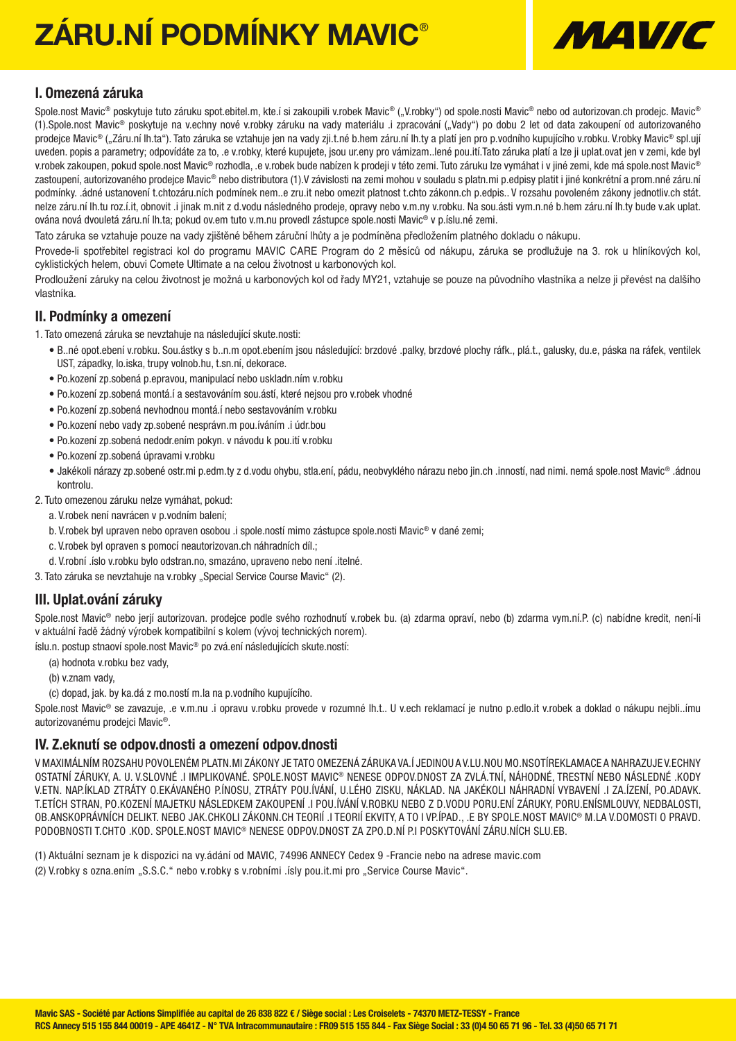# ZÁRU.NÍ PODMÍNKY MAVIC®

## I. Omezená záruka

Spole.nost Mavic® poskytuje tuto záruku spot.ebitel.m, kte.í si zakoupili v.robek Mavic® („V.robky") od spole.nosti Mavic® nebo od autorizovan.ch prodejc. Mavic® (1).Spole.nost Mavic® poskytuje na v.echny nové v.robky záruku na vady materiálu .i zpracování („Vady") po dobu 2 let od data zakoupení od autorizovaného prodejce Mavic® („Záru.ní lh.ta"). Tato záruka se vztahuje jen na vady zji.t.né b.hem záru.ní lh.ty a platí jen pro p.vodního kupujícího v.robku. V.robky Mavic® spl.ují uveden. popis a parametry; odpovídáte za to, .e v.robky, které kupujete, jsou ur.eny pro vámizam..lené pou.ití.Tato záruka platí a lze ji uplat.ovat jen v zemi, kde byl v.robek zakoupen, pokud spole.nost Mavic® rozhodla, .e v.robek bude nabízen k prodeji v této zemi. Tuto záruku lze vymáhat i v jiné zemi, kde má spole.nost Mavic® zastoupení, autorizovaného prodejce Mavic® nebo distributora (1).V závislosti na zemi mohou v souladu s platn.mi p.edpisy platit i jiné konkrétní a prom.nné záru.ní podmínky. .ádné ustanovení t.chtozáru.ních podmínek nem..e zru.it nebo omezit platnost t.chto zákonn.ch p.edpis.. V rozsahu povoleném zákony jednotliv.ch stát. nelze záru.ní lh.tu roz.í.it, obnovit .i jinak m.nit z d.vodu následného prodeje, opravy nebo v.m.ny v.robku. Na sou.ásti vym.n.né b.hem záru.ní lh.ty bude v.ak uplat.ována nová dvouletá záru.ní lh.ta; pokud ov.em tuto v.m.nu provedl zástupce spole.nosti Mavic® v p.íslu.né zemi.

Tato záruka se vztahuje pouze na vady zjištěné během záruční lhůty a je podmíněna předložením platného dokladu o nákupu.

Provede-li spotřebitel registraci kol do programu MAVIC CARE Program do 2 měsíců od nákupu, záruka se prodlužuje na 3. rok u hliníkových kol, cyklistických helem, obuvi Comete Ultimate a na celou životnost u karbonových kol.

Prodloužení záruky na celou životnost je možná u karbonových kol od řady MY21, vztahuje se pouze na původního vlastníka a nelze ji převést na dalšího vlastníka.

## II. Podmínky a omezení

1. Tato omezená záruka se nevztahuje na následující skute.nosti:
   - B..né opot.ebení v.robku. Sou.ástky s b..n.m opot.ebením jsou následující: brzdové .palky, brzdové plochy ráfk., plá.t., galusky, du.e, páska na ráfek, ventilek UST, západky, lo.iska, trupy volnob.hu, t.sn.ní, dekorace.
   - Po.kození zp.sobená p.epravou, manipulací nebo uskladn.ním v.robku
   - Po.kození zp.sobená montá.í a sestavováním sou.ástí, které nejsou pro v.robek vhodné
   - Po.kození zp.sobená nevhodnou montá.í nebo sestavováním v.robku
   - Po.kození nebo vady zp.sobené nesprávn.m pou.íváním .i údr.bou
   - Po.kození zp.sobená nedodr.ením pokyn. v návodu k pou.ití v.robku
   - Po.kození zp.sobená úpravami v.robku
   - Jakékoli nárazy zp.sobené ostr.mi p.edm.ty z d.vodu ohybu, stla.ení, pádu, neobvyklého nárazu nebo jin.ch .inností, nad nimi. nemá spole.nost Mavic® .ádnou kontrolu.
2. Tuto omezenou záruku nelze vymáhat, pokud:
   a. V.robek není navrácen v p.vodním balení;
   b. V.robek byl upraven nebo opraven osobou .i spole.ností mimo zástupce spole.nosti Mavic® v dané zemi;
   c. V.robek byl opraven s pomocí neautorizovan.ch náhradních díl.;
   d. V.robní .íslo v.robku bylo odstran.no, smazáno, upraveno nebo není .itelné.
3. Tato záruka se nevztahuje na v.robky „Special Service Course Mavic" (2).

## III. Uplat.ování záruky

Spole.nost Mavic® nebo jerjí autorizovan. prodejce podle svého rozhodnutí v.robek bu. (a) zdarma opraví, nebo (b) zdarma vym.ní.P. (c) nabídne kredit, není-li v aktuální řadě žádný výrobek kompatibilní s kolem (vývoj technických norem).

íslu.n. postup stnaoví spole.nost Mavic® po zvá.ení následujících skute.ností:

(a) hodnota v.robku bez vady,

(b) v.znam vady,

(c) dopad, jak. by ka.dá z mo.ností m.la na p.vodního kupujícího.

Spole.nost Mavic® se zavazuje, .e v.m.nu .i opravu v.robku provede v rozumné lh.t.. U v.ech reklamací je nutno p.edlo.it v.robek a doklad o nákupu nejbli..ímu autorizovanému prodejci Mavic®.

## IV. Z.eknutí se odpov.dnosti a omezení odpov.dnosti

V MAXIMÁLNÍM ROZSAHU POVOLENÉM PLATN.MI ZÁKONY JE TATO OMEZENÁ ZÁRUKA VA.Í JEDINOU A V.LU.NOU MO.NSOTÍREKLAMACE A NAHRAZUJE V.ECHNY OSTATNÍ ZÁRUKY, A. U. V.SLOVNÉ .I IMPLIKOVANÉ. SPOLE.NOST MAVIC® NENESE ODPOV.DNOST ZA ZVLÁ.TNÍ, NÁHODNÉ, TRESTNÍ NEBO NÁSLEDNÉ .KODY V.ETN. NAP.ÍKLAD ZTRÁTY O.EKÁVANÉHO P.ÍNOSU, ZTRÁTY POU.ÍVÁNÍ, U.LÉHO ZISKU, NÁKLAD. NA JAKÉKOLI NÁHRADNÍ VYBAVENÍ .I ZA.ÍZENÍ, PO.ADAVK. T.ETÍCH STRAN, PO.KOZENÍ MAJETKU NÁSLEDKEM ZAKOUPENÍ .I POU.ÍVÁNÍ V.ROBKU NEBO Z D.VODU PORU.ENÍ ZÁRUKY, PORU.ENÍSMLOUVY, NEDBALOSTI, OB.ANSKOPRÁVNÍCH DELIKT. NEBO JAK.CHKOLI ZÁKONN.CH TEORIÍ .I TEORIÍ EKVITY, A TO I VP.ÍPAD., .E BY SPOLE.NOST MAVIC® M.LA V.DOMOSTI O PRAVD. PODOBNOSTI T.CHTO .KOD. SPOLE.NOST MAVIC® NENESE ODPOV.DNOST ZA ZPO.D.NÍ P.I POSKYTOVÁNÍ ZÁRU.NÍCH SLU.EB.

(1) Aktuální seznam je k dispozici na vy.ádání od MAVIC, 74996 ANNECY Cedex 9 -Francie nebo na adrese mavic.com

(2) V.robky s ozna.ením „S.S.C." nebo v.robky s v.robními .ísly pou.it.mi pro „Service Course Mavic".

**Mavic SAS - Société par Actions Simplifiée au capital de 26 838 822 € / Siège social : Les Croiselets - 74370 METZ-TESSY - France**
**RCS Annecy 515 155 844 00019 - APE 4641Z - N° TVA Intracommunautaire : FR09 515 155 844 - Fax Siège Social : 33 (0)4 50 65 71 96 - Tel. 33 (4)50 65 71 71**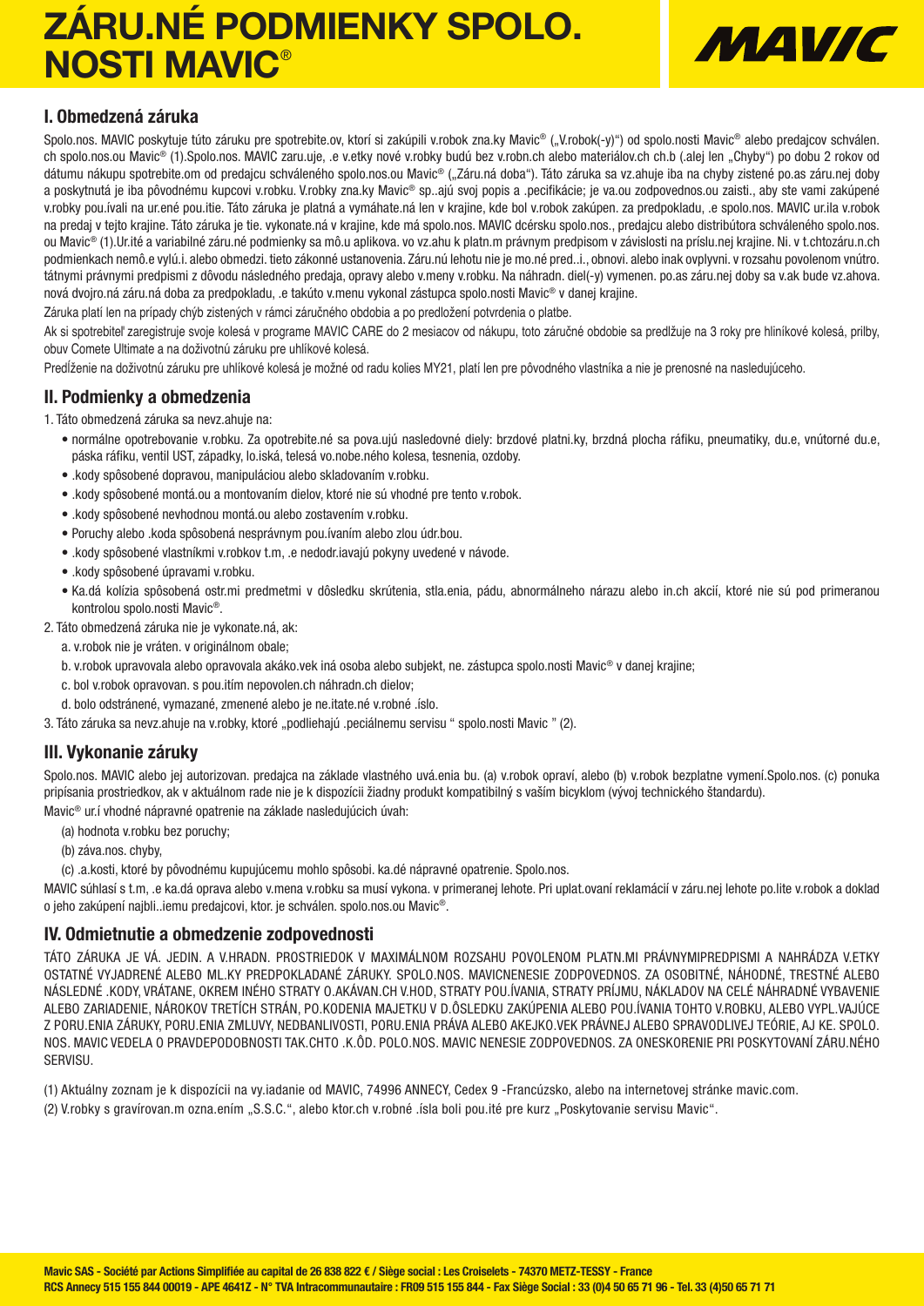# ZÁRU.NÉ PODMIENKY SPOLO. NOSTI MAVIC®

## I. Obmedzená záruka

Spolo.nos. MAVIC poskytuje túto záruku pre spotrebite.ov, ktorí si zakúpili v.robok zna.ky Mavic® („V.robok(-y)") od spolo.nosti Mavic® alebo predajcov schválen. ch spolo.nos.ou Mavic® (1).Spolo.nos. MAVIC zaru.uje, .e v.etky nové v.robky budú bez v.robn.ch alebo materiálov.ch ch.b (.alej len „Chyby") po dobu 2 rokov od dátumu nákupu spotrebite.om od predajcu schváleného spolo.nos.ou Mavic® („Záru.ná doba"). Táto záruka sa vz.ahuje iba na chyby zistené po.as záru.nej doby a poskytnutá je iba pôvodnému kupcovi v.robku. V.robky zna.ky Mavic® sp..ajú svoj popis a .pecifikácie; je va.ou zodpovednos.ou zaisti., aby ste vami zakúpené v.robky pou.ívali na ur.ené pou.itie. Táto záruka je platná a vymáhate.ná len v krajine, kde bol v.robok zakúpen. za predpokladu, .e spolo.nos. MAVIC ur.ila v.robok na predaj v tejto krajine. Táto záruka je tie. vykonate.ná v krajine, kde má spolo.nos. MAVIC dcérsku spolo.nos., predajcu alebo distribútora schváleného spolo.nos. ou Mavic® (1).Ur.ité a variabilné záru.né podmienky sa mô.u aplikova. vo vz.ahu k platn.m právnym predpisom v závislosti na príslu.nej krajine. Ni. v t.chtozáru.n.ch podmienkach nemô.e vylú.i. alebo obmedzi. tieto zákonné ustanovenia. Záru.nú lehotu nie je mo.né pred..i., obnovi. alebo inak ovplyvni. v rozsahu povolenom vnútro. tátnymi právnymi predpismi z dôvodu následného predaja, opravy alebo v.meny v.robku. Na náhradn. diel(-y) vymenen. po.as záru.nej doby sa v.ak bude vz.ahova. nová dvojro.ná záru.ná doba za predpokladu, .e takúto v.menu vykonal zástupca spolo.nosti Mavic® v danej krajine.

Záruka platí len na prípady chýb zistených v rámci záručného obdobia a po predložení potvrdenia o platbe.

Ak si spotrebiteľ zaregistruje svoje kolesá v programe MAVIC CARE do 2 mesiacov od nákupu, toto záručné obdobie sa predlžuje na 3 roky pre hliníkové kolesá, prilby, obuv Comete Ultimate a na doživotnú záruku pre uhlíkové kolesá.

Predĺženie na doživotnú záruku pre uhlíkové kolesá je možné od radu kolies MY21, platí len pre pôvodného vlastníka a nie je prenosné na nasledujúceho.

## II. Podmienky a obmedzenia

1. Táto obmedzená záruka sa nevz.ahuje na:
   - normálne opotrebovanie v.robku. Za opotrebite.né sa pova.ujú nasledovné diely: brzdové platni.ky, brzdná plocha ráfiku, pneumatiky, du.e, vnútorné du.e, páska ráfiku, ventil UST, západky, lo.iská, telesá vo.nobe.ného kolesa, tesnenia, ozdoby.
   - .kody spôsobené dopravou, manipuláciou alebo skladovaním v.robku.
   - .kody spôsobené montá.ou a montovaním dielov, ktoré nie sú vhodné pre tento v.robok.
   - .kody spôsobené nevhodnou montá.ou alebo zostavením v.robku.
   - Poruchy alebo .koda spôsobená nesprávnym pou.ívaním alebo zlou údr.bou.
   - .kody spôsobené vlastníkmi v.robkov t.m, .e nedodr.iavajú pokyny uvedené v návode.
   - .kody spôsobené úpravami v.robku.
   - Ka.dá kolízia spôsobená ostr.mi predmetmi v dôsledku skrútenia, stla.enia, pádu, abnormálneho nárazu alebo in.ch akcií, ktoré nie sú pod primeranou kontrolou spolo.nosti Mavic®.
2. Táto obmedzená záruka nie je vykonate.ná, ak:
   a. v.robok nie je vráten. v originálnom obale;
   b. v.robok upravovala alebo opravovala akáko.vek iná osoba alebo subjekt, ne. zástupca spolo.nosti Mavic® v danej krajine;
   c. bol v.robok opravovan. s pou.itím nepovolen.ch náhradn.ch dielov;
   d. bolo odstránené, vymazané, zmenené alebo je ne.itate.né v.robné .íslo.
3. Táto záruka sa nevz.ahuje na v.robky, ktoré „podliehajú .peciálnemu servisu " spolo.nosti Mavic " (2).

## III. Vykonanie záruky

Spolo.nos. MAVIC alebo jej autorizovan. predajca na základe vlastného uvá.enia bu. (a) v.robok opraví, alebo (b) v.robok bezplatne vymení.Spolo.nos. (c) ponuka pripísania prostriedkov, ak v aktuálnom rade nie je k dispozícii žiadny produkt kompatibilný s vaším bicyklom (vývoj technického štandardu).

Mavic® ur.í vhodné nápravné opatrenie na základe nasledujúcich úvah:

(a) hodnota v.robku bez poruchy;

(b) záva.nos. chyby,

(c) .a.kosti, ktoré by pôvodnému kupujúcemu mohlo spôsobi. ka.dé nápravné opatrenie. Spolo.nos.

MAVIC súhlasí s t.m, .e ka.dá oprava alebo v.mena v.robku sa musí vykona. v primeranej lehote. Pri uplat.ovaní reklamácií v záru.nej lehote po.lite v.robok a doklad o jeho zakúpení najbli..iemu predajcovi, ktor. je schválen. spolo.nos.ou Mavic®.

## IV. Odmietnutie a obmedzenie zodpovednosti

TÁTO ZÁRUKA JE VÁ. JEDIN. A V.HRADN. PROSTRIEDOK V MAXIMÁLNOM ROZSAHU POVOLENOM PLATN.MI PRÁVNYMIPREDPISMI A NAHRÁDZA V.ETKY OSTATNÉ VYJADRENÉ ALEBO ML.KY PREDPOKLADANÉ ZÁRUKY. SPOLO.NOS. MAVICNENESIE ZODPOVEDNOS. ZA OSOBITNÉ, NÁHODNÉ, TRESTNÉ ALEBO NÁSLEDNÉ .KODY, VRÁTANE, OKREM INÉHO STRATY O.AKÁVAN.CH V.HOD, STRATY POU.ÍVANIA, STRATY PRÍJMU, NÁKLADOV NA CELÉ NÁHRADNÉ VYBAVENIE ALEBO ZARIADENIE, NÁROKOV TRETÍCH STRÁN, PO.KODENIA MAJETKU V D.ÔSLEDKU ZAKÚPENIA ALEBO POU.ÍVANIA TOHTO V.ROBKU, ALEBO VYPL.VAJÚCE Z PORU.ENIA ZÁRUKY, PORU.ENIA ZMLUVY, NEDBANLIVOSTI, PORU.ENIA PRÁVA ALEBO AKEJKO.VEK PRÁVNEJ ALEBO SPRAVODLIVEJ TEÓRIE, AJ KE. SPOLO. NOS. MAVIC VEDELA O PRAVDEPODOBNOSTI TAK.CHTO .K.ÔD. POLO.NOS. MAVIC NENESIE ZODPOVEDNOS. ZA ONESKORENIE PRI POSKYTOVANÍ ZÁRU.NÉHO SERVISU.

(1) Aktuálny zoznam je k dispozícii na vy.iadanie od MAVIC, 74996 ANNECY, Cedex 9 -Francúzsko, alebo na internetovej stránke mavic.com.

(2) V.robky s gravírovan.m ozna.ením „S.S.C.", alebo ktor.ch v.robné .ísla boli pou.ité pre kurz „Poskytovanie servisu Mavic".

**Mavic SAS - Société par Actions Simplifiée au capital de 26 838 822 € / Siège social : Les Croiselets - 74370 METZ-TESSY - France**
**RCS Annecy 515 155 844 00019 - APE 4641Z - N° TVA Intracommunautaire : FR09 515 155 844 - Fax Siège Social : 33 (0)4 50 65 71 96 - Tel. 33 (4)50 65 71 71**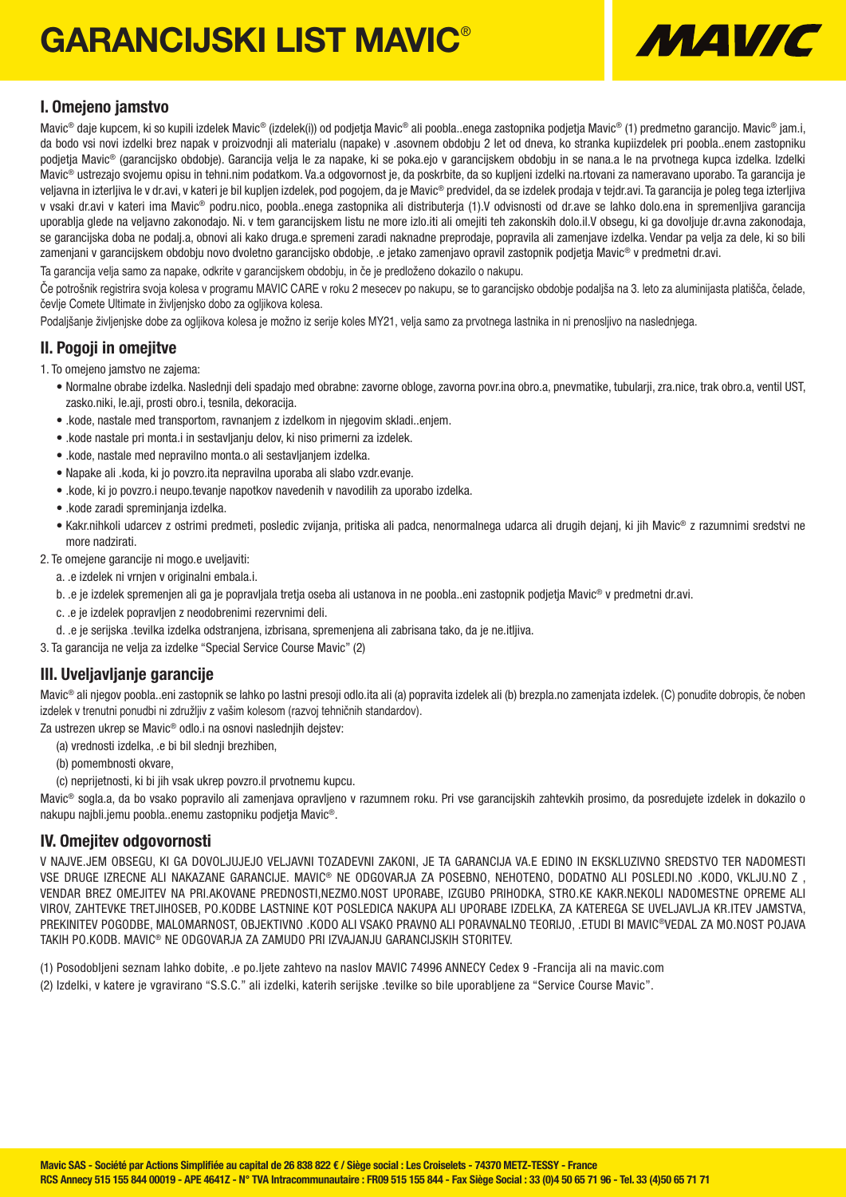# GARANCIJSKI LIST MAVIC®

## I. Omejeno jamstvo

Mavic® daje kupcem, ki so kupili izdelek Mavic® (izdelek(i)) od podjetja Mavic® ali poobla..enega zastopnika podjetja Mavic® (1) predmetno garancijo. Mavic® jam.i, da bodo vsi novi izdelki brez napak v proizvodnji ali materialu (napake) v .asovnem obdobju 2 let od dneva, ko stranka kupiizdelek pri poobla..enem zastopniku podjetja Mavic® (garancijsko obdobje). Garancija velja le za napake, ki se poka.ejo v garancijskem obdobju in se nana.a le na prvotnega kupca izdelka. Izdelki Mavic® ustrezajo svojemu opisu in tehni.nim podatkom. Va.a odgovornost je, da poskrbite, da so kupljeni izdelki na.rtovani za nameravano uporabo. Ta garancija je veljavna in izterljiva le v dr.avi, v kateri je bil kupljen izdelek, pod pogojem, da je Mavic® predvidel, da se izdelek prodaja v tejdr.avi. Ta garancija je poleg tega izterljiva v vsaki dr.avi v kateri ima Mavic® podru.nico, poobla..enega zastopnika ali distributerja (1).V odvisnosti od dr.ave se lahko dolo.ena in spremenljiva garancija uporablja glede na veljavno zakonodajo. Ni. v tem garancijskem listu ne more izlo.iti ali omejiti teh zakonskih dolo.il.V obsegu, ki ga dovoljuje dr.avna zakonodaja, se garancijska doba ne podalj.a, obnovi ali kako druga.e spremeni zaradi naknadne preprodaje, popravila ali zamenjave izdelka. Vendar pa velja za dele, ki so bili zamenjani v garancijskem obdobju novo dvoletno garancijsko obdobje, .e jetako zamenjavo opravil zastopnik podjetja Mavic® v predmetni dr.avi.

Ta garancija velja samo za napake, odkrite v garancijskem obdobju, in če je predloženo dokazilo o nakupu.

Če potrošnik registrira svoja kolesa v programu MAVIC CARE v roku 2 mesecev po nakupu, se to garancijsko obdobje podaljša na 3. leto za aluminijasta platišča, čelade, čevlje Comete Ultimate in življenjsko dobo za ogljikova kolesa.

Podaljšanje življenjske dobe za ogljikova kolesa je možno iz serije koles MY21, velja samo za prvotnega lastnika in ni prenosljivo na naslednjega.

## II. Pogoji in omejitve

1. To omejeno jamstvo ne zajema:
   - Normalne obrabe izdelka. Naslednji deli spadajo med obrabne: zavorne obloge, zavorna povr.ina obro.a, pnevmatike, tubularji, zra.nice, trak obro.a, ventil UST, zasko.niki, le.aji, prosti obro.i, tesnila, dekoracija.
   - .kode, nastale med transportom, ravnanjem z izdelkom in njegovim skladi..enjem.
   - .kode nastale pri monta.i in sestavljanju delov, ki niso primerni za izdelek.
   - .kode, nastale med nepravilno monta.o ali sestavljanjem izdelka.
   - Napake ali .koda, ki jo povzro.ita nepravilna uporaba ali slabo vzdr.evanje.
   - .kode, ki jo povzro.i neupo.tevanje napotkov navedenih v navodilih za uporabo izdelka.
   - .kode zaradi spreminjanja izdelka.
   - Kakr.nihkoli udarcev z ostrimi predmeti, posledic zvijanja, pritiska ali padca, nenormalnega udarca ali drugih dejanj, ki jih Mavic® z razumnimi sredstvi ne more nadzirati.
2. Te omejene garancije ni mogo.e uveljaviti:
   a. .e izdelek ni vrnjen v originalni embala.i.
   b. .e je izdelek spremenjen ali ga je popravljala tretja oseba ali ustanova in ne poobla..eni zastopnik podjetja Mavic® v predmetni dr.avi.
   c. .e je izdelek popravljen z neodobrenimi rezervnimi deli.
   d. .e je serijska .tevilka izdelka odstranjena, izbrisana, spremenjena ali zabrisana tako, da je ne.itljiva.
3. Ta garancija ne velja za izdelke "Special Service Course Mavic" (2)

## III. Uveljavljanje garancije

Mavic® ali njegov poobla..eni zastopnik se lahko po lastni presoji odlo.ita ali (a) popravita izdelek ali (b) brezpla.no zamenjata izdelek. (C) ponudite dobropis, če noben izdelek v trenutni ponudbi ni združljiv z vašim kolesom (razvoj tehničnih standardov).

Za ustrezen ukrep se Mavic® odlo.i na osnovi naslednjih dejstev:

(a) vrednosti izdelka, .e bi bil slednji brezhiben,

(b) pomembnosti okvare,

(c) neprijetnosti, ki bi jih vsak ukrep povzro.il prvotnemu kupcu.

Mavic® sogla.a, da bo vsako popravilo ali zamenjava opravljeno v razumnem roku. Pri vse garancijskih zahtevkih prosimo, da posredujete izdelek in dokazilo o nakupu najbli.jemu poobla..enemu zastopniku podjetja Mavic®.

## IV. Omejitev odgovornosti

V NAJVE.JEM OBSEGU, KI GA DOVOLJUJEJO VELJAVNI TOZADEVNI ZAKONI, JE TA GARANCIJA VA.E EDINO IN EKSKLUZIVNO SREDSTVO TER NADOMESTI VSE DRUGE IZRECNE ALI NAKAZANE GARANCIJE. MAVIC® NE ODGOVARJA ZA POSEBNO, NEHOTENO, DODATNO ALI POSLEDI.NO .KODO, VKLJU.NO Z , VENDAR BREZ OMEJITEV NA PRI.AKOVANE PREDNOSTI,NEZMO.NOST UPORABE, IZGUBO PRIHODKA, STRO.KE KAKR.NEKOLI NADOMESTNE OPREME ALI VIROV, ZAHTEVKE TRETJIHOSEB, PO.KODBE LASTNINE KOT POSLEDICA NAKUPA ALI UPORABE IZDELKA, ZA KATEREGA SE UVELJAVLJA KR.ITEV JAMSTVA, PREKINITEV POGODBE, MALOMARNOST, OBJEKTIVNO .KODO ALI VSAKO PRAVNO ALI PORAVNALNO TEORIJO, .ETUDI BI MAVIC®VEDAL ZA MO.NOST POJAVA TAKIH PO.KODB. MAVIC® NE ODGOVARJA ZA ZAMUDO PRI IZVAJANJU GARANCIJSKIH STORITEV.

(1) Posodobljeni seznam lahko dobite, .e po.ljete zahtevo na naslov MAVIC 74996 ANNECY Cedex 9 -Francija ali na mavic.com

(2) Izdelki, v katere je vgravirano "S.S.C." ali izdelki, katerih serijske .tevilke so bile uporabljene za "Service Course Mavic".

**Mavic SAS - Société par Actions Simplifiée au capital de 26 838 822 € / Siège social : Les Croiselets - 74370 METZ-TESSY - France**
**RCS Annecy 515 155 844 00019 - APE 4641Z - N° TVA Intracommunautaire : FR09 515 155 844 - Fax Siège Social : 33 (0)4 50 65 71 96 - Tel. 33 (4)50 65 71 71**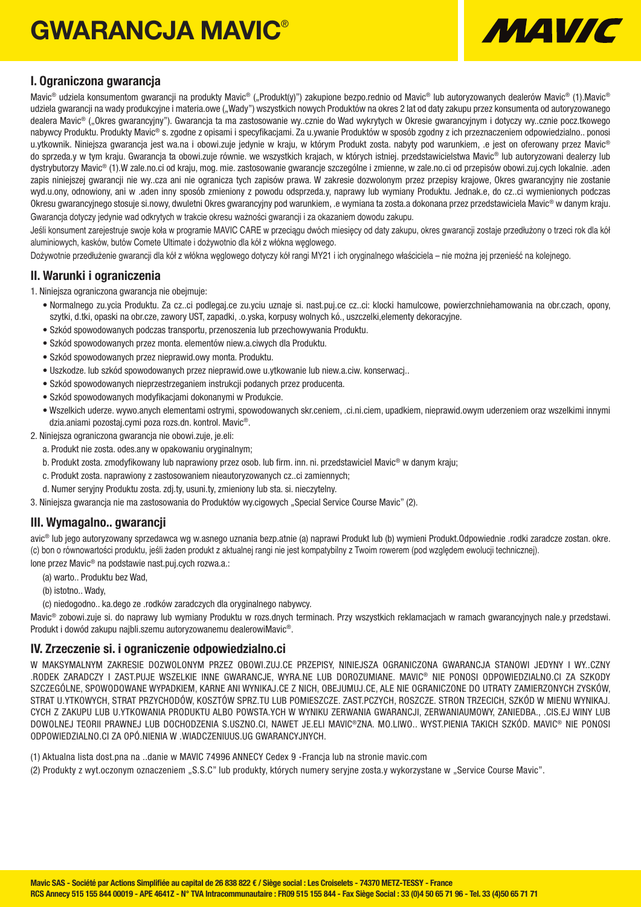# GWARANCJA MAVIC®

## I. Ograniczona gwarancja

Mavic® udziela konsumentom gwarancji na produkty Mavic® („Produkt(y)") zakupione bezpo.rednio od Mavic® lub autoryzowanych dealerów Mavic® (1).Mavic® udziela gwarancji na wady produkcyjne i materia.owe („Wady") wszystkich nowych Produktów na okres 2 lat od daty zakupu przez konsumenta od autoryzowanego dealera Mavic® („Okres gwarancyjny"). Gwarancja ta ma zastosowanie wy..cznie do Wad wykrytych w Okresie gwarancyjnym i dotyczy wy..cznie pocz.tkowego nabywcy Produktu. Produkty Mavic® s. zgodne z opisami i specyfikacjami. Za u.ywanie Produktów w sposób zgodny z ich przeznaczeniem odpowiedzialno.. ponosi u.ytkownik. Niniejsza gwarancja jest wa.na i obowi.zuje jedynie w kraju, w którym Produkt zosta. nabyty pod warunkiem, .e jest on oferowany przez Mavic® do sprzeda.y w tym kraju. Gwarancja ta obowi.zuje równie. we wszystkich krajach, w których istniej. przedstawicielstwa Mavic® lub autoryzowani dealerzy lub dystrybutorzy Mavic® (1).W zale.no.ci od kraju, mog. mie. zastosowanie gwarancje szczególne i zmienne, w zale.no.ci od przepisów obowi.zuj.cych lokalnie. .aden zapis niniejszej gwarancji nie wy..cza ani nie ogranicza tych zapisów prawa. W zakresie dozwolonym przez przepisy krajowe, Okres gwarancyjny nie zostanie wyd.u.ony, odnowiony, ani w .aden inny sposób zmieniony z powodu odsprzeda.y, naprawy lub wymiany Produktu. Jednak.e, do cz..ci wymienionych podczas Okresu gwarancyjnego stosuje si.nowy, dwuletni Okres gwarancyjny pod warunkiem, .e wymiana ta zosta.a dokonana przez przedstawiciela Mavic® w danym kraju.

Gwarancja dotyczy jedynie wad odkrytych w trakcie okresu ważności gwarancji i za okazaniem dowodu zakupu.

Jeśli konsument zarejestruje swoje koła w programie MAVIC CARE w przeciągu dwóch miesięcy od daty zakupu, okres gwarancji zostaje przedłużony o trzeci rok dla kół aluminiowych, kasków, butów Comete Ultimate i dożywotnio dla kół z włókna węglowego.

Dożywotnie przedłużenie gwarancji dla kół z włókna węglowego dotyczy kół rangi MY21 i ich oryginalnego właściciela – nie można jej przenieść na kolejnego.

## II. Warunki i ograniczenia

1. Niniejsza ograniczona gwarancja nie obejmuje:
   - Normalnego zu.ycia Produktu. Za cz..ci podlegaj.ce zu.yciu uznaje si. nast.puj.ce cz..ci: klocki hamulcowe, powierzchniehamowania na obr.czach, opony, szytki, d.tki, opaski na obr.cze, zawory UST, zapadki, .o.yska, korpusy wolnych kó., uszczelki,elementy dekoracyjne.
   - Szkód spowodowanych podczas transportu, przenoszenia lub przechowywania Produktu.
   - Szkód spowodowanych przez monta. elementów niew.a.ciwych dla Produktu.
   - Szkód spowodowanych przez nieprawid.owy monta. Produktu.
   - Uszkodze. lub szkód spowodowanych przez nieprawid.owe u.ytkowanie lub niew.a.ciw. konserwacj..
   - Szkód spowodowanych nieprzestrzeganiem instrukcji podanych przez producenta.
   - Szkód spowodowanych modyfikacjami dokonanymi w Produkcie.
   - Wszelkich uderze. wywo.anych elementami ostrymi, spowodowanych skr.ceniem, .ci.ni.ciem, upadkiem, nieprawid.owym uderzeniem oraz wszelkimi innymi dzia.aniami pozostaj.cymi poza rozs.dn. kontrol. Mavic®.
2. Niniejsza ograniczona gwarancja nie obowi.zuje, je.eli:
   a. Produkt nie zosta. odes.any w opakowaniu oryginalnym;
   b. Produkt zosta. zmodyfikowany lub naprawiony przez osob. lub firm. inn. ni. przedstawiciel Mavic® w danym kraju;
   c. Produkt zosta. naprawiony z zastosowaniem nieautoryzowanych cz..ci zamiennych;
   d. Numer seryjny Produktu zosta. zdj.ty, usuni.ty, zmieniony lub sta. si. nieczytelny.
3. Niniejsza gwarancja nie ma zastosowania do Produktów wy.cigowych „Special Service Course Mavic" (2).

## III. Wymagalno.. gwarancji

avic® lub jego autoryzowany sprzedawca wg w.asnego uznania bezp.atnie (a) naprawi Produkt lub (b) wymieni Produkt.Odpowiednie .rodki zaradcze zostan. okre. (c) bon o równowartości produktu, jeśli żaden produkt z aktualnej rangi nie jest kompatybilny z Twoim rowerem (pod względem ewolucji technicznej).

lone przez Mavic® na podstawie nast.puj.cych rozwa.a.:

(a) warto.. Produktu bez Wad,

(b) istotno.. Wady,

(c) niedogodno.. ka.dego ze .rodków zaradczych dla oryginalnego nabywcy.

Mavic® zobowi.zuje si. do naprawy lub wymiany Produktu w rozs.dnych terminach. Przy wszystkich reklamacjach w ramach gwarancyjnych nale.y przedstawi. Produkt i dowód zakupu najbli.szemu autoryzowanemu dealerowiMavic®.

## IV. Zrzeczenie si. i ograniczenie odpowiedzialno.ci

W MAKSYMALNYM ZAKRESIE DOZWOLONYM PRZEZ OBOWI.ZUJ.CE PRZEPISY, NINIEJSZA OGRANICZONA GWARANCJA STANOWI JEDYNY I WY..CZNY .RODEK ZARADCZY I ZAST.PUJE WSZELKIE INNE GWARANCJE, WYRA.NE LUB DOROZUMIANE. MAVIC® NIE PONOSI ODPOWIEDZIALNO.CI ZA SZKODY SZCZEGÓLNE, SPOWODOWANE WYPADKIEM, KARNE ANI WYNIKAJ.CE Z NICH, OBEJUMUJ.CE, ALE NIE OGRANICZONE DO UTRATY ZAMIERZONYCH ZYSKÓW, STRAT U.YTKOWYCH, STRAT PRZYCHODÓW, KOSZTÓW SPRZ.TU LUB POMIESZCZE. ZAST.PCZYCH, ROSZCZE. STRON TRZECICH, SZKÓD W MIENU WYNIKAJ. CYCH Z ZAKUPU LUB U.YTKOWANIA PRODUKTU ALBO POWSTA.YCH W WYNIKU ZERWANIA GWARANCJI, ZERWANIAUMOWY, ZANIEDBA., .CIS.EJ WINY LUB DOWOLNEJ TEORII PRAWNEJ LUB DOCHODZENIA S.USZNO.CI, NAWET JE.ELI MAVIC®ZNA. MO.LIWO.. WYST.PIENIA TAKICH SZKÓD. MAVIC® NIE PONOSI ODPOWIEDZIALNO.CI ZA OPÓ.NIENIA W .WIADCZENIUUS.UG GWARANCYJNYCH.

(1) Aktualna lista dost.pna na ..danie w MAVIC 74996 ANNECY Cedex 9 -Francja lub na stronie mavic.com

(2) Produkty z wyt.oczonym oznaczeniem „S.S.C" lub produkty, których numery seryjne zosta.y wykorzystane w „Service Course Mavic".

**Mavic SAS - Société par Actions Simplifiée au capital de 26 838 822 € / Siège social : Les Croiselets - 74370 METZ-TESSY - France**
**RCS Annecy 515 155 844 00019 - APE 4641Z - N° TVA Intracommunautaire : FR09 515 155 844 - Fax Siège Social : 33 (0)4 50 65 71 96 - Tel. 33 (4)50 65 71 71**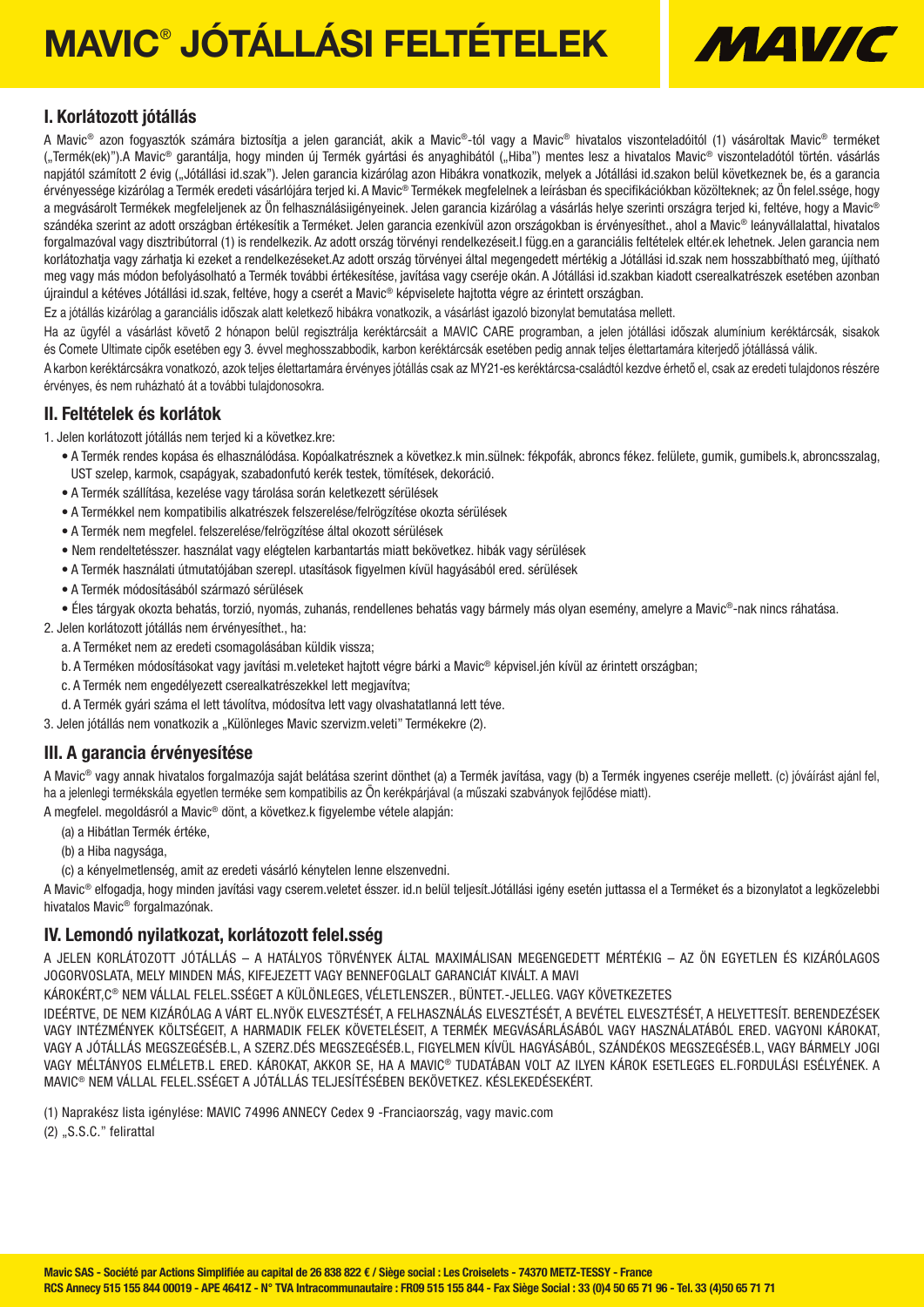# MAVIC® JÓTÁLLÁSI FELTÉTELEK

## I. Korlátozott jótállás

A Mavic® azon fogyasztók számára biztosítja a jelen garanciát, akik a Mavic®-tól vagy a Mavic® hivatalos viszonteladóitól (1) vásároltak Mavic® terméket („Termék(ek)").A Mavic® garantálja, hogy minden új Termék gyártási és anyaghibától („Hiba") mentes lesz a hivatalos Mavic® viszonteladótól történ. vásárlás napjától számított 2 évig („Jótállási id.szak"). Jelen garancia kizárólag azon Hibákra vonatkozik, melyek a Jótállási id.szakon belül következnek be, és a garancia érvényessége kizárólag a Termék eredeti vásárlójára terjed ki. A Mavic® Termékek megfelelnek a leírásban és specifikációkban közölteknek; az Ön felel.ssége, hogy a megvásárolt Termékek megfeleljenek az Ön felhasználásiigényeinek. Jelen garancia kizárólag a vásárlás helye szerinti országra terjed ki, feltéve, hogy a Mavic® szándéka szerint az adott országban értékesítik a Terméket. Jelen garancia ezenkívül azon országokban is érvényesíthet., ahol a Mavic® leányvállalattal, hivatalos forgalmazóval vagy disztribútorral (1) is rendelkezik. Az adott ország törvényi rendelkezéseit.l függ.en a garanciális feltételek eltér.ek lehetnek. Jelen garancia nem korlátozhatja vagy zárhatja ki ezeket a rendelkezéseket.Az adott ország törvényei által megengedett mértékig a Jótállási id.szak nem hosszabbítható meg, újítható meg vagy más módon befolyásolható a Termék további értékesítése, javítása vagy cseréje okán. A Jótállási id.szakban kiadott cserealkatrészek esetében azonban újraindul a kétéves Jótállási id.szak, feltéve, hogy a cserét a Mavic® képviselete hajtotta végre az érintett országban.

Ez a jótállás kizárólag a garanciális időszak alatt keletkező hibákra vonatkozik, a vásárlást igazoló bizonylat bemutatása mellett.

Ha az ügyfél a vásárlást követő 2 hónapon belül regisztrálja keréktárcsáit a MAVIC CARE programban, a jelen jótállási időszak alumínium keréktárcsák, sisakok és Comete Ultimate cipők esetében egy 3. évvel meghosszabbodik, karbon keréktárcsák esetében pedig annak teljes élettartamára kiterjedő jótállássá válik.

A karbon keréktárcsákra vonatkozó, azok teljes élettartamára érvényes jótállás csak az MY21-es keréktárcsa-családtól kezdve érhető el, csak az eredeti tulajdonos részére érvényes, és nem ruházható át a további tulajdonosokra.

## II. Feltételek és korlátok

1. Jelen korlátozott jótállás nem terjed ki a következ.kre:
   - A Termék rendes kopása és elhasználódása. Kopóalkatrésznek a következ.k min.sülnek: fékpofák, abroncs fékez. felülete, gumik, gumibels.k, abroncsszalag, UST szelep, karmok, csapágyak, szabadonfutó kerék testek, tömítések, dekoráció.
   - A Termék szállítása, kezelése vagy tárolása során keletkezett sérülések
   - A Termékkel nem kompatibilis alkatrészek felszerelése/felrögzítése okozta sérülések
   - A Termék nem megfelel. felszerelése/felrögzítése által okozott sérülések
   - Nem rendeltetésszer. használat vagy elégtelen karbantartás miatt bekövetkez. hibák vagy sérülések
   - A Termék használati útmutatójában szerepl. utasítások figyelmen kívül hagyásából ered. sérülések
   - A Termék módosításából származó sérülések
   - Éles tárgyak okozta behatás, torzió, nyomás, zuhanás, rendellenes behatás vagy bármely más olyan esemény, amelyre a Mavic®-nak nincs ráhatása.
2. Jelen korlátozott jótállás nem érvényesíthet., ha:
   a. A Terméket nem az eredeti csomagolásában küldik vissza;
   b. A Terméken módosításokat vagy javítási m.veleteket hajtott végre bárki a Mavic® képvisel.jén kívül az érintett országban;
   c. A Termék nem engedélyezett cserealkatrészekkel lett megjavítva;
   d. A Termék gyári száma el lett távolítva, módosítva lett vagy olvashatatlanná lett téve.
3. Jelen jótállás nem vonatkozik a „Különleges Mavic szervizm.veleti" Termékekre (2).

## III. A garancia érvényesítése

A Mavic® vagy annak hivatalos forgalmazója saját belátása szerint dönthet (a) a Termék javítása, vagy (b) a Termék ingyenes cseréje mellett. (c) jóváírást ajánl fel, ha a jelenlegi termékskála egyetlen terméke sem kompatibilis az Ön kerékpárjával (a műszaki szabványok fejlődése miatt).

A megfelel. megoldásról a Mavic® dönt, a következ.k figyelembe vétele alapján:

(a) a Hibátlan Termék értéke,

(b) a Hiba nagysága,

(c) a kényelmetlenség, amit az eredeti vásárló kénytelen lenne elszenvedni.

A Mavic® elfogadja, hogy minden javítási vagy cserem.veletet észszer. id.n belül teljesít.Jótállási igény esetén juttassa el a Terméket és a bizonylatot a legközelebbi hivatalos Mavic® forgalmazónak.

## IV. Lemondó nyilatkozat, korlátozott felel.sség

A JELEN KORLÁTOZOTT JÓTÁLLÁS – A HATÁLYOS TÖRVÉNYEK ÁLTAL MAXIMÁLISAN MEGENGEDETT MÉRTÉKIG – AZ ÖN EGYETLEN ÉS KIZÁRÓLAGOS JOGORVOSLATA, MELY MINDEN MÁS, KIFEJEZETT VAGY BENNEFOGLALT GARANCIÁT KIVÁLT. A MAVI

KÁROKÉRT,C® NEM VÁLLAL FELEL.SSÉGET A KÜLÖNLEGES, VÉLETLENSZER., BÜNTET.-JELLEG. VAGY KÖVETKEZETES

IDEÉRTVE, DE NEM KIZÁRÓLAG A VÁRT EL.NYÖK ELVESZTÉSÉT, A FELHASZNÁLÁS ELVESZTÉSÉT, A BEVÉTEL ELVESZTÉSÉT, A HELYETTESÍT. BERENDEZÉSEK VAGY INTÉZMÉNYEK KÖLTSÉGEIT, A HARMADIK FELEK KÖVETELÉSEIT, A TERMÉK MEGVÁSÁRLÁSÁBÓL VAGY HASZNÁLATÁBÓL ERED. VAGYONI KÁROKAT, VAGY A JÓTÁLLÁS MEGSZEGÉSÉB.L, A SZERZ.DÉS MEGSZEGÉSÉB.L, FIGYELMEN KÍVÜL HAGYÁSÁBÓL, SZÁNDÉKOS MEGSZEGÉSÉB.L, VAGY BÁRMELY JOGI VAGY MÉLTÁNYOS ELMÉLETB.L ERED. KÁROKAT, AKKOR SE, HA A MAVIC® TUDATÁBAN VOLT AZ ILYEN KÁROK ESETLEGES EL.FORDULÁSI ESÉLYÉNEK. A MAVIC® NEM VÁLLAL FELEL.SSÉGET A JÓTÁLLÁS TELJESÍTÉSÉBEN BEKÖVETKEZ. KÉSLEKEDÉSEKÉRT.

(1) Naprakész lista igénylése: MAVIC 74996 ANNECY Cedex 9 -Franciaország, vagy mavic.com

(2) „S.S.C." felirattal

**Mavic SAS - Société par Actions Simplifiée au capital de 26 838 822 € / Siège social : Les Croiselets - 74370 METZ-TESSY - France**
**RCS Annecy 515 155 844 00019 - APE 4641Z - N° TVA Intracommunautaire : FR09 515 155 844 - Fax Siège Social : 33 (0)4 50 65 71 96 - Tel. 33 (4)50 65 71 71**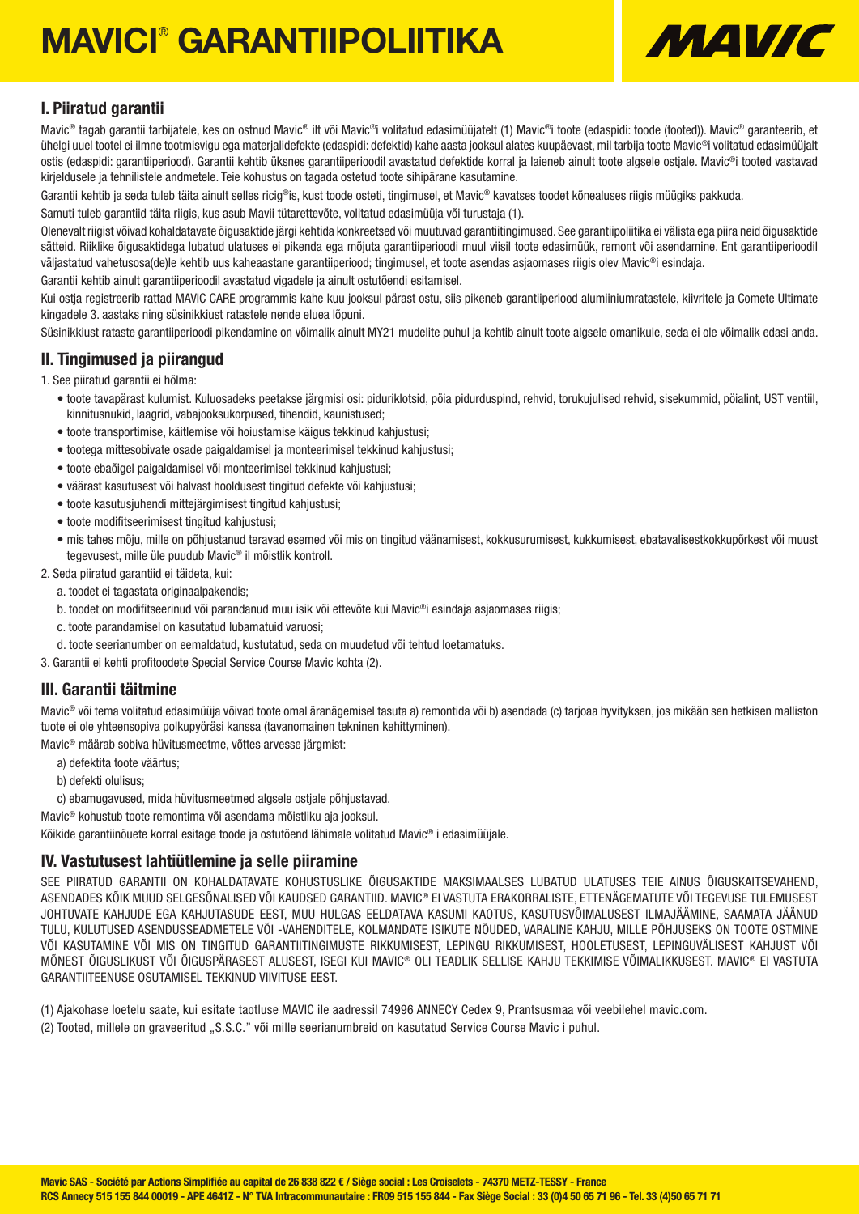# MAVICI® GARANTIIPOLIITIKA

## I. Piiratud garantii

Mavic® tagab garantii tarbijatele, kes on ostnud Mavic® ilt või Mavic®i volitatud edasimüüjatelt (1) Mavic®i toote (edaspidi: toode (tooted)). Mavic® garanteerib, et ühelgi uuel tootel ei ilmne tootmisvigu ega materjalidefekte (edaspidi: defektid) kahe aasta jooksul alates kuupäevast, mil tarbija toote Mavic®i volitatud edasimüüjalt ostis (edaspidi: garantiiperiood). Garantii kehtib üksnes garantiiperioodil avastatud defektide korral ja laieneb ainult toote algsele ostjale. Mavic®i tooted vastavad kirjeldusele ja tehnilistele andmetele. Teie kohustus on tagada ostetud toote sihipärane kasutamine.

Garantii kehtib ja seda tuleb täita ainult selles ricig®is, kust toode osteti, tingimusel, et Mavic® kavatses toodet kõnealuses riigis müügiks pakkuda.

Samuti tuleb garantiid täita riigis, kus asub Mavii tütarettevõte, volitatud edasimüüja või turustaja (1).

Olenevalt riigist võivad kohaldatavate õigusaktide järgi kehtida konkreetsed või muutuvad garantiitingimused. See garantiipoliitika ei välista ega piira neid õigusaktide sätteid. Riiklike õigusaktidega lubatud ulatuses ei pikenda ega mõjuta garantiiperioodi muul viisil toote edasimüük, remont või asendamine. Ent garantiiperioodil väljastatud vahetusosa(de)le kehtib uus kaheaastane garantiiperiood; tingimusel, et toote asendas asjaomases riigis olev Mavic®i esindaja.

Garantii kehtib ainult garantiiperioodil avastatud vigadele ja ainult ostutõendi esitamisel.

Kui ostja registreerib rattad MAVIC CARE programmis kahe kuu jooksul pärast ostu, siis pikeneb garantiiperiood alumiiniumratastele, kiivritele ja Comete Ultimate kingadele 3. aastaks ning süsinikkiust ratastele nende eluea lõpuni.

Süsinikkiust rataste garantiiperioodi pikendamine on võimalik ainult MY21 mudelite puhul ja kehtib ainult toote algsele omanikule, seda ei ole võimalik edasi anda.

## II. Tingimused ja piirangud

1. See piiratud garantii ei hõlma:
   - toote tavapärast kulumist. Kuluosadeks peetakse järgmisi osi: piduriklotsid, pöia pidurduspind, rehvid, torukujulised rehvid, sisekummid, pöialint, UST ventiil, kinnitusnukid, laagrid, vabajooksukorpused, tihendid, kaunistused;
   - toote transportimise, käitlemise või hoiustamise käigus tekkinud kahjustusi;
   - tootega mittesobivate osade paigaldamisel ja monteerimisel tekkinud kahjustusi;
   - toote ebaõigel paigaldamisel või monteerimisel tekkinud kahjustusi;
   - väärast kasutusest või halvast hooldusest tingitud defekte või kahjustusi;
   - toote kasutusjuhendi mittejärgimisest tingitud kahjustusi;
   - toote modifitseerimisest tingitud kahjustusi;
   - mis tahes mõju, mille on põhjustanud teravad esemed või mis on tingitud väänamisest, kokkusurumisest, kukkumisest, ebatavalisestkokkupõrkest või muust tegevusest, mille üle puudub Mavic® il mõistlik kontroll.
2. Seda piiratud garantiid ei täideta, kui:
   a. toodet ei tagastata originaalpakendis;
   b. toodet on modifitseerinud või parandanud muu isik või ettevõte kui Mavic®i esindaja asjaomases riigis;
   c. toote parandamisel on kasutatud lubamatuid varuosi;
   d. toote seerianumber on eemaldatud, kustutatud, seda on muudetud või tehtud loetamatuks.
3. Garantii ei kehti profitoodete Special Service Course Mavic kohta (2).

## III. Garantii täitmine

Mavic® või tema volitatud edasimüüja võivad toote omal äranägemisel tasuta a) remontida või b) asendada (c) tarjoaa hyvityksen, jos mikään sen hetkisen malliston tuote ei ole yhteensopiva polkupyöräsi kanssa (tavanomainen tekninen kehittyminen).

Mavic® määrab sobiva hüvitusmeetme, võttes arvesse järgmist:

a) defektita toote väärtus;

b) defekti olulisus;

c) ebamugavused, mida hüvitusmeetmed algsele ostjale põhjustavad.

Mavic® kohustub toote remontima või asendama mõistliku aja jooksul.

Kõikide garantiinõuete korral esitage toode ja ostutõend lähimale volitatud Mavic® i edasimüüjale.

## IV. Vastutusest lahtiütlemine ja selle piiramine

SEE PIIRATUD GARANTII ON KOHALDATAVATE KOHUSTUSLIKE ÕIGUSAKTIDE MAKSIMAALSES LUBATUD ULATUSES TEIE AINUS ÕIGUSKAITSEVAHEND, ASENDADES KÕIK MUUD SELGESÕNALISED VÕI KAUDSED GARANTIID. MAVIC® EI VASTUTA ERAKORRALISTE, ETTENÄGEMATUTE VÕI TEGEVUSE TULEMUSEST JOHTUVATE KAHJUDE EGA KAHJUTASUDE EEST, MUU HULGAS EELDATAVA KASUMI KAOTUS, KASUTUSVÕIMALUSEST ILMAJÄÄMINE, SAAMATA JÄÄNUD TULU, KULUTUSED ASENDUSSEADMETELE VÕI -VAHENDITELE, KOLMANDATE ISIKUTE NÕUDED, VARALINE KAHJU, MILLE PÕHJUSEKS ON TOOTE OSTMINE VÕI KASUTAMINE VÕI MIS ON TINGITUD GARANTIITINGIMUSTE RIKKUMISEST, LEPINGU RIKKUMISEST, HOOLETUSEST, LEPINGUVÄLISEST KAHJUST VÕI MÕNEST ÕIGUSLIKUST VÕI ÕIGUSPÄRASEST ALUSEST, ISEGI KUI MAVIC® OLI TEADLIK SELLISE KAHJU TEKKIMISE VÕIMALIKKUSEST. MAVIC® EI VASTUTA GARANTIITEENUSE OSUTAMISEL TEKKINUD VIIVITUSE EEST.

(1) Ajakohase loetelu saate, kui esitate taotluse MAVIC ile aadressil 74996 ANNECY Cedex 9, Prantsusmaa või veebilehel mavic.com.

(2) Tooted, millele on graveeritud „S.S.C." või mille seerianumbreid on kasutatud Service Course Mavic i puhul.

**Mavic SAS - Société par Actions Simplifiée au capital de 26 838 822 € / Siège social : Les Croiselets - 74370 METZ-TESSY - France**
**RCS Annecy 515 155 844 00019 - APE 4641Z - N° TVA Intracommunautaire : FR09 515 155 844 - Fax Siège Social : 33 (0)4 50 65 71 96 - Tel. 33 (4)50 65 71 71**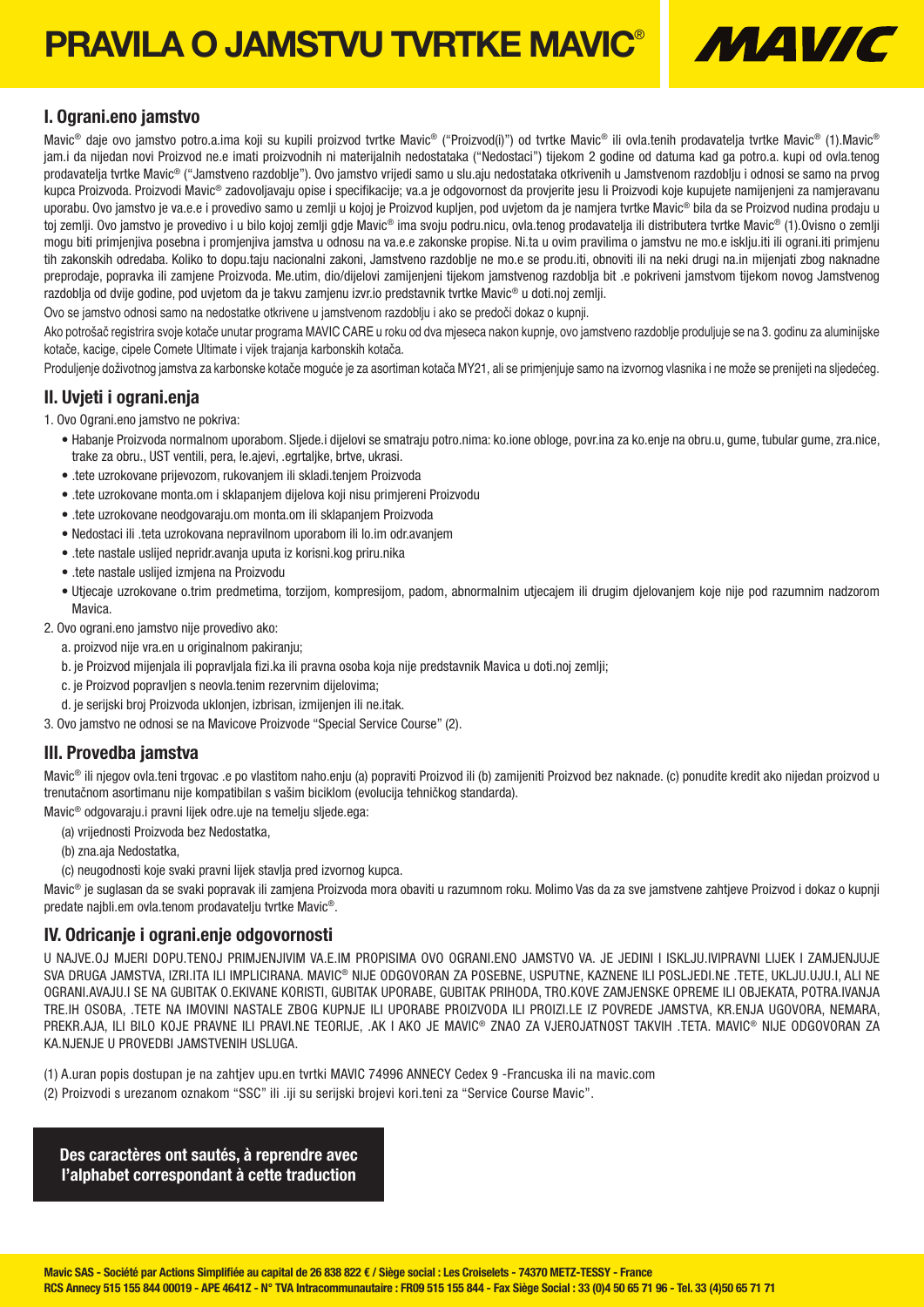# PRAVILA O JAMSTVU TVRTKE MAVIC®

MAVIC

## I. Ograni.eno jamstvo

Mavic® daje ovo jamstvo potro.a.ima koji su kupili proizvod tvrtke Mavic® ("Proizvod(i)") od tvrtke Mavic® ili ovla.tenih prodavatelja tvrtke Mavic® (1).Mavic® jam.i da nijedan novi Proizvod ne.e imati proizvodnih ni materijalnih nedostataka ("Nedostaci") tijekom 2 godine od datuma kad ga potro.a. kupi od ovla.tenog prodavatelja tvrtke Mavic® ("Jamstveno razdoblje"). Ovo jamstvo vrijedi samo u slu.aju nedostataka otkrivenih u Jamstvenom razdoblju i odnosi se samo na prvog kupca Proizvoda. Proizvodi Mavic® zadovoljavaju opise i specifikacije; va.a je odgovornost da provjerite jesu li Proizvodi koje kupujete namijenjeni za namjeravanu uporabu. Ovo jamstvo je va.e.e i provedivo samo u zemlji u kojoj je Proizvod kupljen, pod uvjetom da je namjera tvrtke Mavic® bila da se Proizvod nudina prodaju u toj zemlji. Ovo jamstvo je provedivo i u bilo kojoj zemlji gdje Mavic® ima svoju podru.nicu, ovla.tenog prodavatelja ili distributera tvrtke Mavic® (1).Ovisno o zemlji mogu biti primjenjiva posebna i promjenjiva jamstva u odnosu na va.e.e zakonske propise. Ni.ta u ovim pravilima o jamstvu ne mo.e isklju.iti ili ograni.iti primjenu tih zakonskih odredaba. Koliko to dopu.taju nacionalni zakoni, Jamstveno razdoblje ne mo.e se produ.iti, obnoviti ili na neki drugi na.in mijenjati zbog naknadne preprodaje, popravka ili zamjene Proizvoda. Me.utim, dio/dijelovi zamijenjeni tijekom jamstvenog razdoblja bit .e pokriveni jamstvom tijekom novog Jamstvenog razdoblja od dvije godine, pod uvjetom da je takvu zamjenu izvr.io predstavnik tvrtke Mavic® u doti.noj zemlji.

Ovo se jamstvo odnosi samo na nedostatke otkrivene u jamstvenom razdoblju i ako se predoči dokaz o kupnji.

Ako potrošač registrira svoje kotače unutar programa MAVIC CARE u roku od dva mjeseca nakon kupnje, ovo jamstveno razdoblje produljuje se na 3. godinu za aluminijske kotače, kacige, cipele Comete Ultimate i vijek trajanja karbonskih kotača.

Produljenje doživotnog jamstva za karbonske kotače moguće je za asortiman kotača MY21, ali se primjenjuje samo na izvornog vlasnika i ne može se prenijeti na sljedećeg.

## II. Uvjeti i ograni.enja

1. Ovo Ograni.eno jamstvo ne pokriva:
   - Habanje Proizvoda normalnom uporabom. Sljede.i dijelovi se smatraju potro.nima: ko.ione obloge, povr.ina za ko.enje na obru.u, gume, tubular gume, zra.nice, trake za obru., UST ventili, pera, le.ajevi, .egrtaljke, brtve, ukrasi.
   - .tete uzrokovane prijevozom, rukovanjem ili skladi.tenjem Proizvoda
   - .tete uzrokovane monta.om i sklapanjem dijelova koji nisu primjereni Proizvodu
   - .tete uzrokovane neodgovaraju.om monta.om ili sklapanjem Proizvoda
   - Nedostaci ili .teta uzrokovana nepravilnom uporabom ili lo.im odr.avanjem
   - .tete nastale uslijed nepridr.avanja uputa iz korisni.kog priru.nika
   - .tete nastale uslijed izmjena na Proizvodu
   - Utjecaje uzrokovane o.trim predmetima, torzijom, kompresijom, padom, abnormalnim utjecajem ili drugim djelovanjem koje nije pod razumnim nadzorom Mavica.
2. Ovo ograni.eno jamstvo nije provedivo ako:
   a. proizvod nije vra.en u originalnom pakiranju;
   b. je Proizvod mijenjala ili popravljala fizi.ka ili pravna osoba koja nije predstavnik Mavica u doti.noj zemlji;
   c. je Proizvod popravljen s neovla.tenim rezervnim dijelovima;
   d. je serijski broj Proizvoda uklonjen, izbrisan, izmijenjen ili ne.itak.
3. Ovo jamstvo ne odnosi se na Mavicove Proizvode "Special Service Course" (2).

## III. Provedba jamstva

Mavic® ili njegov ovla.teni trgovac .e po vlastitom naho.enju (a) popraviti Proizvod ili (b) zamijeniti Proizvod bez naknade. (c) ponudite kredit ako nijedan proizvod u trenutačnom asortimanu nije kompatibilan s vašim biciklom (evolucija tehničkog standarda).

Mavic® odgovaraju.i pravni lijek odre.uje na temelju sljede.ega:

(a) vrijednosti Proizvoda bez Nedostatka,

(b) zna.aja Nedostatka,

(c) neugodnosti koje svaki pravni lijek stavlja pred izvornog kupca.

Mavic® je suglasan da se svaki popravak ili zamjena Proizvoda mora obaviti u razumnom roku. Molimo Vas da za sve jamstvene zahtjeve Proizvod i dokaz o kupnji predate najbli.em ovla.tenom prodavatelju tvrtke Mavic®.

## IV. Odricanje i ograni.enje odgovornosti

U NAJVE.OJ MJERI DOPU.TENOJ PRIMJENJIVIM VA.E.IM PROPISIMA OVO OGRANI.ENO JAMSTVO VA. JE JEDINI I ISKLJU.IVIPRAVNI LIJEK I ZAMJENJUJE SVA DRUGA JAMSTVA, IZRI.ITA ILI IMPLICIRANA. MAVIC® NIJE ODGOVORAN ZA POSEBNE, USPUTNE, KAZNENE ILI POSLJEDI.NE .TETE, UKLJU.UJU.I, ALI NE OGRANI.AVAJU.I SE NA GUBITAK O.EKIVANE KORISTI, GUBITAK UPORABE, GUBITAK PRIHODA, TRO.KOVE ZAMJENSKE OPREME ILI OBJEKATA, POTRA.IVANJA TRE.IH OSOBA, .TETE NA IMOVINI NASTALE ZBOG KUPNJE ILI UPORABE PROIZVODA ILI PROIZI.LE IZ POVREDE JAMSTVA, KR.ENJA UGOVORA, NEMARA, PREKR.AJA, ILI BILO KOJE PRAVNE ILI PRAVI.NE TEORIJE, .AK I AKO JE MAVIC® ZNAO ZA VJEROJATNOST TAKVIH .TETA. MAVIC® NIJE ODGOVORAN ZA KA.NJENJE U PROVEDBI JAMSTVENIH USLUGA.

(1) A.uran popis dostupan je na zahtjev upu.en tvrtki MAVIC 74996 ANNECY Cedex 9 -Francuska ili na mavic.com

(2) Proizvodi s urezanom oznakom "SSC" ili .iji su serijski brojevi kori.teni za "Service Course Mavic".

**Des caractères ont sautés, à reprendre avec l'alphabet correspondant à cette traduction**

**Mavic SAS - Société par Actions Simplifiée au capital de 26 838 822 € / Siège social : Les Croiselets - 74370 METZ-TESSY - France**
**RCS Annecy 515 155 844 00019 - APE 4641Z - N° TVA Intracommunautaire : FR09 515 155 844 - Fax Siège Social : 33 (0)4 50 65 71 96 - Tel. 33 (4)50 65 71 71**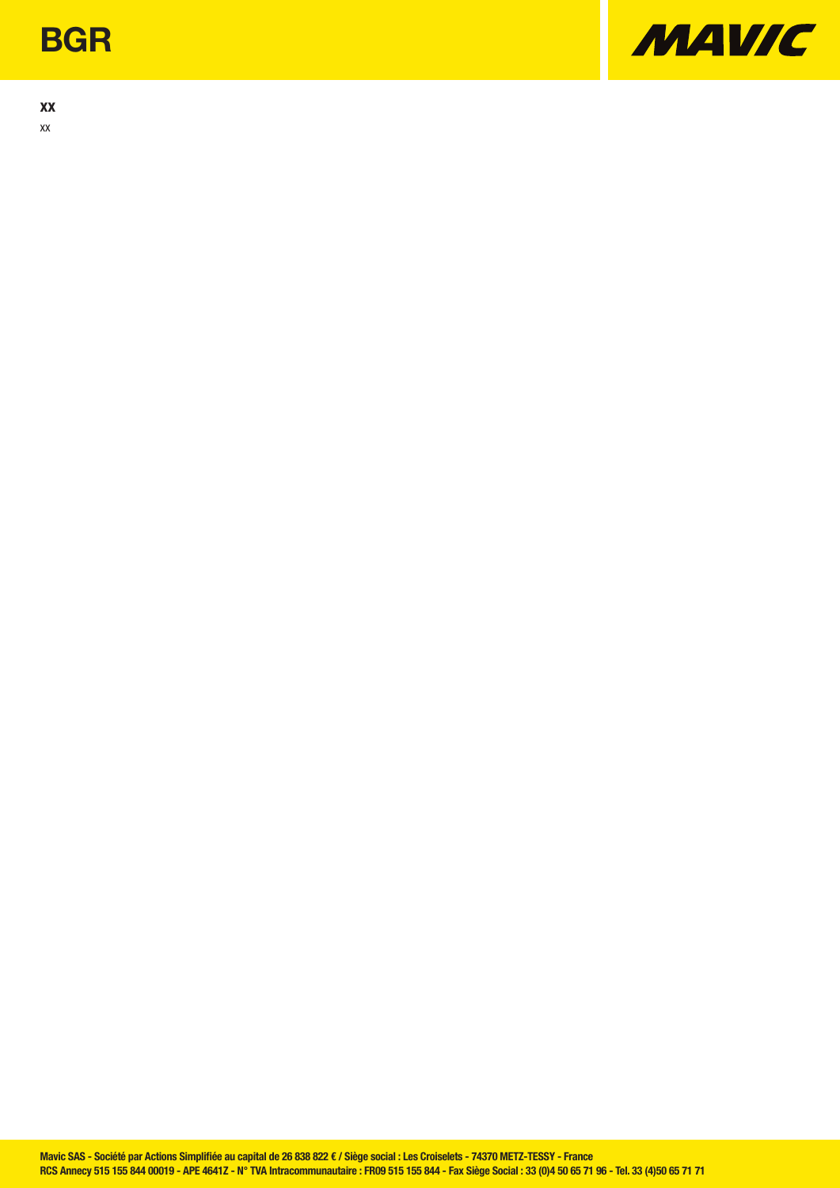# BGR

**XX**

XX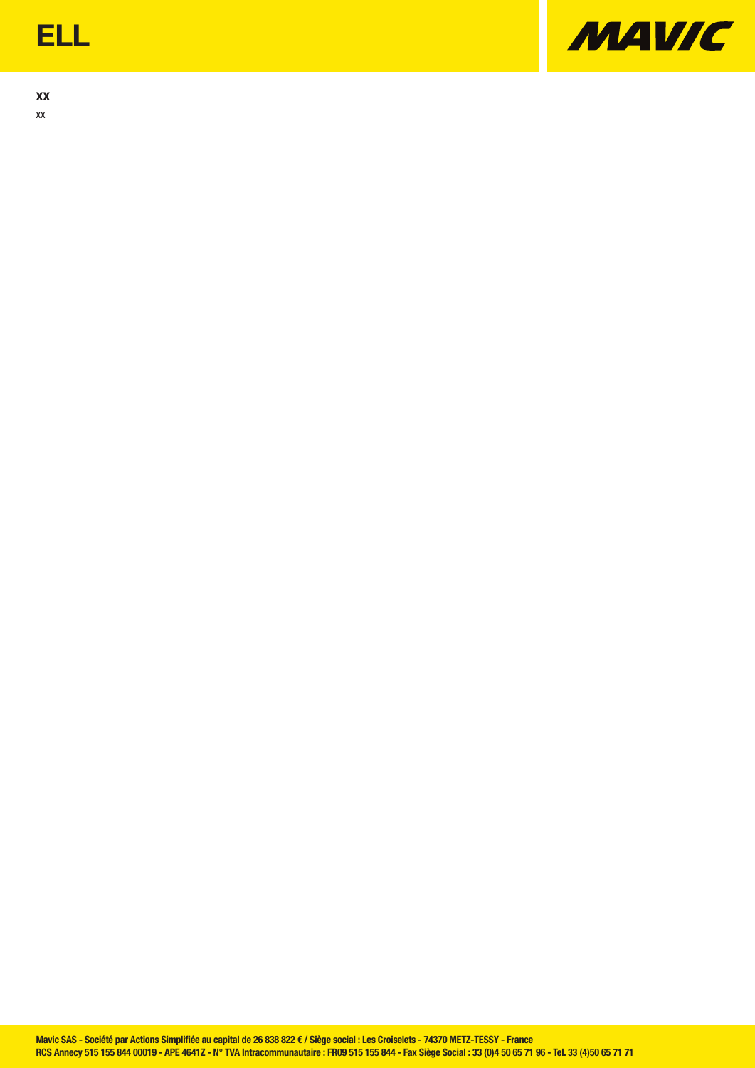# ELL

**XX**

XX

Mavic SAS - Société par Actions Simplifiée au capital de 26 838 822 € / Siège social : Les Croiselets - 74370 METZ-TESSY - France
RCS Annecy 515 155 844 00019 - APE 4641Z - N° TVA Intracommunautaire : FR09 515 155 844 - Fax Siège Social : 33 (0)4 50 65 71 96 - Tel. 33 (4)50 65 71 71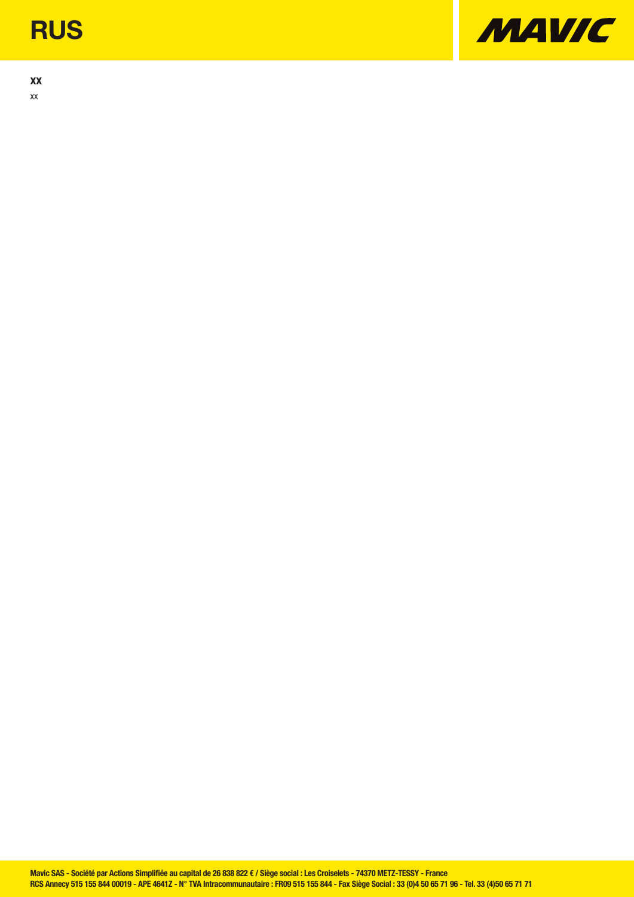# RUS

**XX**

XX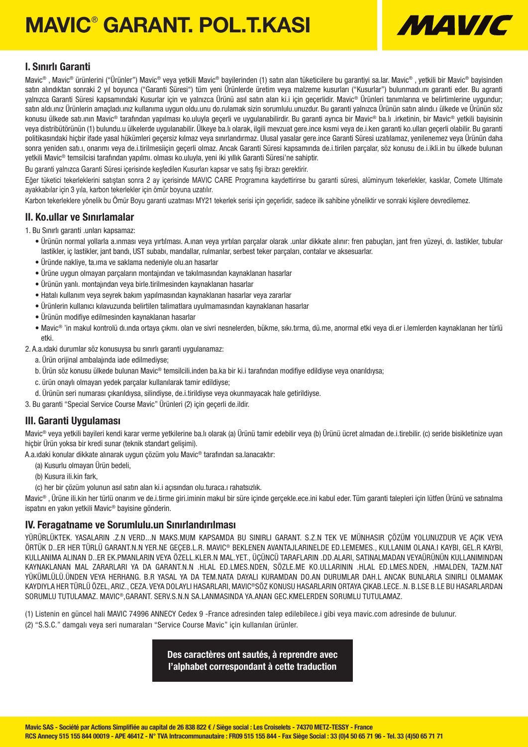# MAVIC® GARANT. POL.T.KASI

MAVIC

## I. Sınırlı Garanti

Mavic® , Mavic® ürünlerini ("Ürünler") Mavic® veya yetkili Mavic® bayilerinden (1) satın alan tüketicilere bu garantiyi sa.lar. Mavic® , yetkili bir Mavic® bayisinden satın alındıktan sonraki 2 yıl boyunca ("Garanti Süresi") tüm yeni Ürünlerde üretim veya malzeme kusurları ("Kusurlar") bulunmadı.ını garanti eder. Bu agranti yalnızca Garanti Süresi kapsamındaki Kusurlar için ve yalnızca Ürünü asıl satın alan ki.i için geçerlidir. Mavic® Ürünleri tanımlarına ve belirtimlerine uygundur; satın aldı.ınız Ürünlerin amaçladı.ınız kullanıma uygun oldu.unu do.rulamak sizin sorumlulu.unuzdur. Bu garanti yalnızca Ürünün satın alındı.ı ülkede ve Ürünün söz konusu ülkede satı.ının Mavic® tarafından yapılması ko.uluyla geçerli ve uygulanabilirdir. Bu garanti ayrıca bir Mavic® ba.lı .irketinin, bir Mavic® yetkili bayisinin veya distribütörünün (1) bulundu.u ülkelerde uygulanabilir. Ülkeye ba.lı olarak, ilgili mevzuat gere.ince kısmı veya de.i.ken garanti ko.ulları geçerli olabilir. Bu garanti politikasındaki hiçbir ifade yasal hükümleri geçersiz kılmaz veya sınırlandırmaz. Ulusal yasalar gere.ince Garanti Süresi uzatılamaz, yenilenemez veya Ürünün daha sonra yeniden satı.ı, onarımı veya de.i.tirilmesiiçin geçerli olmaz. Ancak Garanti Süresi kapsamında de.i.tirilen parçalar, söz konusu de.i.ikli.in bu ülkede bulunan yetkili Mavic® temsilcisi tarafından yapılmı. olması ko.uluyla, yeni iki yıllık Garanti Süresi'ne sahiptir.

Bu garanti yalnızca Garanti Süresi içerisinde keşfedilen Kusurları kapsar ve satış fişi ibrazı gerektirir.

Eğer tüketici tekerleklerini satıştan sonra 2 ay içerisinde MAVIC CARE Programına kaydettirirse bu garanti süresi, alüminyum tekerlekler, kasklar, Comete Ultimate ayakkabılar için 3 yıla, karbon tekerlekler için ömür boyuna uzatılır.

Karbon tekerleklere yönelik bu Ömür Boyu garanti uzatması MY21 tekerlek serisi için geçerlidir, sadece ilk sahibine yöneliktir ve sonraki kişilere devredilemez.

## II. Ko.ullar ve Sınırlamalar

1. Bu Sınırlı garanti .unları kapsamaz:
   - Ürünün normal yollarla a.ınması veya yırtılması. A.ınan veya yırtılan parçalar olarak .unlar dikkate alınır: fren pabuçları, jant fren yüzeyi, dı. lastikler, tubular lastikler, iç lastikler, jant bandı, UST subabı, mandallar, rulmanlar, serbest teker parçaları, contalar ve aksesuarlar.
   - Üründe nakliye, ta.ıma ve saklama nedeniyle olu.an hasarlar
   - Ürüne uygun olmayan parçaların montajından ve takılmasından kaynaklanan hasarlar
   - Ürünün yanlı. montajından veya birle.tirilmesinden kaynaklanan hasarlar
   - Hatalı kullanım veya seyrek bakım yapılmasından kaynaklanan hasarlar veya zararlar
   - Ürünlerin kullanıcı kılavuzunda belirtilen talimatlara uyulmamasından kaynaklanan hasarlar
   - Ürünün modifiye edilmesinden kaynaklanan hasarlar
   - Mavic® 'in makul kontrolü dı.ında ortaya çıkmı. olan ve sivri nesnelerden, bükme, sıkı.tırma, dü.me, anormal etki veya di.er i.lemlerden kaynaklanan her türlü etki.
2. A.a.ıdaki durumlar söz konusuysa bu sınırlı garanti uygulanamaz:
   a. Ürün orijinal ambalajında iade edilmediyse;
   b. Ürün söz konusu ülkede bulunan Mavic® temsilcili.inden ba.ka bir ki.i tarafından modifiye edildiyse veya onarıldıysa;
   c. ürün onaylı olmayan yedek parçalar kullanılarak tamir edildiyse;
   d. Ürünün seri numarası çıkarıldıysa, silindiyse, de.i.tirildiyse veya okunmayacak hale getirildiyse.
3. Bu garanti "Special Service Course Mavic" Ürünleri (2) için geçerli de.ildir.

## III. Garanti Uygulaması

Mavic® veya yetkili bayileri kendi karar verme yetkilerine ba.lı olarak (a) Ürünü tamir edebilir veya (b) Ürünü ücret almadan de.i.tirebilir. (c) seride bisikletinize uyan hiçbir Ürün yoksa bir kredi sunar (teknik standart gelişimi).

A.a.ıdaki konular dikkate alınarak uygun çözüm yolu Mavic® tarafından sa.lanacaktır:

(a) Kusurlu olmayan Ürün bedeli,
(b) Kusura ili.kin fark,
(c) her bir çözüm yolunun asıl satın alan ki.i açısından olu.turaca.ı rahatsızlık.

Mavic® , Ürüne ili.kin her türlü onarım ve de.i.tirme giri.iminin makul bir süre içinde gerçekle.ece.ini kabul eder. Tüm garanti talepleri için lütfen Ürünü ve satınalma ispatını en yakın yetkili Mavic® bayisine gönderin.

## IV. Feragatname ve Sorumlulu.un Sınırlandırılması

YÜRÜRLÜKTEK. YASALARIN .Z.N VERD...N MAKS.MUM KAPSAMDA BU SINIRLI GARANT. S.Z.N TEK VE MÜNHASIR ÇÖZÜM YOLUNUZDUR VE AÇIK VEYA ÖRTÜK D..ER HER TÜRLÜ GARANT.N.N YER.NE GEÇEB.L.R. MAVIC® BEKLENEN AVANTAJLARINELDE ED.LEMEMES., KULLANIM OLANA.I KAYBI, GEL.R KAYBI, KULLANIMA ALINAN D..ER EK.PMANLARIN VEYA ÖZELL.KLER.N MAL.YET., ÜÇÜNCÜ TARAFLARIN .DD.ALARI, SATINALMADAN VEYAÜRÜNÜN KULLANIMINDAN KAYNAKLANAN MAL ZARARLARI YA DA GARANT.N.N .HLAL ED.LMES.NDEN, SÖZLE.ME KO.ULLARININ .HLAL ED.LMES.NDEN, .HMALDEN, TAZM.NAT YÜKÜMLÜLÜ.ÜNDEN VEYA HERHANG. B.R YASAL YA DA TEM.NATA DAYALI KURAMDAN DO.AN DURUMLAR DAH.L ANCAK BUNLARLA SINIRLI OLMAMAK KAYDIYLA HER TÜRLÜ ÖZEL, ARIZ., CEZA. VEYA DOLAYLI HASARLARI, MAVIC®SÖZ KONUSU HASARLARIN ORTAYA ÇIKAB.LECE..N. B.LSE B.LE BU HASARLARDAN SORUMLU TUTULAMAZ. MAVIC®,GARANT. SERV.S.N.N SA.LANMASINDA YA.ANAN GEC.KMELERDEN SORUMLU TUTULAMAZ.

(1) Listenin en güncel hali MAVIC 74996 ANNECY Cedex 9 -France adresinden talep edilebilece.i gibi veya mavic.com adresinde de bulunur.

(2) "S.S.C." damgalı veya seri numaraları "Service Course Mavic" için kullanılan ürünler.

**Des caractères ont sautés, à reprendre avec l'alphabet correspondant à cette traduction**

**Mavic SAS - Société par Actions Simplifiée au capital de 26 838 822 € / Siège social : Les Croiselets - 74370 METZ-TESSY - France**
**RCS Annecy 515 155 844 00019 - APE 4641Z - N° TVA Intracommunautaire : FR09 515 155 844 - Fax Siège Social : 33 (0)4 50 65 71 96 - Tel. 33 (4)50 65 71 71**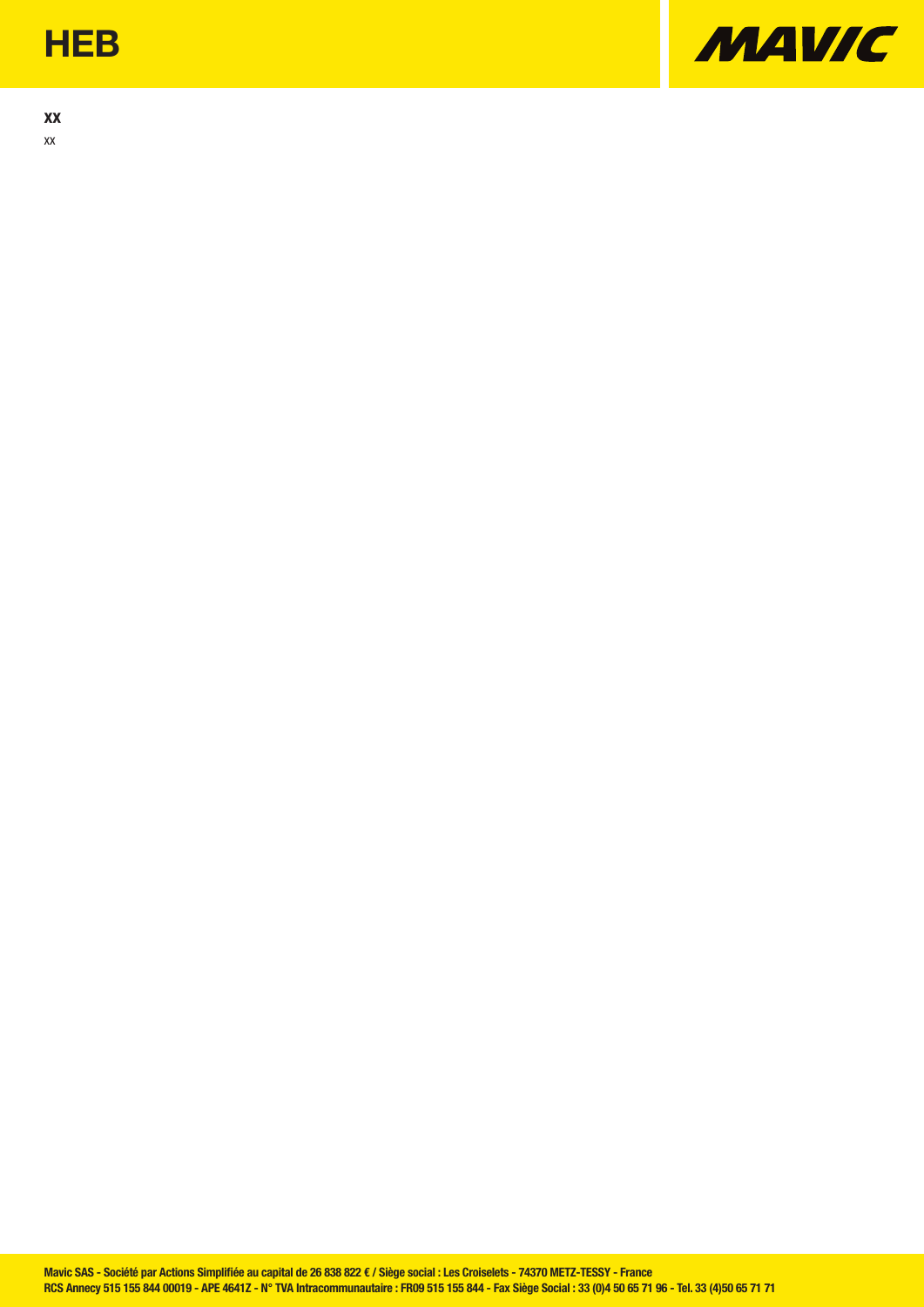# HEB

**XX**

XX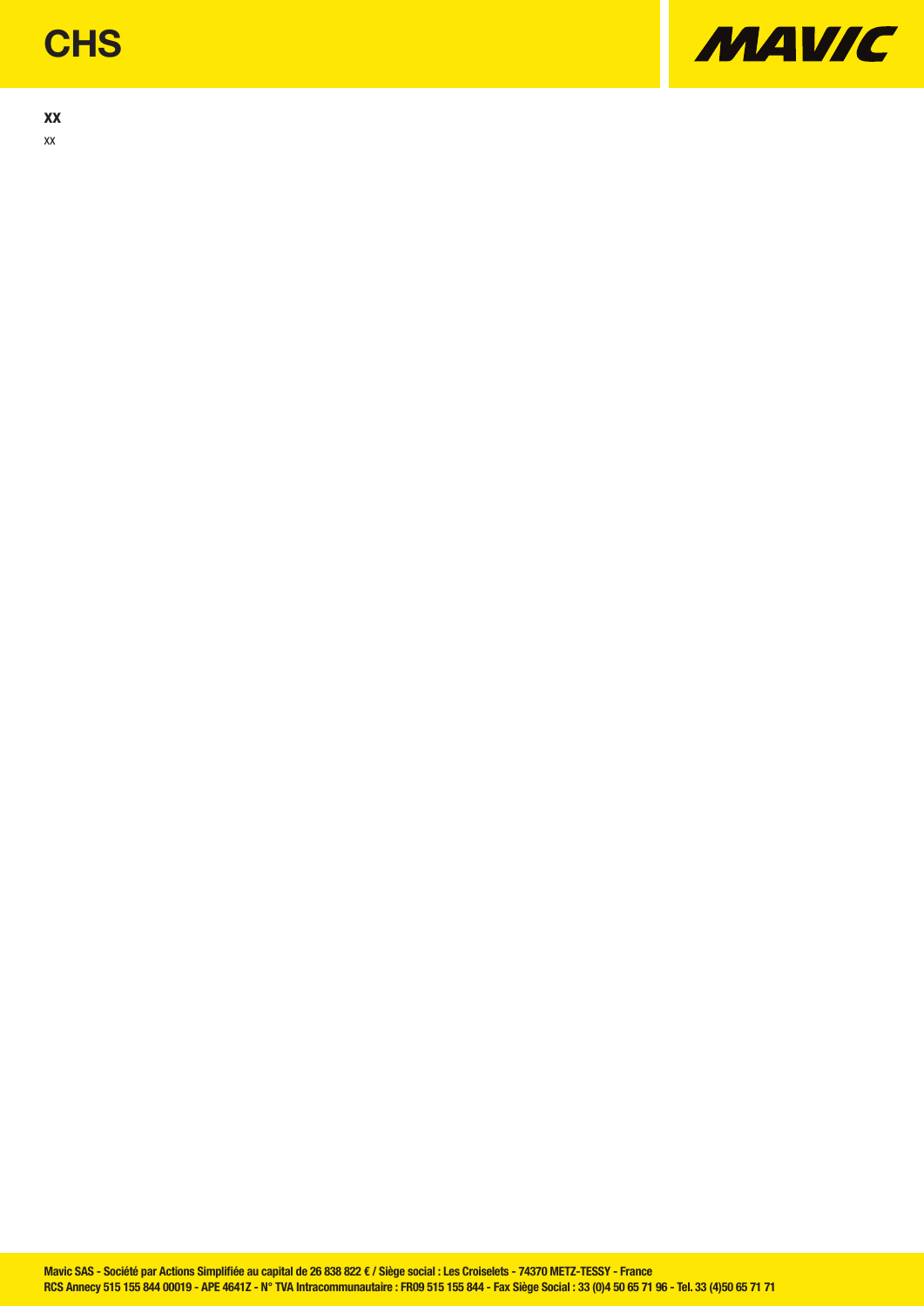**XX**

XX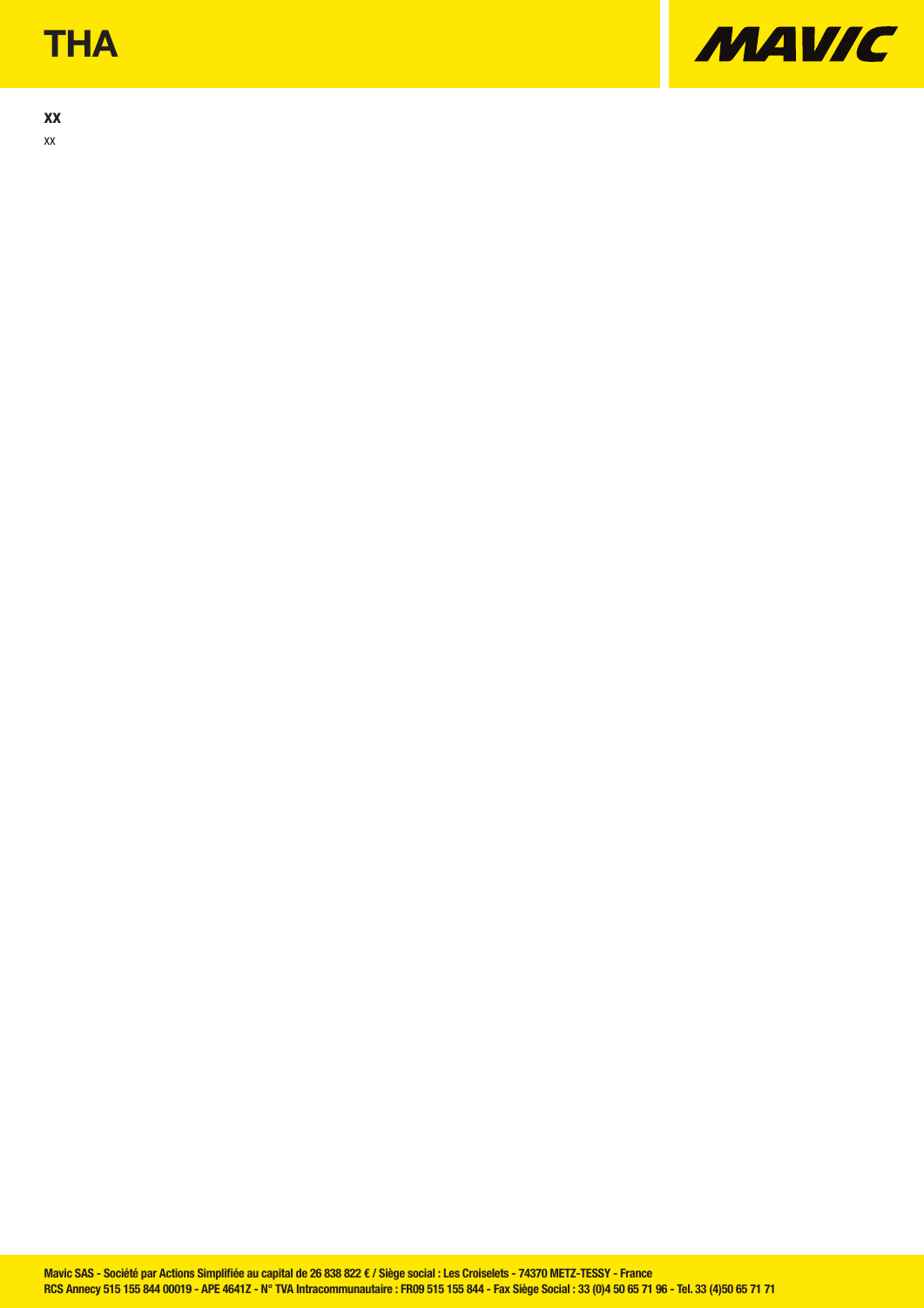# THA

**XX**

xx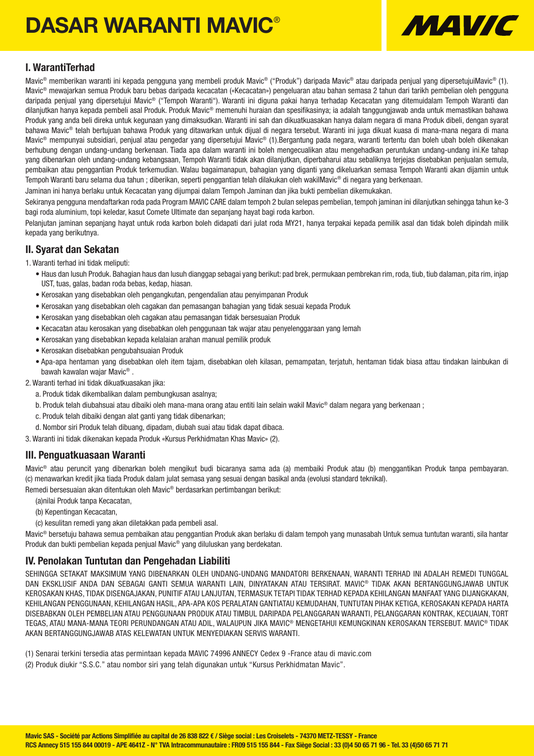# DASAR WARANTI MAVIC®

## I. WarantiTerhad

Mavic® memberikan waranti ini kepada pengguna yang membeli produk Mavic® ("Produk") daripada Mavic® atau daripada penjual yang dipersetujuiMavic® (1). Mavic® mewajarkan semua Produk baru bebas daripada kecacatan («Kecacatan») pengeluaran atau bahan semasa 2 tahun dari tarikh pembelian oleh pengguna daripada penjual yang dipersetujui Mavic® ("Tempoh Waranti"). Waranti ini diguna pakai hanya terhadap Kecacatan yang ditemuidalam Tempoh Waranti dan dilanjutkan hanya kepada pembeli asal Produk. Produk Mavic® memenuhi huraian dan spesifikasinya; ia adalah tanggungjawab anda untuk memastikan bahawa Produk yang anda beli direka untuk kegunaan yang dimaksudkan. Waranti ini sah dan dikuatkuasakan hanya dalam negara di mana Produk dibeli, dengan syarat bahawa Mavic® telah bertujuan bahawa Produk yang ditawarkan untuk dijual di negara tersebut. Waranti ini juga dikuat kuasa di mana-mana negara di mana Mavic® mempunyai subsidiari, penjual atau pengedar yang dipersetujui Mavic® (1).Bergantung pada negara, waranti tertentu dan boleh ubah boleh dikenakan berhubung dengan undang-undang berkenaan. Tiada apa dalam waranti ini boleh mengecualikan atau mengehadkan peruntukan undang-undang ini.Ke tahap yang dibenarkan oleh undang-undang kebangsaan, Tempoh Waranti tidak akan dilanjutkan, diperbaharui atau sebaliknya terjejas disebabkan penjualan semula, pembaikan atau penggantian Produk terkemudian. Walau bagaimanapun, bahagian yang diganti yang dikeluarkan semasa Tempoh Waranti akan dijamin untuk Tempoh Waranti baru selama dua tahun ; diberikan, seperti penggantian telah dilakukan oleh wakilMavic® di negara yang berkenaan.

Jaminan ini hanya berlaku untuk Kecacatan yang dijumpai dalam Tempoh Jaminan dan jika bukti pembelian dikemukakan.

Sekiranya pengguna mendaftarkan roda pada Program MAVIC CARE dalam tempoh 2 bulan selepas pembelian, tempoh jaminan ini dilanjutkan sehingga tahun ke-3 bagi roda aluminium, topi keledar, kasut Comete Ultimate dan sepanjang hayat bagi roda karbon.

Pelanjutan jaminan sepanjang hayat untuk roda karbon boleh didapati dari julat roda MY21, hanya terpakai kepada pemilik asal dan tidak boleh dipindah milik kepada yang berikutnya.

## II. Syarat dan Sekatan

1. Waranti terhad ini tidak meliputi:
   - Haus dan lusuh Produk. Bahagian haus dan lusuh dianggap sebagai yang berikut: pad brek, permukaan pembrekan rim, roda, tiub, tiub dalaman, pita rim, injap UST, tuas, galas, badan roda bebas, kedap, hiasan.
   - Kerosakan yang disebabkan oleh pengangkutan, pengendalian atau penyimpanan Produk
   - Kerosakan yang disebabkan oleh cagakan dan pemasangan bahagian yang tidak sesuai kepada Produk
   - Kerosakan yang disebabkan oleh cagakan atau pemasangan tidak bersesuaian Produk
   - Kecacatan atau kerosakan yang disebabkan oleh penggunaan tak wajar atau penyelenggaraan yang lemah
   - Kerosakan yang disebabkan kepada kelalaian arahan manual pemilik produk
   - Kerosakan disebabkan pengubahsuaian Produk
   - Apa-apa hentaman yang disebabkan oleh item tajam, disebabkan oleh kilasan, pemampatan, terjatuh, hentaman tidak biasa attau tindakan lainbukan di bawah kawalan wajar Mavic® .
2. Waranti terhad ini tidak dikuatkuasakan jika:
   a. Produk tidak dikembalikan dalam pembungkusan asalnya;
   b. Produk telah diubahsuai atau dibaiki oleh mana-mana orang atau entiti lain selain wakil Mavic® dalam negara yang berkenaan ;
   c. Produk telah dibaiki dengan alat ganti yang tidak dibenarkan;
   d. Nombor siri Produk telah dibuang, dipadam, diubah suai atau tidak dapat dibaca.
3. Waranti ini tidak dikenakan kepada Produk «Kursus Perkhidmatan Khas Mavic» (2).

## III. Penguatkuasaan Waranti

Mavic® atau peruncit yang dibenarkan boleh mengikut budi bicaranya sama ada (a) membaiki Produk atau (b) menggantikan Produk tanpa pembayaran. (c) menawarkan kredit jika tiada Produk dalam julat semasa yang sesuai dengan basikal anda (evolusi standard teknikal).

Remedi bersesuaian akan ditentukan oleh Mavic® berdasarkan pertimbangan berikut:

(a)nilai Produk tanpa Kecacatan,

(b) Kepentingan Kecacatan,

(c) kesulitan remedi yang akan diletakkan pada pembeli asal.

Mavic® bersetuju bahawa semua pembaikan atau penggantian Produk akan berlaku di dalam tempoh yang munasabah Untuk semua tuntutan waranti, sila hantar Produk dan bukti pembelian kepada penjual Mavic® yang diluluskan yang berdekatan.

## IV. Penolakan Tuntutan dan Pengehadan Liabiliti

SEHINGGA SETAKAT MAKSIMUM YANG DIBENARKAN OLEH UNDANG-UNDANG MANDATORI BERKENAAN, WARANTI TERHAD INI ADALAH REMEDI TUNGGAL DAN EKSKLUSIF ANDA DAN SEBAGAI GANTI SEMUA WARANTI LAIN, DINYATAKAN ATAU TERSIRAT. MAVIC® TIDAK AKAN BERTANGGUNGJAWAB UNTUK KEROSAKAN KHAS, TIDAK DISENGAJAKAN, PUNITIF ATAU LANJUTAN, TERMASUK TETAPI TIDAK TERHAD KEPADA KEHILANGAN MANFAAT YANG DIJANGKAKAN, KEHILANGAN PENGGUNAAN, KEHILANGAN HASIL, APA-APA KOS PERALATAN GANTIATAU KEMUDAHAN, TUNTUTAN PIHAK KETIGA, KEROSAKAN KEPADA HARTA DISEBABKAN OLEH PEMBELIAN ATAU PENGGUNAAN PRODUK ATAU TIMBUL DARIPADA PELANGGARAN WARANTI, PELANGGARAN KONTRAK, KECUAIAN, TORT TEGAS, ATAU MANA-MANA TEORI PERUNDANGAN ATAU ADIL, WALAUPUN JIKA MAVIC® MENGETAHUI KEMUNGKINAN KEROSAKAN TERSEBUT. MAVIC® TIDAK AKAN BERTANGGUNGJAWAB ATAS KELEWATAN UNTUK MENYEDIAKAN SERVIS WARANTI.

(1) Senarai terkini tersedia atas permintaan kepada MAVIC 74996 ANNECY Cedex 9 -France atau di mavic.com

(2) Produk diukir "S.S.C." atau nombor siri yang telah digunakan untuk "Kursus Perkhidmatan Mavic".

**Mavic SAS - Société par Actions Simplifiée au capital de 26 838 822 € / Siège social : Les Croiselets - 74370 METZ-TESSY - France**
**RCS Annecy 515 155 844 00019 - APE 4641Z - N° TVA Intracommunautaire : FR09 515 155 844 - Fax Siège Social : 33 (0)4 50 65 71 96 - Tel. 33 (4)50 65 71 71**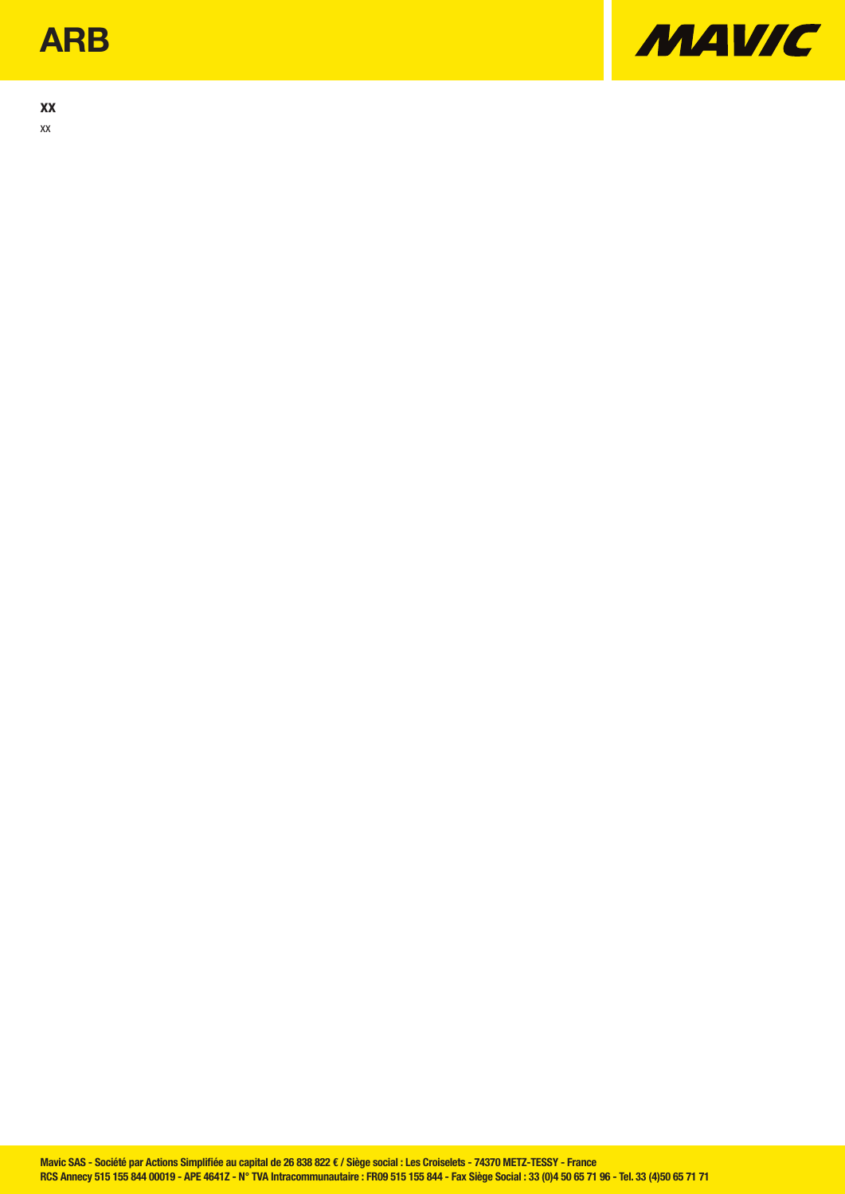# ARB

MAVIC

**XX**

XX

Mavic SAS - Société par Actions Simplifiée au capital de 26 838 822 € / Siège social : Les Croiselets - 74370 METZ-TESSY - France
RCS Annecy 515 155 844 00019 - APE 4641Z - N° TVA Intracommunautaire : FR09 515 155 844 - Fax Siège Social : 33 (0)4 50 65 71 96 - Tel. 33 (4)50 65 71 71